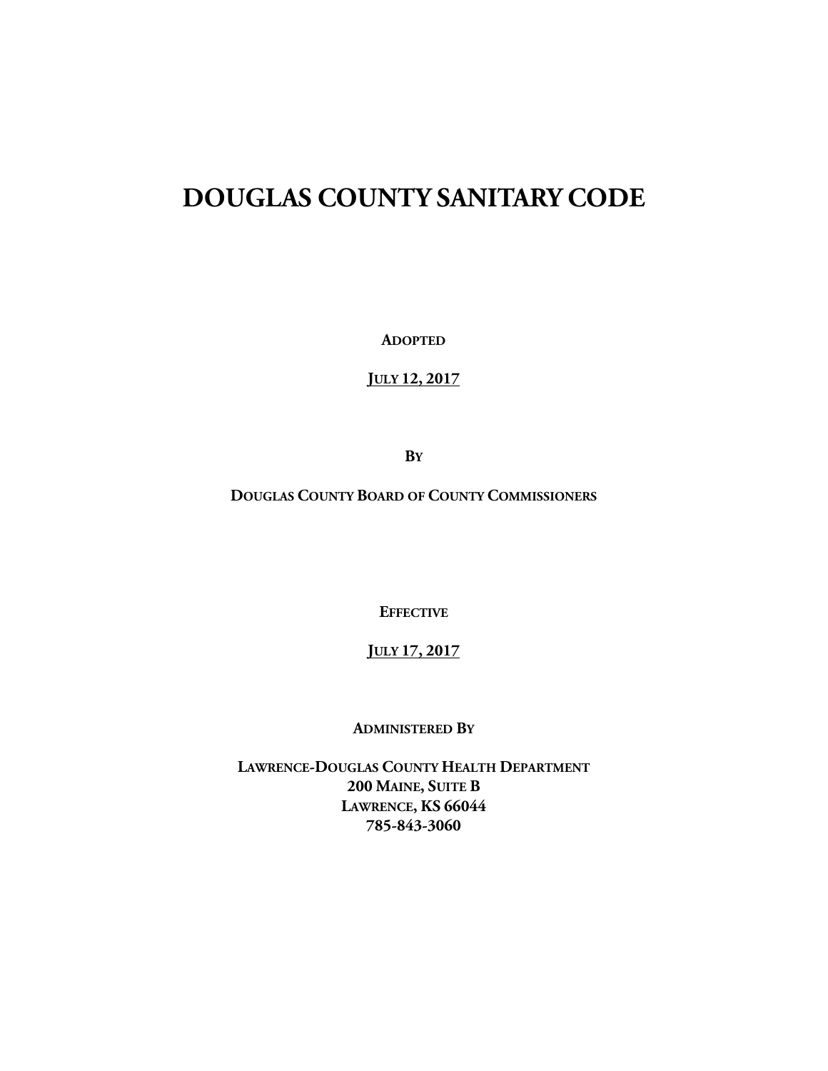# DOUGLAS COUNTY SANITARY CODE

**ADOPTED**

**JULY 12, 2017**

**BY**

**DOUGLAS COUNTY BOARD OF COUNTY COMMISSIONERS**

**EFFECTIVE**

**JULY 17, 2017**

**ADMINISTERED BY**

**LAWRENCE-DOUGLAS COUNTY HEALTH DEPARTMENT**
**200 MAINE, SUITE B**
**LAWRENCE, KS 66044**
**785-843-3060**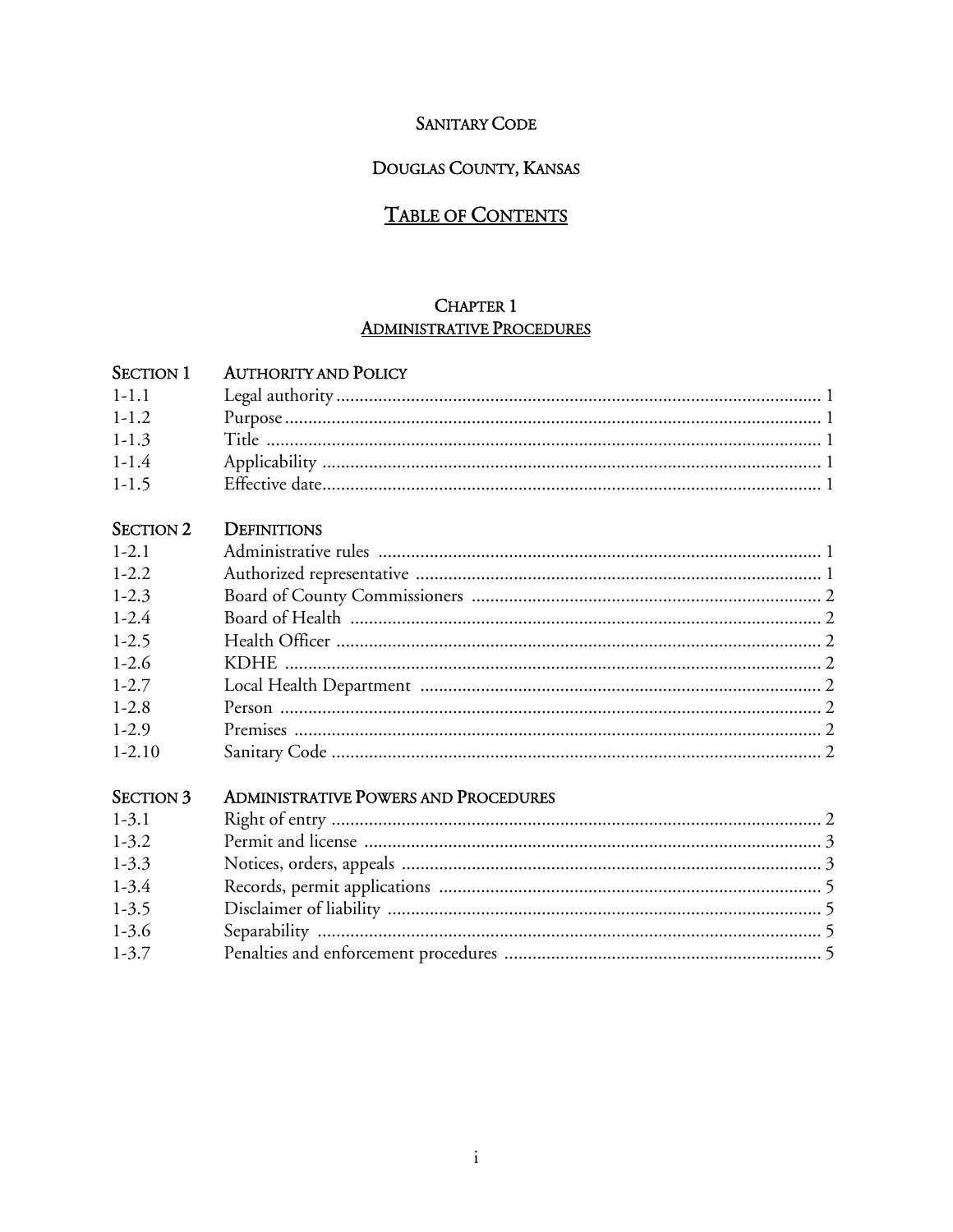# SANITARY CODE

# DOUGLAS COUNTY, KANSAS

## TABLE OF CONTENTS

## CHAPTER 1
## ADMINISTRATIVE PROCEDURES

| | | |
|---|---|---|
| **SECTION 1** | **AUTHORITY AND POLICY** | |
| 1-1.1 | Legal authority | 1 |
| 1-1.2 | Purpose | 1 |
| 1-1.3 | Title | 1 |
| 1-1.4 | Applicability | 1 |
| 1-1.5 | Effective date | 1 |
| **SECTION 2** | **DEFINITIONS** | |
| 1-2.1 | Administrative rules | 1 |
| 1-2.2 | Authorized representative | 1 |
| 1-2.3 | Board of County Commissioners | 2 |
| 1-2.4 | Board of Health | 2 |
| 1-2.5 | Health Officer | 2 |
| 1-2.6 | KDHE | 2 |
| 1-2.7 | Local Health Department | 2 |
| 1-2.8 | Person | 2 |
| 1-2.9 | Premises | 2 |
| 1-2.10 | Sanitary Code | 2 |
| **SECTION 3** | **ADMINISTRATIVE POWERS AND PROCEDURES** | |
| 1-3.1 | Right of entry | 2 |
| 1-3.2 | Permit and license | 3 |
| 1-3.3 | Notices, orders, appeals | 3 |
| 1-3.4 | Records, permit applications | 5 |
| 1-3.5 | Disclaimer of liability | 5 |
| 1-3.6 | Separability | 5 |
| 1-3.7 | Penalties and enforcement procedures | 5 |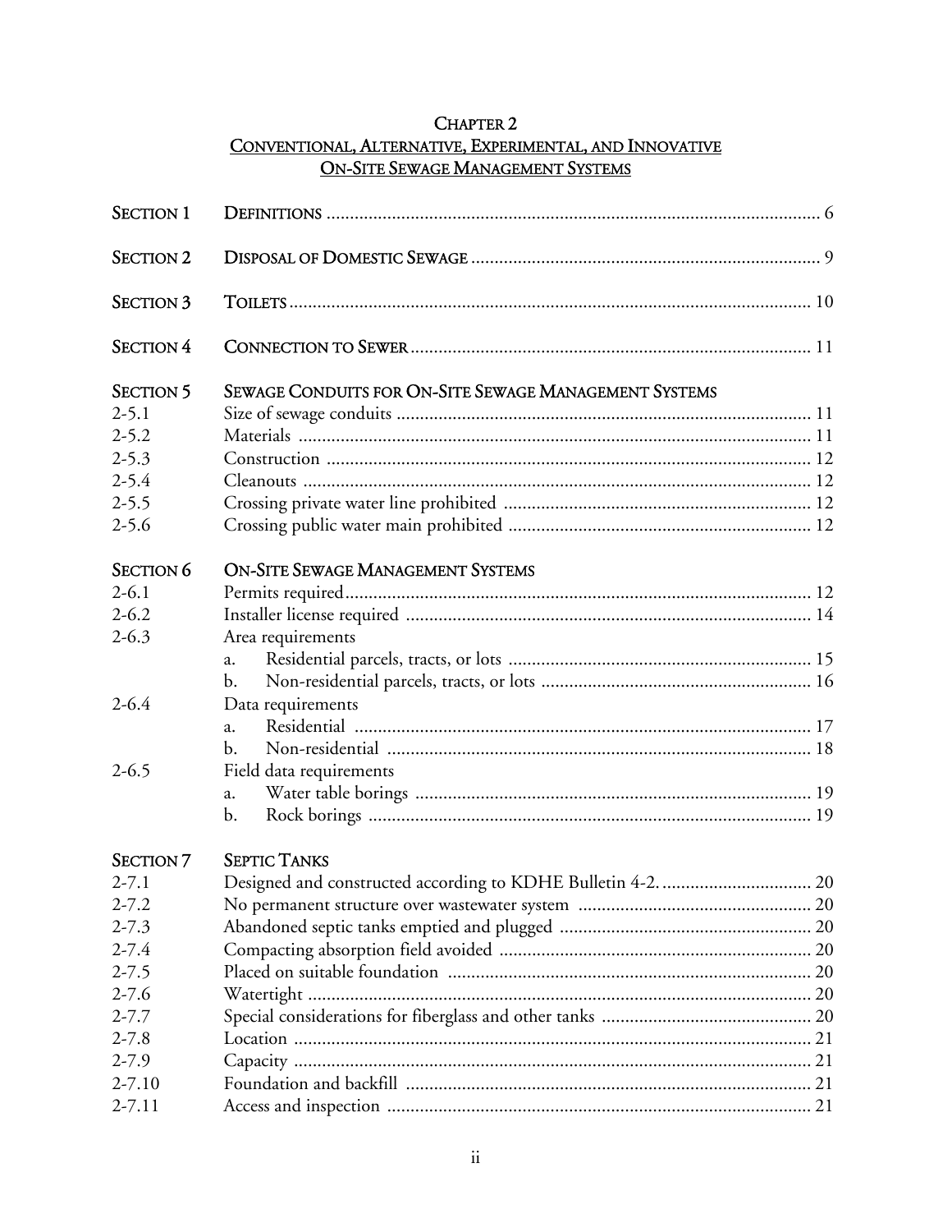# CHAPTER 2
## CONVENTIONAL, ALTERNATIVE, EXPERIMENTAL, AND INNOVATIVE ON-SITE SEWAGE MANAGEMENT SYSTEMS

| | | |
|---|---|---|
| SECTION 1 | DEFINITIONS | 6 |
| SECTION 2 | DISPOSAL OF DOMESTIC SEWAGE | 9 |
| SECTION 3 | TOILETS | 10 |
| SECTION 4 | CONNECTION TO SEWER | 11 |
| SECTION 5 | SEWAGE CONDUITS FOR ON-SITE SEWAGE MANAGEMENT SYSTEMS | |
| 2-5.1 | Size of sewage conduits | 11 |
| 2-5.2 | Materials | 11 |
| 2-5.3 | Construction | 12 |
| 2-5.4 | Cleanouts | 12 |
| 2-5.5 | Crossing private water line prohibited | 12 |
| 2-5.6 | Crossing public water main prohibited | 12 |
| SECTION 6 | ON-SITE SEWAGE MANAGEMENT SYSTEMS | |
| 2-6.1 | Permits required | 12 |
| 2-6.2 | Installer license required | 14 |
| 2-6.3 | Area requirements | |
| | a. Residential parcels, tracts, or lots | 15 |
| | b. Non-residential parcels, tracts, or lots | 16 |
| 2-6.4 | Data requirements | |
| | a. Residential | 17 |
| | b. Non-residential | 18 |
| 2-6.5 | Field data requirements | |
| | a. Water table borings | 19 |
| | b. Rock borings | 19 |
| SECTION 7 | SEPTIC TANKS | |
| 2-7.1 | Designed and constructed according to KDHE Bulletin 4-2. | 20 |
| 2-7.2 | No permanent structure over wastewater system | 20 |
| 2-7.3 | Abandoned septic tanks emptied and plugged | 20 |
| 2-7.4 | Compacting absorption field avoided | 20 |
| 2-7.5 | Placed on suitable foundation | 20 |
| 2-7.6 | Watertight | 20 |
| 2-7.7 | Special considerations for fiberglass and other tanks | 20 |
| 2-7.8 | Location | 21 |
| 2-7.9 | Capacity | 21 |
| 2-7.10 | Foundation and backfill | 21 |
| 2-7.11 | Access and inspection | 21 |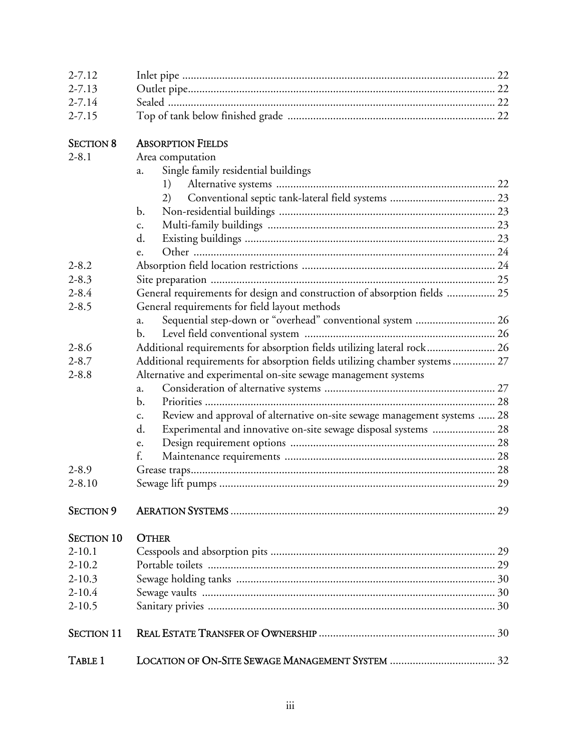| | | |
|---|---|---|
| 2-7.12 | Inlet pipe | 22 |
| 2-7.13 | Outlet pipe | 22 |
| 2-7.14 | Sealed | 22 |
| 2-7.15 | Top of tank below finished grade | 22 |
| | | |
| **SECTION 8** | **ABSORPTION FIELDS** | |
| 2-8.1 | Area computation | |
| | a. Single family residential buildings | |
| | 1) Alternative systems | 22 |
| | 2) Conventional septic tank-lateral field systems | 23 |
| | b. Non-residential buildings | 23 |
| | c. Multi-family buildings | 23 |
| | d. Existing buildings | 23 |
| | e. Other | 24 |
| 2-8.2 | Absorption field location restrictions | 24 |
| 2-8.3 | Site preparation | 25 |
| 2-8.4 | General requirements for design and construction of absorption fields | 25 |
| 2-8.5 | General requirements for field layout methods | |
| | a. Sequential step-down or "overhead" conventional system | 26 |
| | b. Level field conventional system | 26 |
| 2-8.6 | Additional requirements for absorption fields utilizing lateral rock | 26 |
| 2-8.7 | Additional requirements for absorption fields utilizing chamber systems | 27 |
| 2-8.8 | Alternative and experimental on-site sewage management systems | |
| | a. Consideration of alternative systems | 27 |
| | b. Priorities | 28 |
| | c. Review and approval of alternative on-site sewage management systems | 28 |
| | d. Experimental and innovative on-site sewage disposal systems | 28 |
| | e. Design requirement options | 28 |
| | f. Maintenance requirements | 28 |
| 2-8.9 | Grease traps | 28 |
| 2-8.10 | Sewage lift pumps | 29 |
| | | |
| **SECTION 9** | **AERATION SYSTEMS** | 29 |
| | | |
| **SECTION 10** | **OTHER** | |
| 2-10.1 | Cesspools and absorption pits | 29 |
| 2-10.2 | Portable toilets | 29 |
| 2-10.3 | Sewage holding tanks | 30 |
| 2-10.4 | Sewage vaults | 30 |
| 2-10.5 | Sanitary privies | 30 |
| | | |
| **SECTION 11** | **REAL ESTATE TRANSFER OF OWNERSHIP** | 30 |
| | | |
| **TABLE 1** | **LOCATION OF ON-SITE SEWAGE MANAGEMENT SYSTEM** | 32 |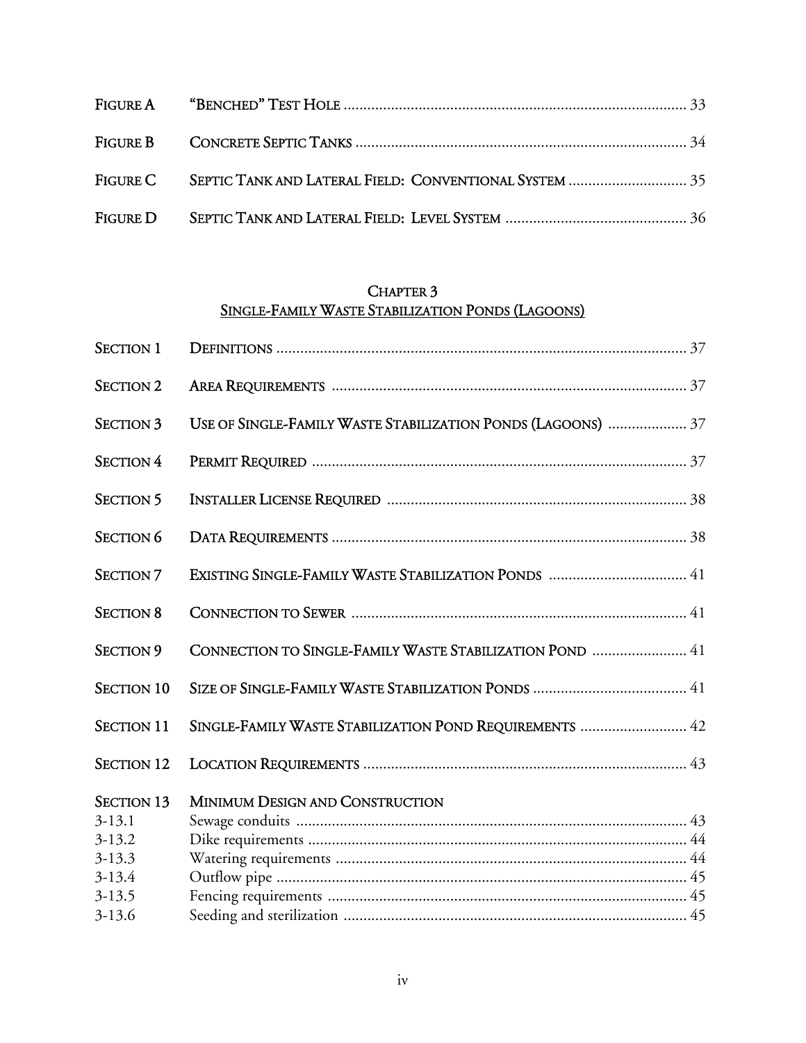| | | |
|---|---|---|
| FIGURE A | "BENCHED" TEST HOLE | 33 |
| FIGURE B | CONCRETE SEPTIC TANKS | 34 |
| FIGURE C | SEPTIC TANK AND LATERAL FIELD: CONVENTIONAL SYSTEM | 35 |
| FIGURE D | SEPTIC TANK AND LATERAL FIELD: LEVEL SYSTEM | 36 |

## CHAPTER 3
## SINGLE-FAMILY WASTE STABILIZATION PONDS (LAGOONS)

| | | |
|---|---|---|
| SECTION 1 | DEFINITIONS | 37 |
| SECTION 2 | AREA REQUIREMENTS | 37 |
| SECTION 3 | USE OF SINGLE-FAMILY WASTE STABILIZATION PONDS (LAGOONS) | 37 |
| SECTION 4 | PERMIT REQUIRED | 37 |
| SECTION 5 | INSTALLER LICENSE REQUIRED | 38 |
| SECTION 6 | DATA REQUIREMENTS | 38 |
| SECTION 7 | EXISTING SINGLE-FAMILY WASTE STABILIZATION PONDS | 41 |
| SECTION 8 | CONNECTION TO SEWER | 41 |
| SECTION 9 | CONNECTION TO SINGLE-FAMILY WASTE STABILIZATION POND | 41 |
| SECTION 10 | SIZE OF SINGLE-FAMILY WASTE STABILIZATION PONDS | 41 |
| SECTION 11 | SINGLE-FAMILY WASTE STABILIZATION POND REQUIREMENTS | 42 |
| SECTION 12 | LOCATION REQUIREMENTS | 43 |
| SECTION 13 | MINIMUM DESIGN AND CONSTRUCTION | |
| 3-13.1 | Sewage conduits | 43 |
| 3-13.2 | Dike requirements | 44 |
| 3-13.3 | Watering requirements | 44 |
| 3-13.4 | Outflow pipe | 45 |
| 3-13.5 | Fencing requirements | 45 |
| 3-13.6 | Seeding and sterilization | 45 |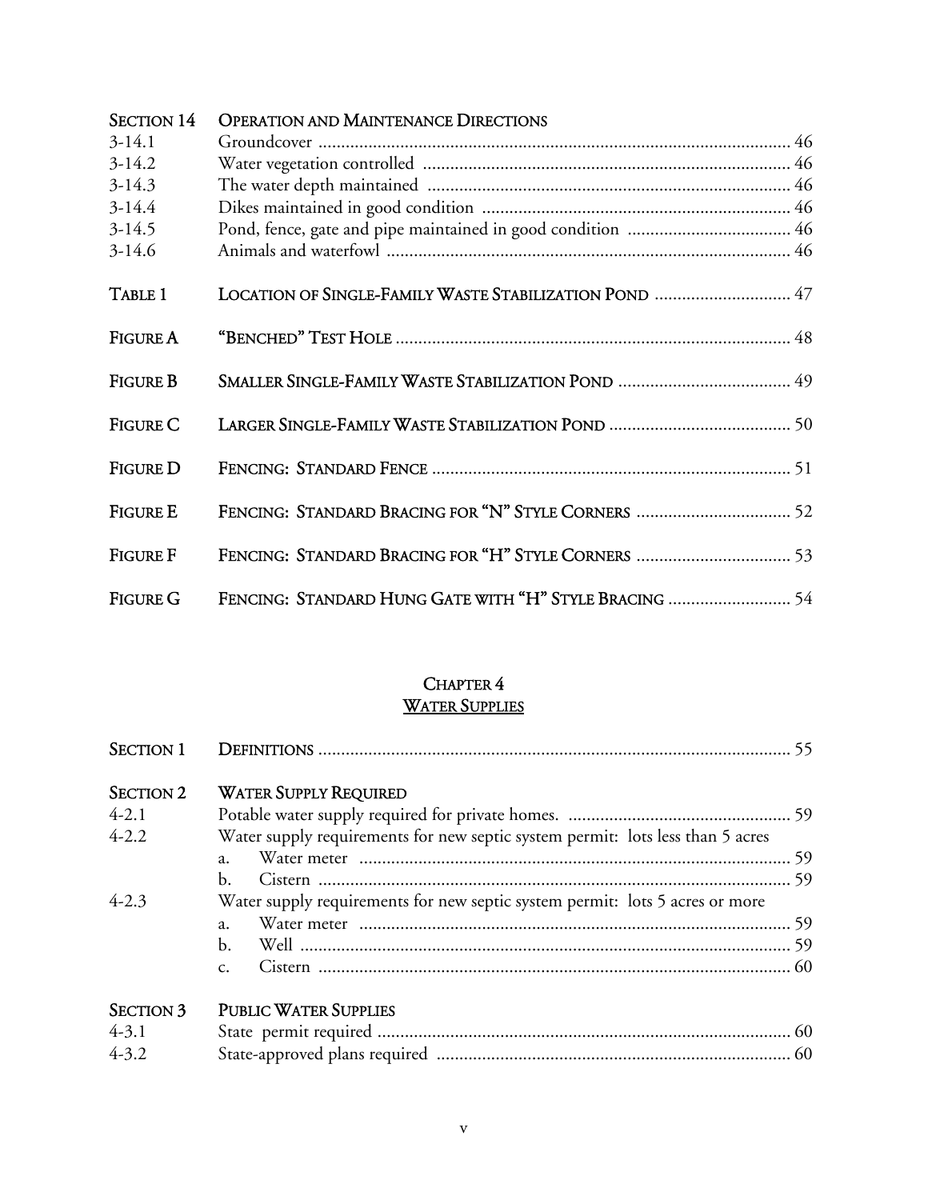| | | |
|---|---|---|
| SECTION 14 | OPERATION AND MAINTENANCE DIRECTIONS | |
| 3-14.1 | Groundcover | 46 |
| 3-14.2 | Water vegetation controlled | 46 |
| 3-14.3 | The water depth maintained | 46 |
| 3-14.4 | Dikes maintained in good condition | 46 |
| 3-14.5 | Pond, fence, gate and pipe maintained in good condition | 46 |
| 3-14.6 | Animals and waterfowl | 46 |
| TABLE 1 | LOCATION OF SINGLE-FAMILY WASTE STABILIZATION POND | 47 |
| FIGURE A | "BENCHED" TEST HOLE | 48 |
| FIGURE B | SMALLER SINGLE-FAMILY WASTE STABILIZATION POND | 49 |
| FIGURE C | LARGER SINGLE-FAMILY WASTE STABILIZATION POND | 50 |
| FIGURE D | FENCING: STANDARD FENCE | 51 |
| FIGURE E | FENCING: STANDARD BRACING FOR "N" STYLE CORNERS | 52 |
| FIGURE F | FENCING: STANDARD BRACING FOR "H" STYLE CORNERS | 53 |
| FIGURE G | FENCING: STANDARD HUNG GATE WITH "H" STYLE BRACING | 54 |

## CHAPTER 4
## WATER SUPPLIES

| | | |
|---|---|---|
| SECTION 1 | DEFINITIONS | 55 |
| SECTION 2 | WATER SUPPLY REQUIRED | |
| 4-2.1 | Potable water supply required for private homes. | 59 |
| 4-2.2 | Water supply requirements for new septic system permit: lots less than 5 acres | |
| | a. Water meter | 59 |
| | b. Cistern | 59 |
| 4-2.3 | Water supply requirements for new septic system permit: lots 5 acres or more | |
| | a. Water meter | 59 |
| | b. Well | 59 |
| | c. Cistern | 60 |
| SECTION 3 | PUBLIC WATER SUPPLIES | |
| 4-3.1 | State permit required | 60 |
| 4-3.2 | State-approved plans required | 60 |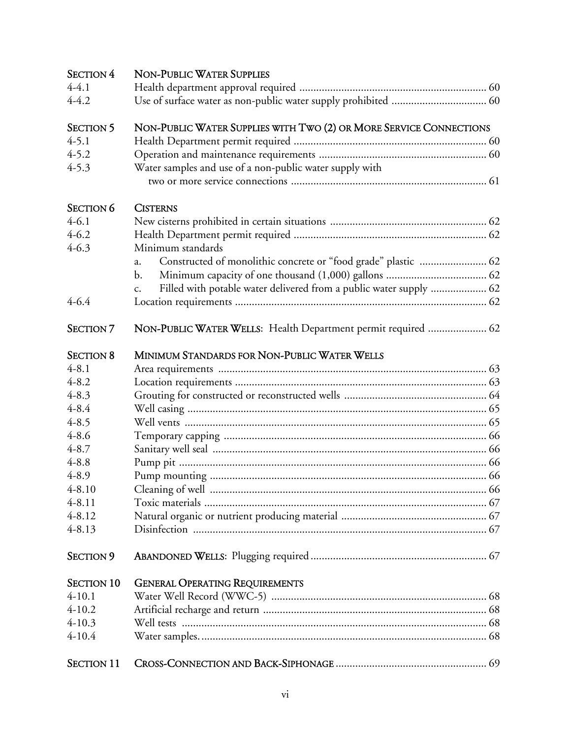| | | |
|---|---|---|
| **SECTION 4** | **NON-PUBLIC WATER SUPPLIES** | |
| 4-4.1 | Health department approval required | 60 |
| 4-4.2 | Use of surface water as non-public water supply prohibited | 60 |
| **SECTION 5** | **NON-PUBLIC WATER SUPPLIES WITH TWO (2) OR MORE SERVICE CONNECTIONS** | |
| 4-5.1 | Health Department permit required | 60 |
| 4-5.2 | Operation and maintenance requirements | 60 |
| 4-5.3 | Water samples and use of a non-public water supply with two or more service connections | 61 |
| **SECTION 6** | **CISTERNS** | |
| 4-6.1 | New cisterns prohibited in certain situations | 62 |
| 4-6.2 | Health Department permit required | 62 |
| 4-6.3 | Minimum standards | |
| | a. Constructed of monolithic concrete or "food grade" plastic | 62 |
| | b. Minimum capacity of one thousand (1,000) gallons | 62 |
| | c. Filled with potable water delivered from a public water supply | 62 |
| 4-6.4 | Location requirements | 62 |
| **SECTION 7** | **NON-PUBLIC WATER WELLS**: Health Department permit required | 62 |
| **SECTION 8** | **MINIMUM STANDARDS FOR NON-PUBLIC WATER WELLS** | |
| 4-8.1 | Area requirements | 63 |
| 4-8.2 | Location requirements | 63 |
| 4-8.3 | Grouting for constructed or reconstructed wells | 64 |
| 4-8.4 | Well casing | 65 |
| 4-8.5 | Well vents | 65 |
| 4-8.6 | Temporary capping | 66 |
| 4-8.7 | Sanitary well seal | 66 |
| 4-8.8 | Pump pit | 66 |
| 4-8.9 | Pump mounting | 66 |
| 4-8.10 | Cleaning of well | 66 |
| 4-8.11 | Toxic materials | 67 |
| 4-8.12 | Natural organic or nutrient producing material | 67 |
| 4-8.13 | Disinfection | 67 |
| **SECTION 9** | **ABANDONED WELLS**: Plugging required | 67 |
| **SECTION 10** | **GENERAL OPERATING REQUIREMENTS** | |
| 4-10.1 | Water Well Record (WWC-5) | 68 |
| 4-10.2 | Artificial recharge and return | 68 |
| 4-10.3 | Well tests | 68 |
| 4-10.4 | Water samples. | 68 |
| **SECTION 11** | **CROSS-CONNECTION AND BACK-SIPHONAGE** | 69 |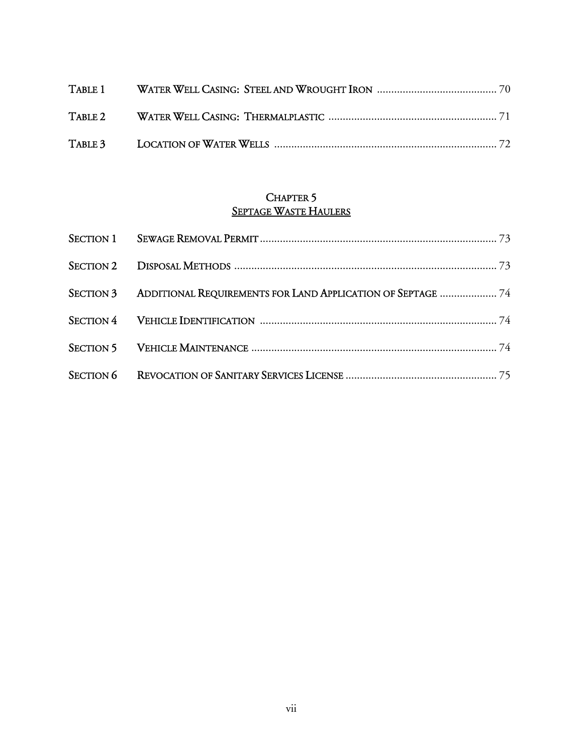| | | |
|---|---|---|
| TABLE 1 | WATER WELL CASING: STEEL AND WROUGHT IRON | 70 |
| TABLE 2 | WATER WELL CASING: THERMALPLASTIC | 71 |
| TABLE 3 | LOCATION OF WATER WELLS | 72 |

## CHAPTER 5
## SEPTAGE WASTE HAULERS

| | | |
|---|---|---|
| SECTION 1 | SEWAGE REMOVAL PERMIT | 73 |
| SECTION 2 | DISPOSAL METHODS | 73 |
| SECTION 3 | ADDITIONAL REQUIREMENTS FOR LAND APPLICATION OF SEPTAGE | 74 |
| SECTION 4 | VEHICLE IDENTIFICATION | 74 |
| SECTION 5 | VEHICLE MAINTENANCE | 74 |
| SECTION 6 | REVOCATION OF SANITARY SERVICES LICENSE | 75 |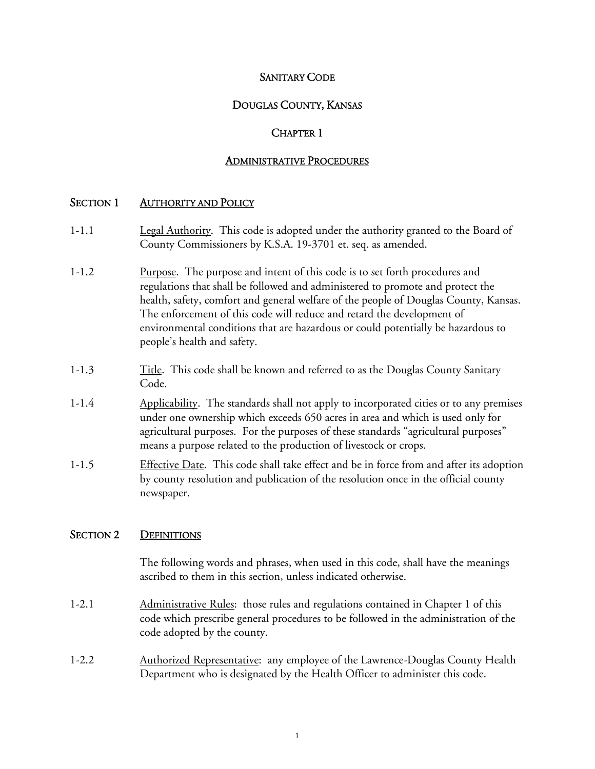# SANITARY CODE

# DOUGLAS COUNTY, KANSAS

## CHAPTER 1

## ADMINISTRATIVE PROCEDURES

### SECTION 1 AUTHORITY AND POLICY

1-1.1 Legal Authority. This code is adopted under the authority granted to the Board of County Commissioners by K.S.A. 19-3701 et. seq. as amended.

1-1.2 Purpose. The purpose and intent of this code is to set forth procedures and regulations that shall be followed and administered to promote and protect the health, safety, comfort and general welfare of the people of Douglas County, Kansas. The enforcement of this code will reduce and retard the development of environmental conditions that are hazardous or could potentially be hazardous to people's health and safety.

1-1.3 Title. This code shall be known and referred to as the Douglas County Sanitary Code.

1-1.4 Applicability. The standards shall not apply to incorporated cities or to any premises under one ownership which exceeds 650 acres in area and which is used only for agricultural purposes. For the purposes of these standards "agricultural purposes" means a purpose related to the production of livestock or crops.

1-1.5 Effective Date. This code shall take effect and be in force from and after its adoption by county resolution and publication of the resolution once in the official county newspaper.

### SECTION 2 DEFINITIONS

The following words and phrases, when used in this code, shall have the meanings ascribed to them in this section, unless indicated otherwise.

1-2.1 Administrative Rules: those rules and regulations contained in Chapter 1 of this code which prescribe general procedures to be followed in the administration of the code adopted by the county.

1-2.2 Authorized Representative: any employee of the Lawrence-Douglas County Health Department who is designated by the Health Officer to administer this code.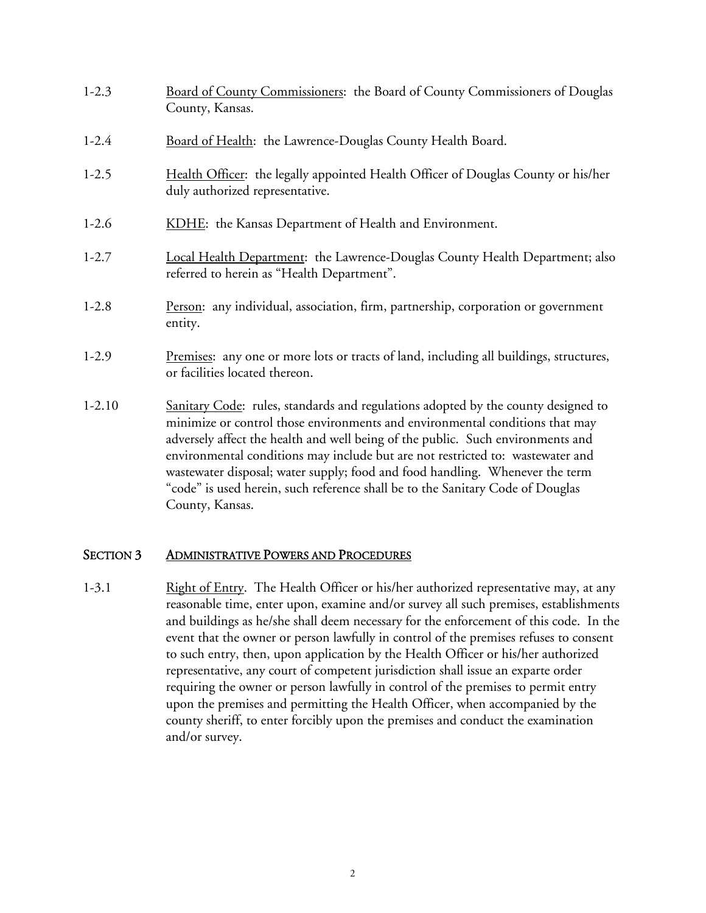1-2.3 Board of County Commissioners: the Board of County Commissioners of Douglas County, Kansas.

1-2.4 Board of Health: the Lawrence-Douglas County Health Board.

1-2.5 Health Officer: the legally appointed Health Officer of Douglas County or his/her duly authorized representative.

1-2.6 KDHE: the Kansas Department of Health and Environment.

1-2.7 Local Health Department: the Lawrence-Douglas County Health Department; also referred to herein as "Health Department".

1-2.8 Person: any individual, association, firm, partnership, corporation or government entity.

1-2.9 Premises: any one or more lots or tracts of land, including all buildings, structures, or facilities located thereon.

1-2.10 Sanitary Code: rules, standards and regulations adopted by the county designed to minimize or control those environments and environmental conditions that may adversely affect the health and well being of the public. Such environments and environmental conditions may include but are not restricted to: wastewater and wastewater disposal; water supply; food and food handling. Whenever the term "code" is used herein, such reference shall be to the Sanitary Code of Douglas County, Kansas.

## SECTION 3 ADMINISTRATIVE POWERS AND PROCEDURES

1-3.1 Right of Entry. The Health Officer or his/her authorized representative may, at any reasonable time, enter upon, examine and/or survey all such premises, establishments and buildings as he/she shall deem necessary for the enforcement of this code. In the event that the owner or person lawfully in control of the premises refuses to consent to such entry, then, upon application by the Health Officer or his/her authorized representative, any court of competent jurisdiction shall issue an exparte order requiring the owner or person lawfully in control of the premises to permit entry upon the premises and permitting the Health Officer, when accompanied by the county sheriff, to enter forcibly upon the premises and conduct the examination and/or survey.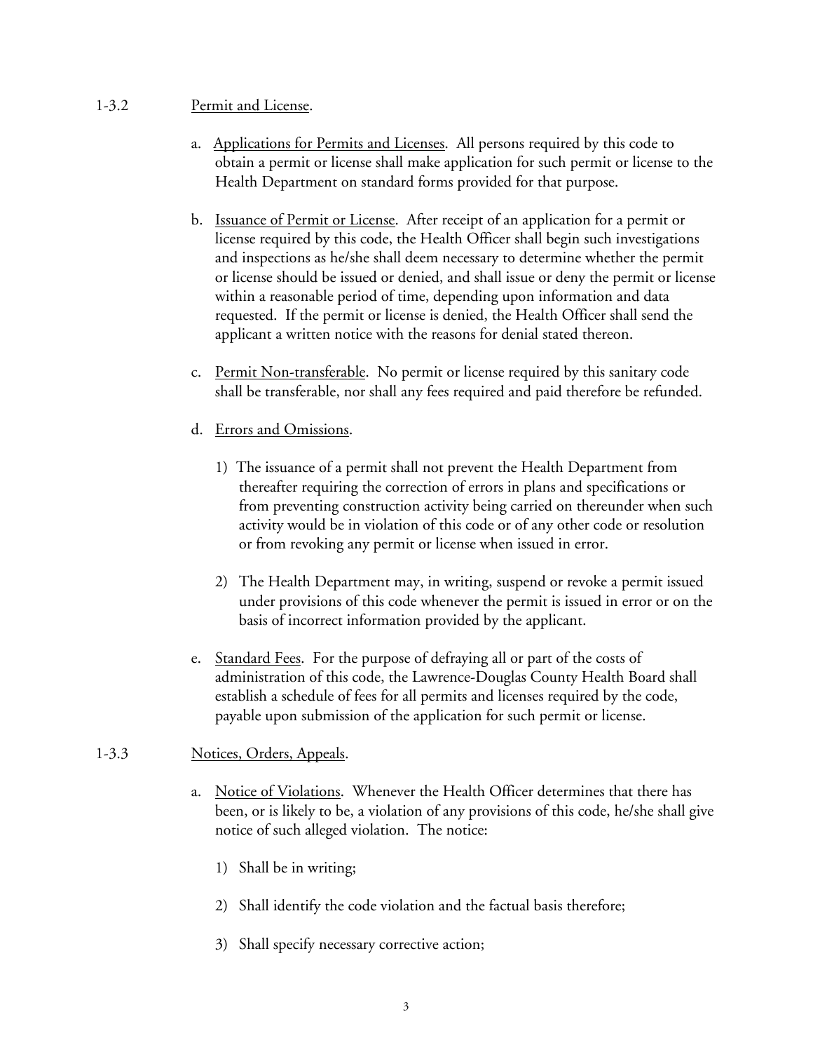1-3.2 Permit and License.

a. Applications for Permits and Licenses. All persons required by this code to obtain a permit or license shall make application for such permit or license to the Health Department on standard forms provided for that purpose.

b. Issuance of Permit or License. After receipt of an application for a permit or license required by this code, the Health Officer shall begin such investigations and inspections as he/she shall deem necessary to determine whether the permit or license should be issued or denied, and shall issue or deny the permit or license within a reasonable period of time, depending upon information and data requested. If the permit or license is denied, the Health Officer shall send the applicant a written notice with the reasons for denial stated thereon.

c. Permit Non-transferable. No permit or license required by this sanitary code shall be transferable, nor shall any fees required and paid therefore be refunded.

d. Errors and Omissions.

   1) The issuance of a permit shall not prevent the Health Department from thereafter requiring the correction of errors in plans and specifications or from preventing construction activity being carried on thereunder when such activity would be in violation of this code or of any other code or resolution or from revoking any permit or license when issued in error.

   2) The Health Department may, in writing, suspend or revoke a permit issued under provisions of this code whenever the permit is issued in error or on the basis of incorrect information provided by the applicant.

e. Standard Fees. For the purpose of defraying all or part of the costs of administration of this code, the Lawrence-Douglas County Health Board shall establish a schedule of fees for all permits and licenses required by the code, payable upon submission of the application for such permit or license.

1-3.3 Notices, Orders, Appeals.

a. Notice of Violations. Whenever the Health Officer determines that there has been, or is likely to be, a violation of any provisions of this code, he/she shall give notice of such alleged violation. The notice:

   1) Shall be in writing;

   2) Shall identify the code violation and the factual basis therefore;

   3) Shall specify necessary corrective action;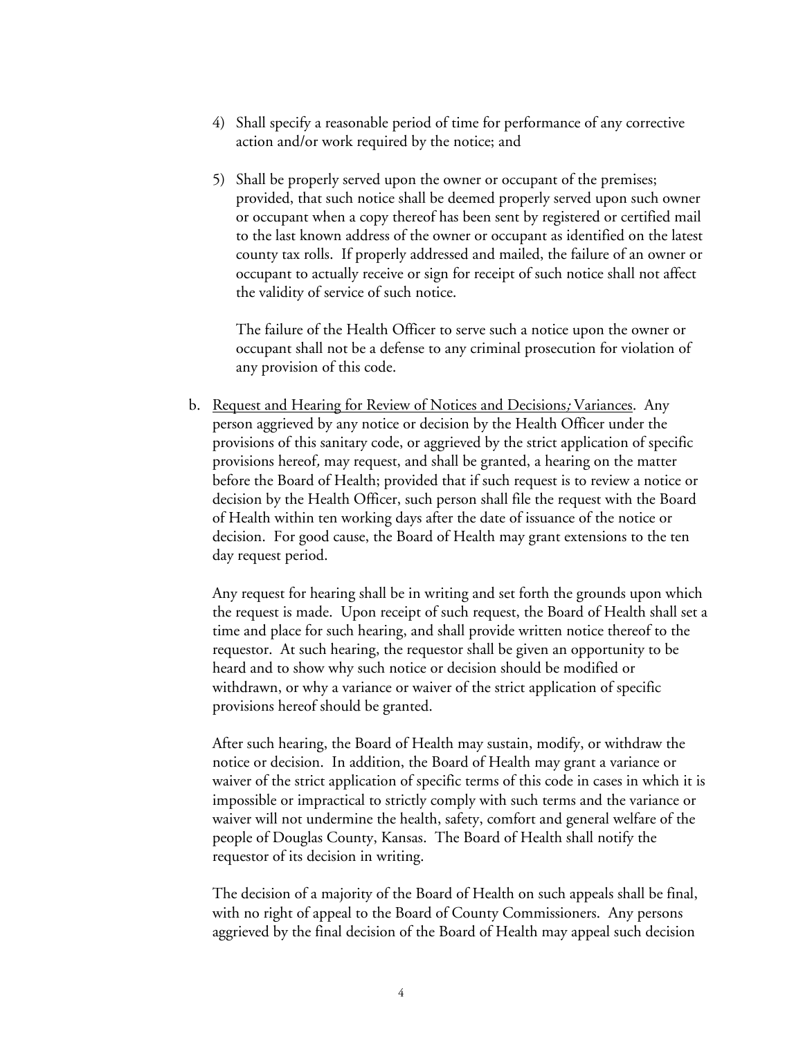4) Shall specify a reasonable period of time for performance of any corrective action and/or work required by the notice; and

5) Shall be properly served upon the owner or occupant of the premises; provided, that such notice shall be deemed properly served upon such owner or occupant when a copy thereof has been sent by registered or certified mail to the last known address of the owner or occupant as identified on the latest county tax rolls. If properly addressed and mailed, the failure of an owner or occupant to actually receive or sign for receipt of such notice shall not affect the validity of service of such notice.

   The failure of the Health Officer to serve such a notice upon the owner or occupant shall not be a defense to any criminal prosecution for violation of any provision of this code.

b. Request and Hearing for Review of Notices and Decisions; Variances. Any person aggrieved by any notice or decision by the Health Officer under the provisions of this sanitary code, or aggrieved by the strict application of specific provisions hereof, may request, and shall be granted, a hearing on the matter before the Board of Health; provided that if such request is to review a notice or decision by the Health Officer, such person shall file the request with the Board of Health within ten working days after the date of issuance of the notice or decision. For good cause, the Board of Health may grant extensions to the ten day request period.

   Any request for hearing shall be in writing and set forth the grounds upon which the request is made. Upon receipt of such request, the Board of Health shall set a time and place for such hearing, and shall provide written notice thereof to the requestor. At such hearing, the requestor shall be given an opportunity to be heard and to show why such notice or decision should be modified or withdrawn, or why a variance or waiver of the strict application of specific provisions hereof should be granted.

   After such hearing, the Board of Health may sustain, modify, or withdraw the notice or decision. In addition, the Board of Health may grant a variance or waiver of the strict application of specific terms of this code in cases in which it is impossible or impractical to strictly comply with such terms and the variance or waiver will not undermine the health, safety, comfort and general welfare of the people of Douglas County, Kansas. The Board of Health shall notify the requestor of its decision in writing.

   The decision of a majority of the Board of Health on such appeals shall be final, with no right of appeal to the Board of County Commissioners. Any persons aggrieved by the final decision of the Board of Health may appeal such decision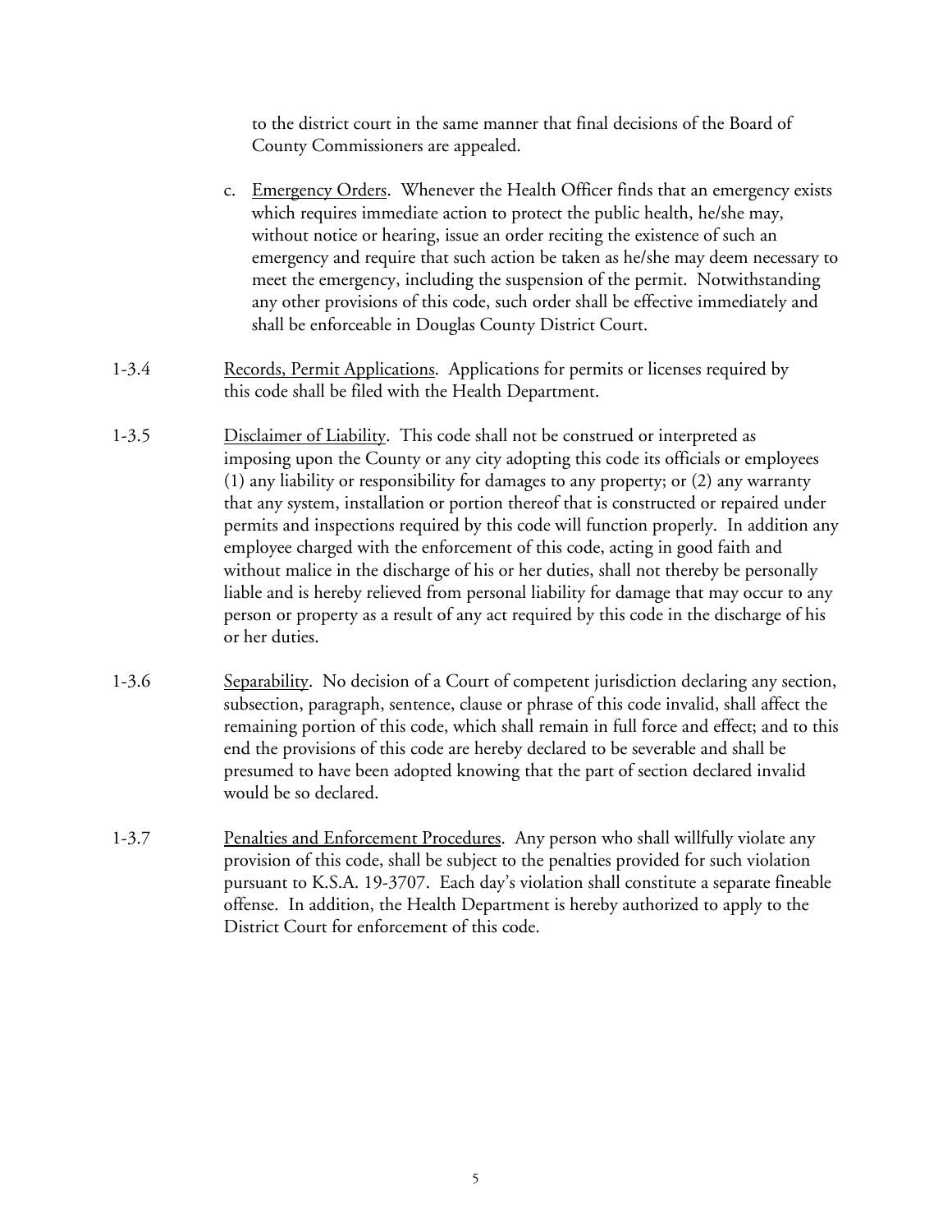to the district court in the same manner that final decisions of the Board of County Commissioners are appealed.

c. Emergency Orders. Whenever the Health Officer finds that an emergency exists which requires immediate action to protect the public health, he/she may, without notice or hearing, issue an order reciting the existence of such an emergency and require that such action be taken as he/she may deem necessary to meet the emergency, including the suspension of the permit. Notwithstanding any other provisions of this code, such order shall be effective immediately and shall be enforceable in Douglas County District Court.

1-3.4 Records, Permit Applications. Applications for permits or licenses required by this code shall be filed with the Health Department.

1-3.5 Disclaimer of Liability. This code shall not be construed or interpreted as imposing upon the County or any city adopting this code its officials or employees (1) any liability or responsibility for damages to any property; or (2) any warranty that any system, installation or portion thereof that is constructed or repaired under permits and inspections required by this code will function properly. In addition any employee charged with the enforcement of this code, acting in good faith and without malice in the discharge of his or her duties, shall not thereby be personally liable and is hereby relieved from personal liability for damage that may occur to any person or property as a result of any act required by this code in the discharge of his or her duties.

1-3.6 Separability. No decision of a Court of competent jurisdiction declaring any section, subsection, paragraph, sentence, clause or phrase of this code invalid, shall affect the remaining portion of this code, which shall remain in full force and effect; and to this end the provisions of this code are hereby declared to be severable and shall be presumed to have been adopted knowing that the part of section declared invalid would be so declared.

1-3.7 Penalties and Enforcement Procedures. Any person who shall willfully violate any provision of this code, shall be subject to the penalties provided for such violation pursuant to K.S.A. 19-3707. Each day's violation shall constitute a separate fineable offense. In addition, the Health Department is hereby authorized to apply to the District Court for enforcement of this code.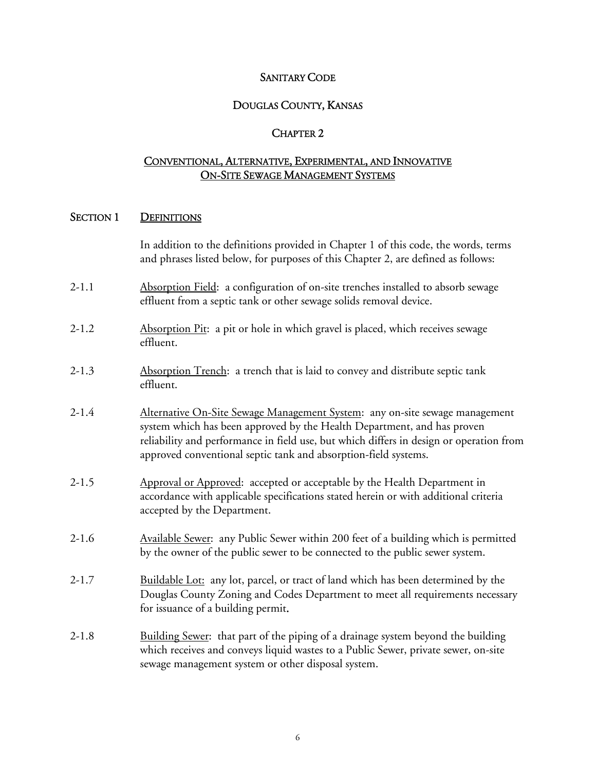# SANITARY CODE

# DOUGLAS COUNTY, KANSAS

## CHAPTER 2

## CONVENTIONAL, ALTERNATIVE, EXPERIMENTAL, AND INNOVATIVE ON-SITE SEWAGE MANAGEMENT SYSTEMS

### SECTION 1 DEFINITIONS

In addition to the definitions provided in Chapter 1 of this code, the words, terms and phrases listed below, for purposes of this Chapter 2, are defined as follows:

2-1.1 Absorption Field: a configuration of on-site trenches installed to absorb sewage effluent from a septic tank or other sewage solids removal device.

2-1.2 Absorption Pit: a pit or hole in which gravel is placed, which receives sewage effluent.

2-1.3 Absorption Trench: a trench that is laid to convey and distribute septic tank effluent.

2-1.4 Alternative On-Site Sewage Management System: any on-site sewage management system which has been approved by the Health Department, and has proven reliability and performance in field use, but which differs in design or operation from approved conventional septic tank and absorption-field systems.

2-1.5 Approval or Approved: accepted or acceptable by the Health Department in accordance with applicable specifications stated herein or with additional criteria accepted by the Department.

2-1.6 Available Sewer: any Public Sewer within 200 feet of a building which is permitted by the owner of the public sewer to be connected to the public sewer system.

2-1.7 Buildable Lot: any lot, parcel, or tract of land which has been determined by the Douglas County Zoning and Codes Department to meet all requirements necessary for issuance of a building permit.

2-1.8 Building Sewer: that part of the piping of a drainage system beyond the building which receives and conveys liquid wastes to a Public Sewer, private sewer, on-site sewage management system or other disposal system.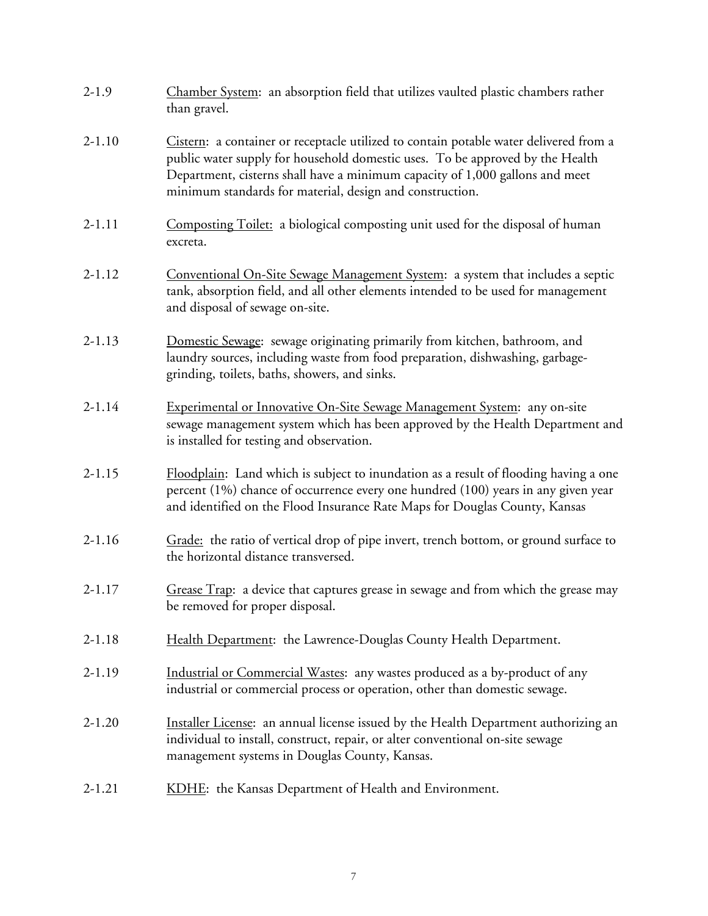2-1.9 Chamber System: an absorption field that utilizes vaulted plastic chambers rather than gravel.

2-1.10 Cistern: a container or receptacle utilized to contain potable water delivered from a public water supply for household domestic uses. To be approved by the Health Department, cisterns shall have a minimum capacity of 1,000 gallons and meet minimum standards for material, design and construction.

2-1.11 Composting Toilet: a biological composting unit used for the disposal of human excreta.

2-1.12 Conventional On-Site Sewage Management System: a system that includes a septic tank, absorption field, and all other elements intended to be used for management and disposal of sewage on-site.

2-1.13 Domestic Sewage: sewage originating primarily from kitchen, bathroom, and laundry sources, including waste from food preparation, dishwashing, garbage-grinding, toilets, baths, showers, and sinks.

2-1.14 Experimental or Innovative On-Site Sewage Management System: any on-site sewage management system which has been approved by the Health Department and is installed for testing and observation.

2-1.15 Floodplain: Land which is subject to inundation as a result of flooding having a one percent (1%) chance of occurrence every one hundred (100) years in any given year and identified on the Flood Insurance Rate Maps for Douglas County, Kansas

2-1.16 Grade: the ratio of vertical drop of pipe invert, trench bottom, or ground surface to the horizontal distance transversed.

2-1.17 Grease Trap: a device that captures grease in sewage and from which the grease may be removed for proper disposal.

2-1.18 Health Department: the Lawrence-Douglas County Health Department.

2-1.19 Industrial or Commercial Wastes: any wastes produced as a by-product of any industrial or commercial process or operation, other than domestic sewage.

2-1.20 Installer License: an annual license issued by the Health Department authorizing an individual to install, construct, repair, or alter conventional on-site sewage management systems in Douglas County, Kansas.

2-1.21 KDHE: the Kansas Department of Health and Environment.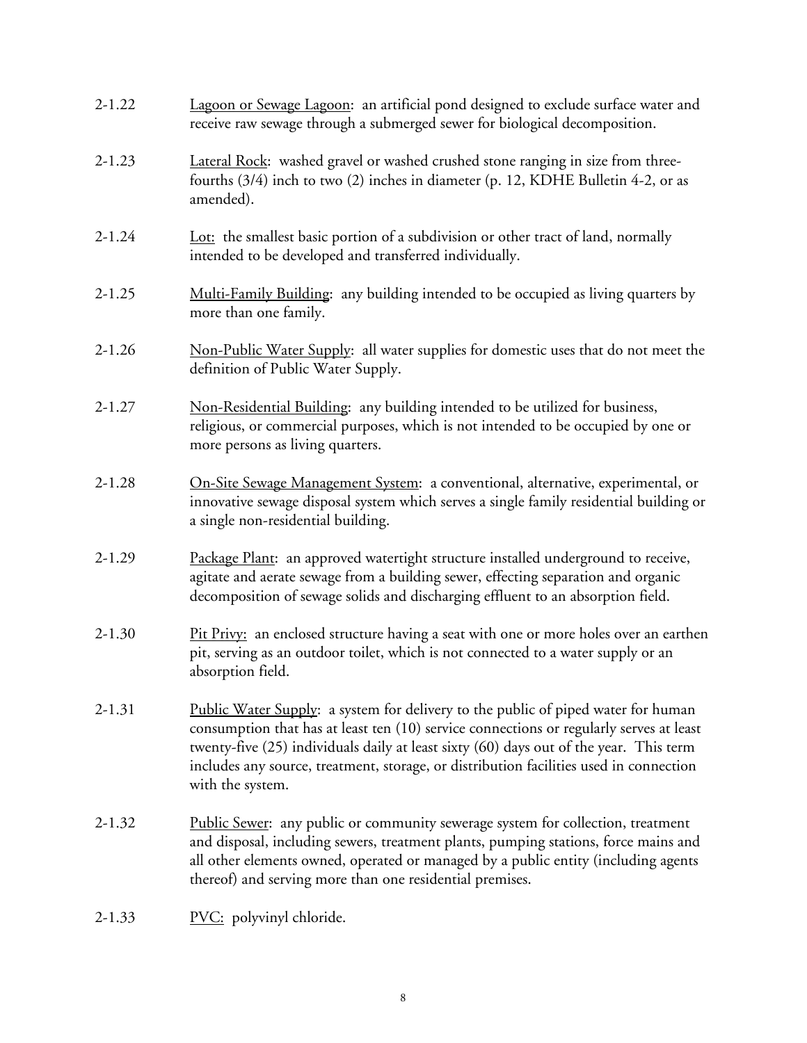2-1.22 Lagoon or Sewage Lagoon: an artificial pond designed to exclude surface water and receive raw sewage through a submerged sewer for biological decomposition.

2-1.23 Lateral Rock: washed gravel or washed crushed stone ranging in size from three-fourths (3/4) inch to two (2) inches in diameter (p. 12, KDHE Bulletin 4-2, or as amended).

2-1.24 Lot: the smallest basic portion of a subdivision or other tract of land, normally intended to be developed and transferred individually.

2-1.25 Multi-Family Building: any building intended to be occupied as living quarters by more than one family.

2-1.26 Non-Public Water Supply: all water supplies for domestic uses that do not meet the definition of Public Water Supply.

2-1.27 Non-Residential Building: any building intended to be utilized for business, religious, or commercial purposes, which is not intended to be occupied by one or more persons as living quarters.

2-1.28 On-Site Sewage Management System: a conventional, alternative, experimental, or innovative sewage disposal system which serves a single family residential building or a single non-residential building.

2-1.29 Package Plant: an approved watertight structure installed underground to receive, agitate and aerate sewage from a building sewer, effecting separation and organic decomposition of sewage solids and discharging effluent to an absorption field.

2-1.30 Pit Privy: an enclosed structure having a seat with one or more holes over an earthen pit, serving as an outdoor toilet, which is not connected to a water supply or an absorption field.

2-1.31 Public Water Supply: a system for delivery to the public of piped water for human consumption that has at least ten (10) service connections or regularly serves at least twenty-five (25) individuals daily at least sixty (60) days out of the year. This term includes any source, treatment, storage, or distribution facilities used in connection with the system.

2-1.32 Public Sewer: any public or community sewerage system for collection, treatment and disposal, including sewers, treatment plants, pumping stations, force mains and all other elements owned, operated or managed by a public entity (including agents thereof) and serving more than one residential premises.

2-1.33 PVC: polyvinyl chloride.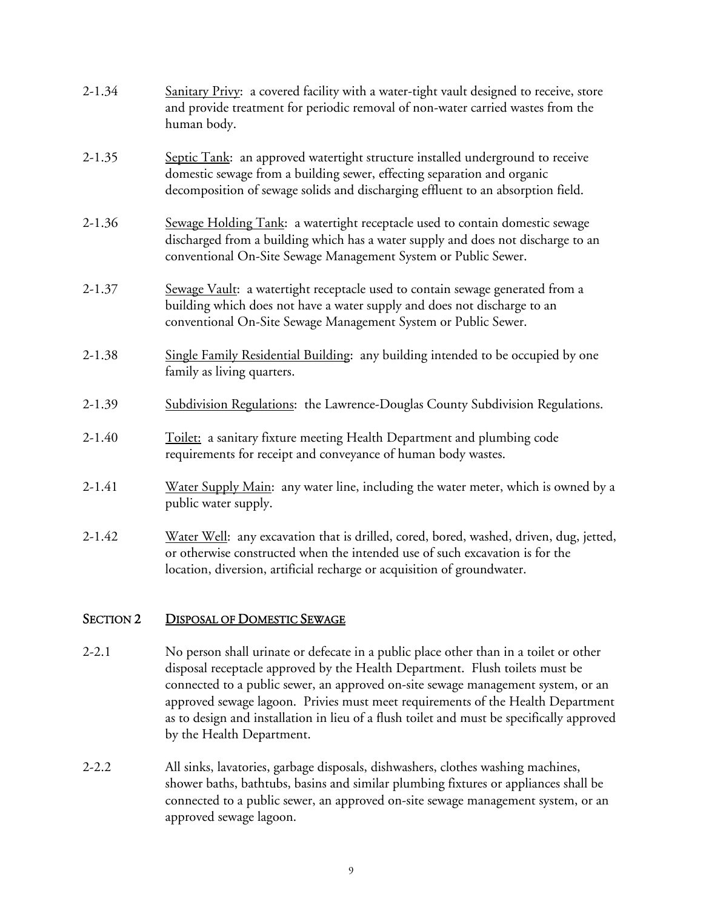2-1.34 Sanitary Privy: a covered facility with a water-tight vault designed to receive, store and provide treatment for periodic removal of non-water carried wastes from the human body.

2-1.35 Septic Tank: an approved watertight structure installed underground to receive domestic sewage from a building sewer, effecting separation and organic decomposition of sewage solids and discharging effluent to an absorption field.

2-1.36 Sewage Holding Tank: a watertight receptacle used to contain domestic sewage discharged from a building which has a water supply and does not discharge to an conventional On-Site Sewage Management System or Public Sewer.

2-1.37 Sewage Vault: a watertight receptacle used to contain sewage generated from a building which does not have a water supply and does not discharge to an conventional On-Site Sewage Management System or Public Sewer.

2-1.38 Single Family Residential Building: any building intended to be occupied by one family as living quarters.

2-1.39 Subdivision Regulations: the Lawrence-Douglas County Subdivision Regulations.

2-1.40 Toilet: a sanitary fixture meeting Health Department and plumbing code requirements for receipt and conveyance of human body wastes.

2-1.41 Water Supply Main: any water line, including the water meter, which is owned by a public water supply.

2-1.42 Water Well: any excavation that is drilled, cored, bored, washed, driven, dug, jetted, or otherwise constructed when the intended use of such excavation is for the location, diversion, artificial recharge or acquisition of groundwater.

## SECTION 2 DISPOSAL OF DOMESTIC SEWAGE

2-2.1 No person shall urinate or defecate in a public place other than in a toilet or other disposal receptacle approved by the Health Department. Flush toilets must be connected to a public sewer, an approved on-site sewage management system, or an approved sewage lagoon. Privies must meet requirements of the Health Department as to design and installation in lieu of a flush toilet and must be specifically approved by the Health Department.

2-2.2 All sinks, lavatories, garbage disposals, dishwashers, clothes washing machines, shower baths, bathtubs, basins and similar plumbing fixtures or appliances shall be connected to a public sewer, an approved on-site sewage management system, or an approved sewage lagoon.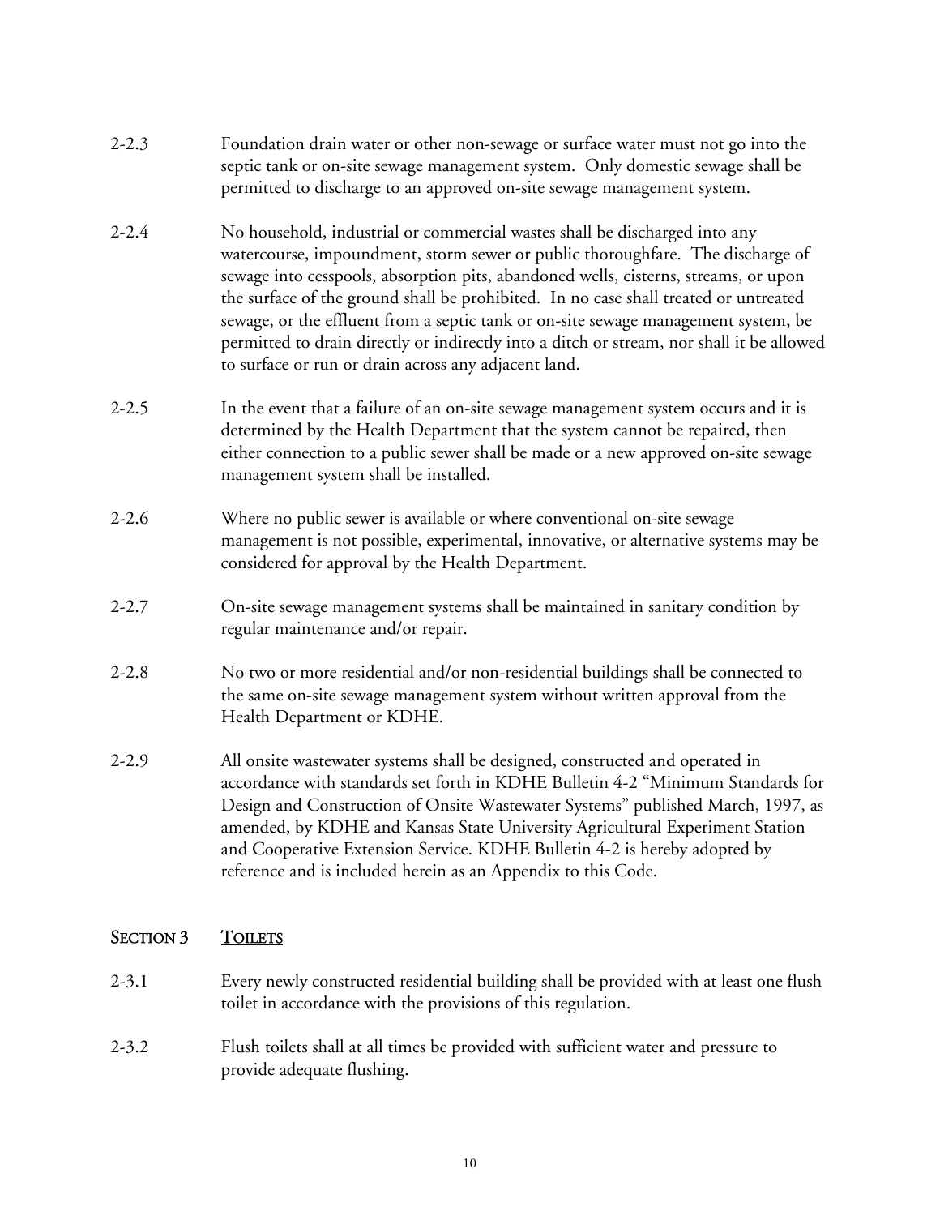2-2.3 Foundation drain water or other non-sewage or surface water must not go into the septic tank or on-site sewage management system. Only domestic sewage shall be permitted to discharge to an approved on-site sewage management system.

2-2.4 No household, industrial or commercial wastes shall be discharged into any watercourse, impoundment, storm sewer or public thoroughfare. The discharge of sewage into cesspools, absorption pits, abandoned wells, cisterns, streams, or upon the surface of the ground shall be prohibited. In no case shall treated or untreated sewage, or the effluent from a septic tank or on-site sewage management system, be permitted to drain directly or indirectly into a ditch or stream, nor shall it be allowed to surface or run or drain across any adjacent land.

2-2.5 In the event that a failure of an on-site sewage management system occurs and it is determined by the Health Department that the system cannot be repaired, then either connection to a public sewer shall be made or a new approved on-site sewage management system shall be installed.

2-2.6 Where no public sewer is available or where conventional on-site sewage management is not possible, experimental, innovative, or alternative systems may be considered for approval by the Health Department.

2-2.7 On-site sewage management systems shall be maintained in sanitary condition by regular maintenance and/or repair.

2-2.8 No two or more residential and/or non-residential buildings shall be connected to the same on-site sewage management system without written approval from the Health Department or KDHE.

2-2.9 All onsite wastewater systems shall be designed, constructed and operated in accordance with standards set forth in KDHE Bulletin 4-2 "Minimum Standards for Design and Construction of Onsite Wastewater Systems" published March, 1997, as amended, by KDHE and Kansas State University Agricultural Experiment Station and Cooperative Extension Service. KDHE Bulletin 4-2 is hereby adopted by reference and is included herein as an Appendix to this Code.

## SECTION 3 TOILETS

2-3.1 Every newly constructed residential building shall be provided with at least one flush toilet in accordance with the provisions of this regulation.

2-3.2 Flush toilets shall at all times be provided with sufficient water and pressure to provide adequate flushing.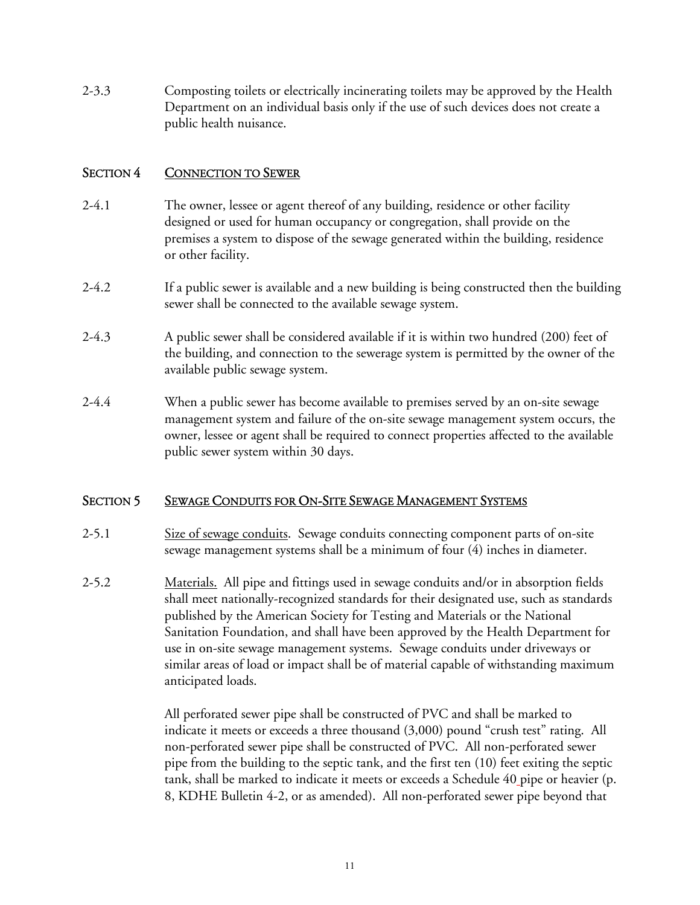2-3.3 Composting toilets or electrically incinerating toilets may be approved by the Health Department on an individual basis only if the use of such devices does not create a public health nuisance.

## SECTION 4 CONNECTION TO SEWER

2-4.1 The owner, lessee or agent thereof of any building, residence or other facility designed or used for human occupancy or congregation, shall provide on the premises a system to dispose of the sewage generated within the building, residence or other facility.

2-4.2 If a public sewer is available and a new building is being constructed then the building sewer shall be connected to the available sewage system.

2-4.3 A public sewer shall be considered available if it is within two hundred (200) feet of the building, and connection to the sewerage system is permitted by the owner of the available public sewage system.

2-4.4 When a public sewer has become available to premises served by an on-site sewage management system and failure of the on-site sewage management system occurs, the owner, lessee or agent shall be required to connect properties affected to the available public sewer system within 30 days.

## SECTION 5 SEWAGE CONDUITS FOR ON-SITE SEWAGE MANAGEMENT SYSTEMS

2-5.1 Size of sewage conduits. Sewage conduits connecting component parts of on-site sewage management systems shall be a minimum of four (4) inches in diameter.

2-5.2 Materials. All pipe and fittings used in sewage conduits and/or in absorption fields shall meet nationally-recognized standards for their designated use, such as standards published by the American Society for Testing and Materials or the National Sanitation Foundation, and shall have been approved by the Health Department for use in on-site sewage management systems. Sewage conduits under driveways or similar areas of load or impact shall be of material capable of withstanding maximum anticipated loads.

All perforated sewer pipe shall be constructed of PVC and shall be marked to indicate it meets or exceeds a three thousand (3,000) pound "crush test" rating. All non-perforated sewer pipe shall be constructed of PVC. All non-perforated sewer pipe from the building to the septic tank, and the first ten (10) feet exiting the septic tank, shall be marked to indicate it meets or exceeds a Schedule 40 pipe or heavier (p. 8, KDHE Bulletin 4-2, or as amended). All non-perforated sewer pipe beyond that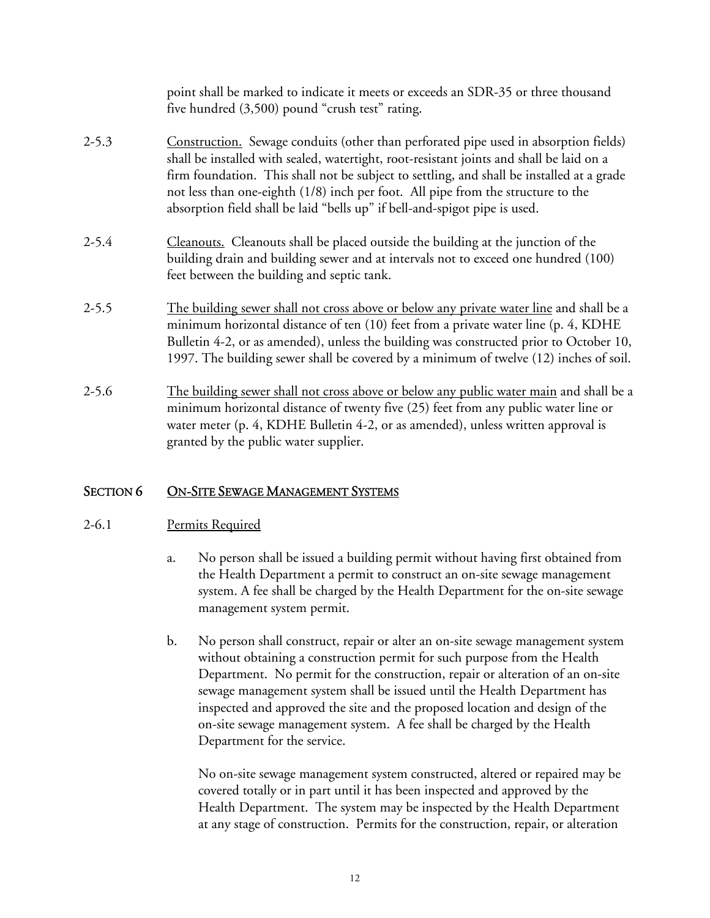point shall be marked to indicate it meets or exceeds an SDR-35 or three thousand five hundred (3,500) pound "crush test" rating.

2-5.3 Construction. Sewage conduits (other than perforated pipe used in absorption fields) shall be installed with sealed, watertight, root-resistant joints and shall be laid on a firm foundation. This shall not be subject to settling, and shall be installed at a grade not less than one-eighth (1/8) inch per foot. All pipe from the structure to the absorption field shall be laid "bells up" if bell-and-spigot pipe is used.

2-5.4 Cleanouts. Cleanouts shall be placed outside the building at the junction of the building drain and building sewer and at intervals not to exceed one hundred (100) feet between the building and septic tank.

2-5.5 The building sewer shall not cross above or below any private water line and shall be a minimum horizontal distance of ten (10) feet from a private water line (p. 4, KDHE Bulletin 4-2, or as amended), unless the building was constructed prior to October 10, 1997. The building sewer shall be covered by a minimum of twelve (12) inches of soil.

2-5.6 The building sewer shall not cross above or below any public water main and shall be a minimum horizontal distance of twenty five (25) feet from any public water line or water meter (p. 4, KDHE Bulletin 4-2, or as amended), unless written approval is granted by the public water supplier.

## SECTION 6 ON-SITE SEWAGE MANAGEMENT SYSTEMS

2-6.1 Permits Required

a. No person shall be issued a building permit without having first obtained from the Health Department a permit to construct an on-site sewage management system. A fee shall be charged by the Health Department for the on-site sewage management system permit.

b. No person shall construct, repair or alter an on-site sewage management system without obtaining a construction permit for such purpose from the Health Department. No permit for the construction, repair or alteration of an on-site sewage management system shall be issued until the Health Department has inspected and approved the site and the proposed location and design of the on-site sewage management system. A fee shall be charged by the Health Department for the service.

No on-site sewage management system constructed, altered or repaired may be covered totally or in part until it has been inspected and approved by the Health Department. The system may be inspected by the Health Department at any stage of construction. Permits for the construction, repair, or alteration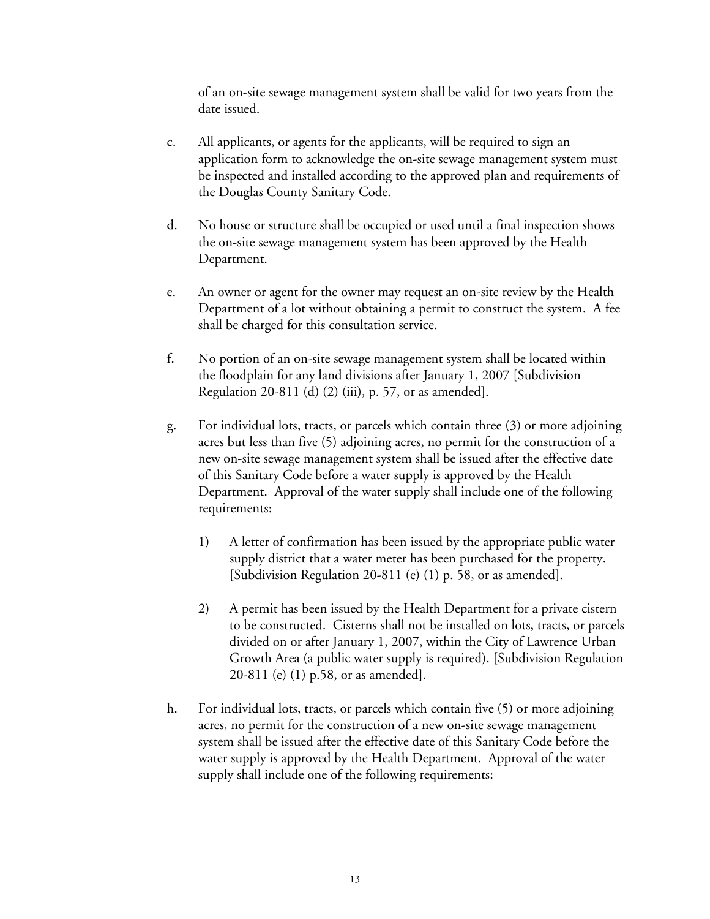of an on-site sewage management system shall be valid for two years from the date issued.

c. All applicants, or agents for the applicants, will be required to sign an application form to acknowledge the on-site sewage management system must be inspected and installed according to the approved plan and requirements of the Douglas County Sanitary Code.

d. No house or structure shall be occupied or used until a final inspection shows the on-site sewage management system has been approved by the Health Department.

e. An owner or agent for the owner may request an on-site review by the Health Department of a lot without obtaining a permit to construct the system. A fee shall be charged for this consultation service.

f. No portion of an on-site sewage management system shall be located within the floodplain for any land divisions after January 1, 2007 [Subdivision Regulation 20-811 (d) (2) (iii), p. 57, or as amended].

g. For individual lots, tracts, or parcels which contain three (3) or more adjoining acres but less than five (5) adjoining acres, no permit for the construction of a new on-site sewage management system shall be issued after the effective date of this Sanitary Code before a water supply is approved by the Health Department. Approval of the water supply shall include one of the following requirements:

   1) A letter of confirmation has been issued by the appropriate public water supply district that a water meter has been purchased for the property. [Subdivision Regulation 20-811 (e) (1) p. 58, or as amended].

   2) A permit has been issued by the Health Department for a private cistern to be constructed. Cisterns shall not be installed on lots, tracts, or parcels divided on or after January 1, 2007, within the City of Lawrence Urban Growth Area (a public water supply is required). [Subdivision Regulation 20-811 (e) (1) p.58, or as amended].

h. For individual lots, tracts, or parcels which contain five (5) or more adjoining acres, no permit for the construction of a new on-site sewage management system shall be issued after the effective date of this Sanitary Code before the water supply is approved by the Health Department. Approval of the water supply shall include one of the following requirements: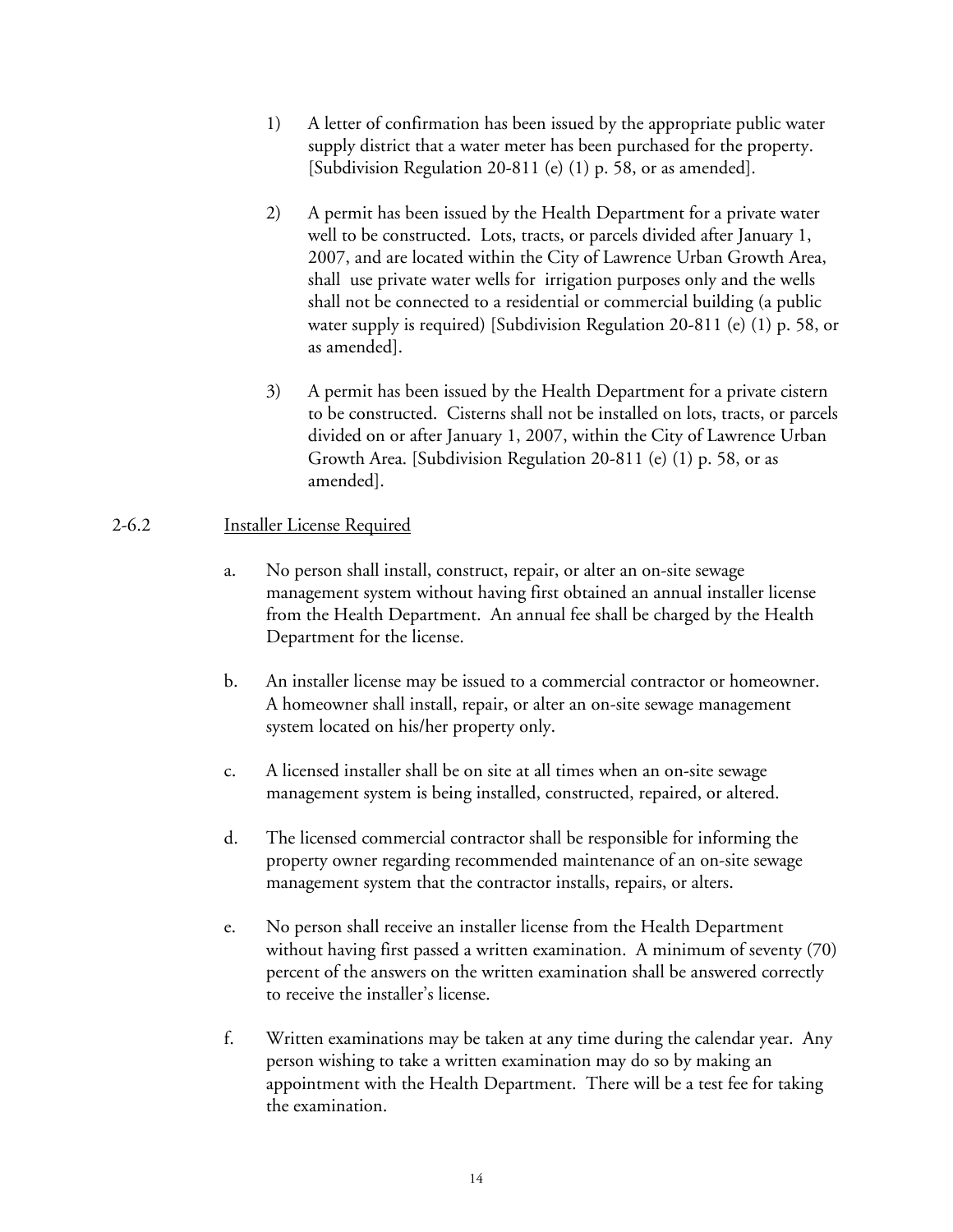1) A letter of confirmation has been issued by the appropriate public water supply district that a water meter has been purchased for the property. [Subdivision Regulation 20-811 (e) (1) p. 58, or as amended].

2) A permit has been issued by the Health Department for a private water well to be constructed. Lots, tracts, or parcels divided after January 1, 2007, and are located within the City of Lawrence Urban Growth Area, shall use private water wells for irrigation purposes only and the wells shall not be connected to a residential or commercial building (a public water supply is required) [Subdivision Regulation 20-811 (e) (1) p. 58, or as amended].

3) A permit has been issued by the Health Department for a private cistern to be constructed. Cisterns shall not be installed on lots, tracts, or parcels divided on or after January 1, 2007, within the City of Lawrence Urban Growth Area. [Subdivision Regulation 20-811 (e) (1) p. 58, or as amended].

2-6.2 Installer License Required

a. No person shall install, construct, repair, or alter an on-site sewage management system without having first obtained an annual installer license from the Health Department. An annual fee shall be charged by the Health Department for the license.

b. An installer license may be issued to a commercial contractor or homeowner. A homeowner shall install, repair, or alter an on-site sewage management system located on his/her property only.

c. A licensed installer shall be on site at all times when an on-site sewage management system is being installed, constructed, repaired, or altered.

d. The licensed commercial contractor shall be responsible for informing the property owner regarding recommended maintenance of an on-site sewage management system that the contractor installs, repairs, or alters.

e. No person shall receive an installer license from the Health Department without having first passed a written examination. A minimum of seventy (70) percent of the answers on the written examination shall be answered correctly to receive the installer's license.

f. Written examinations may be taken at any time during the calendar year. Any person wishing to take a written examination may do so by making an appointment with the Health Department. There will be a test fee for taking the examination.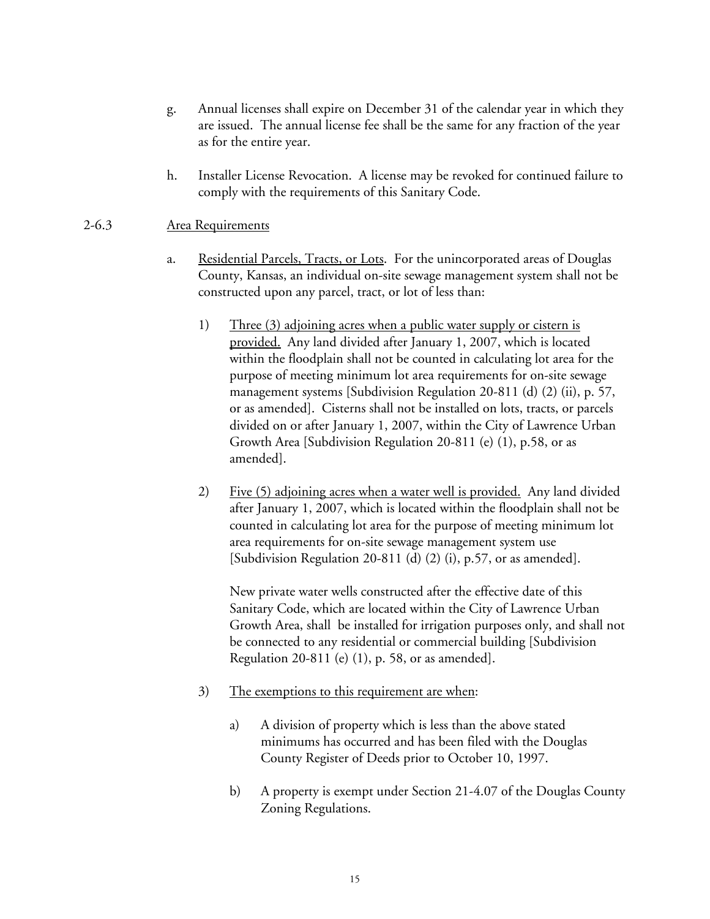g. Annual licenses shall expire on December 31 of the calendar year in which they are issued. The annual license fee shall be the same for any fraction of the year as for the entire year.

h. Installer License Revocation. A license may be revoked for continued failure to comply with the requirements of this Sanitary Code.

2-6.3 Area Requirements

a. Residential Parcels, Tracts, or Lots. For the unincorporated areas of Douglas County, Kansas, an individual on-site sewage management system shall not be constructed upon any parcel, tract, or lot of less than:

1) Three (3) adjoining acres when a public water supply or cistern is provided. Any land divided after January 1, 2007, which is located within the floodplain shall not be counted in calculating lot area for the purpose of meeting minimum lot area requirements for on-site sewage management systems [Subdivision Regulation 20-811 (d) (2) (ii), p. 57, or as amended]. Cisterns shall not be installed on lots, tracts, or parcels divided on or after January 1, 2007, within the City of Lawrence Urban Growth Area [Subdivision Regulation 20-811 (e) (1), p.58, or as amended].

2) Five (5) adjoining acres when a water well is provided. Any land divided after January 1, 2007, which is located within the floodplain shall not be counted in calculating lot area for the purpose of meeting minimum lot area requirements for on-site sewage management system use [Subdivision Regulation 20-811 (d) (2) (i), p.57, or as amended].

   New private water wells constructed after the effective date of this Sanitary Code, which are located within the City of Lawrence Urban Growth Area, shall be installed for irrigation purposes only, and shall not be connected to any residential or commercial building [Subdivision Regulation 20-811 (e) (1), p. 58, or as amended].

3) The exemptions to this requirement are when:

   a) A division of property which is less than the above stated minimums has occurred and has been filed with the Douglas County Register of Deeds prior to October 10, 1997.

   b) A property is exempt under Section 21-4.07 of the Douglas County Zoning Regulations.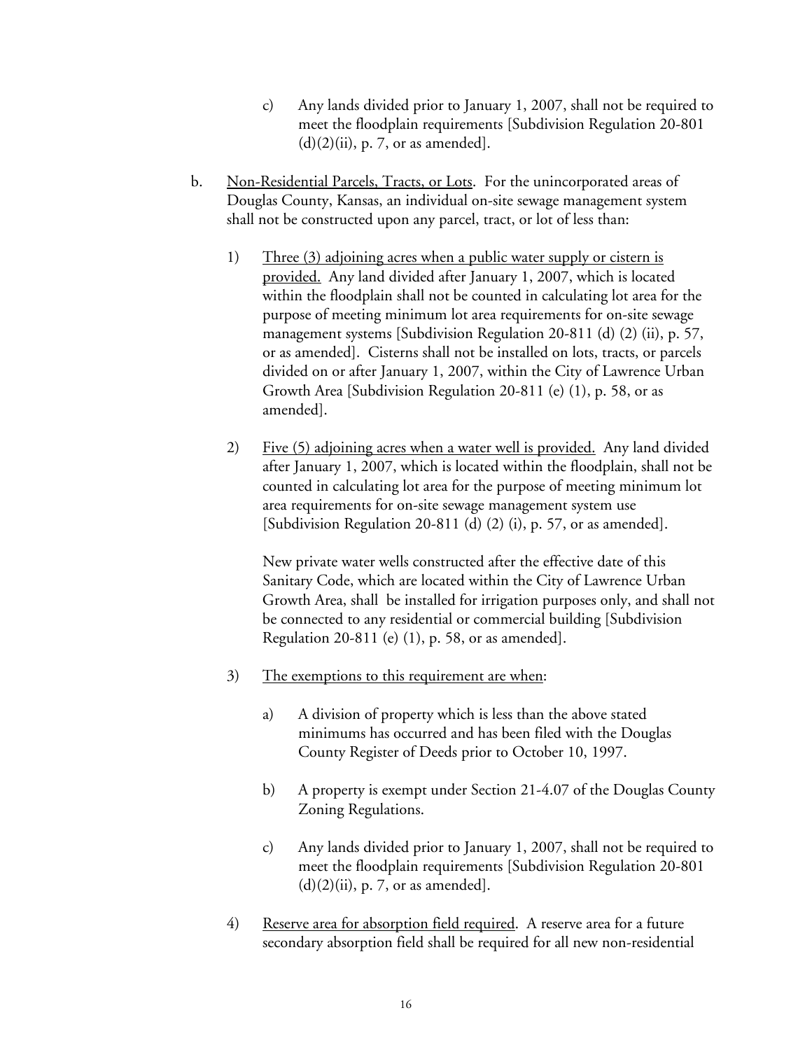c) Any lands divided prior to January 1, 2007, shall not be required to meet the floodplain requirements [Subdivision Regulation 20-801 (d)(2)(ii), p. 7, or as amended].

b. <u>Non-Residential Parcels, Tracts, or Lots</u>. For the unincorporated areas of Douglas County, Kansas, an individual on-site sewage management system shall not be constructed upon any parcel, tract, or lot of less than:

1) <u>Three (3) adjoining acres when a public water supply or cistern is provided.</u> Any land divided after January 1, 2007, which is located within the floodplain shall not be counted in calculating lot area for the purpose of meeting minimum lot area requirements for on-site sewage management systems [Subdivision Regulation 20-811 (d) (2) (ii), p. 57, or as amended]. Cisterns shall not be installed on lots, tracts, or parcels divided on or after January 1, 2007, within the City of Lawrence Urban Growth Area [Subdivision Regulation 20-811 (e) (1), p. 58, or as amended].

2) <u>Five (5) adjoining acres when a water well is provided.</u> Any land divided after January 1, 2007, which is located within the floodplain, shall not be counted in calculating lot area for the purpose of meeting minimum lot area requirements for on-site sewage management system use [Subdivision Regulation 20-811 (d) (2) (i), p. 57, or as amended].

   New private water wells constructed after the effective date of this Sanitary Code, which are located within the City of Lawrence Urban Growth Area, shall be installed for irrigation purposes only, and shall not be connected to any residential or commercial building [Subdivision Regulation 20-811 (e) (1), p. 58, or as amended].

3) <u>The exemptions to this requirement are when</u>:

   a) A division of property which is less than the above stated minimums has occurred and has been filed with the Douglas County Register of Deeds prior to October 10, 1997.

   b) A property is exempt under Section 21-4.07 of the Douglas County Zoning Regulations.

   c) Any lands divided prior to January 1, 2007, shall not be required to meet the floodplain requirements [Subdivision Regulation 20-801 (d)(2)(ii), p. 7, or as amended].

4) <u>Reserve area for absorption field required</u>. A reserve area for a future secondary absorption field shall be required for all new non-residential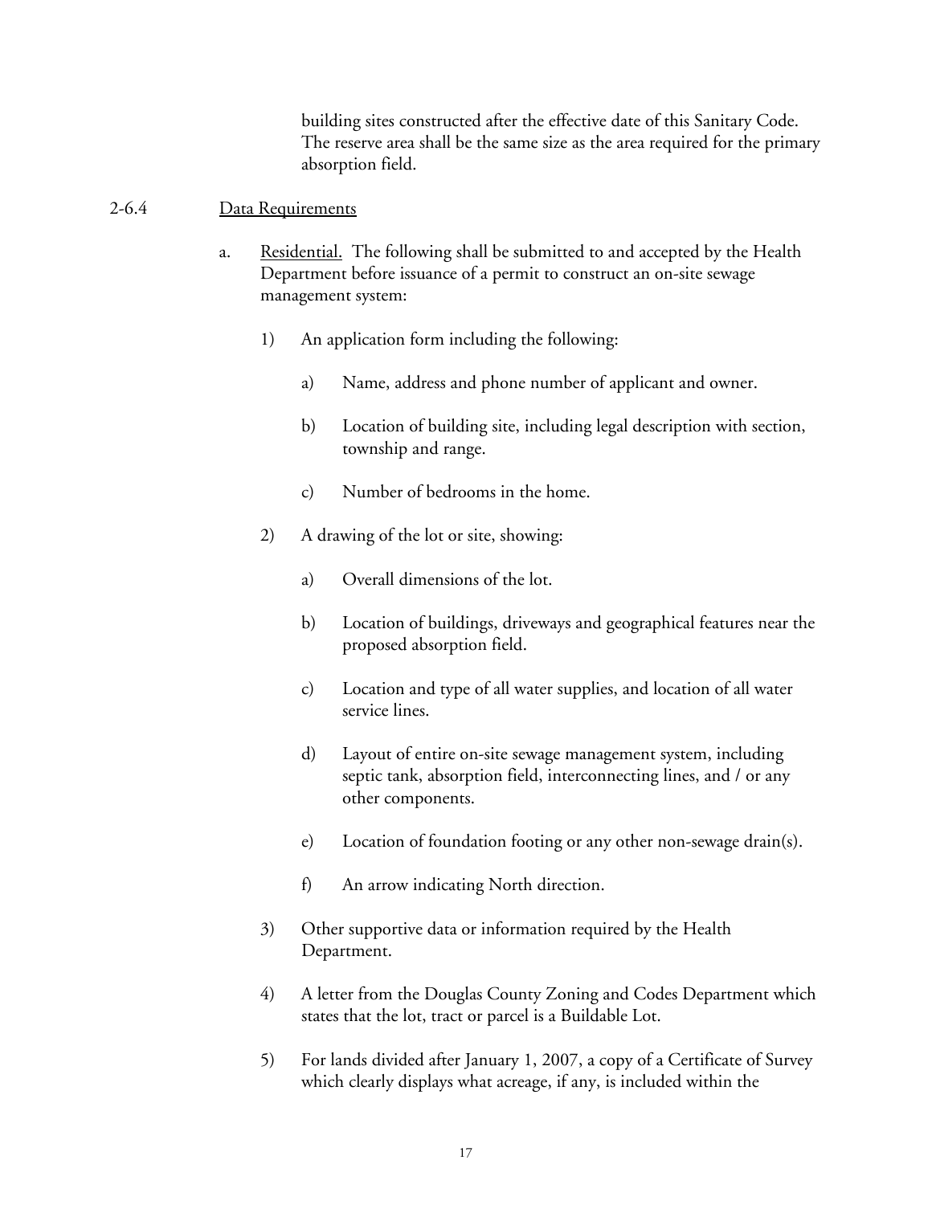building sites constructed after the effective date of this Sanitary Code. The reserve area shall be the same size as the area required for the primary absorption field.

2-6.4 Data Requirements

a. Residential. The following shall be submitted to and accepted by the Health Department before issuance of a permit to construct an on-site sewage management system:

1) An application form including the following:

a) Name, address and phone number of applicant and owner.

b) Location of building site, including legal description with section, township and range.

c) Number of bedrooms in the home.

2) A drawing of the lot or site, showing:

a) Overall dimensions of the lot.

b) Location of buildings, driveways and geographical features near the proposed absorption field.

c) Location and type of all water supplies, and location of all water service lines.

d) Layout of entire on-site sewage management system, including septic tank, absorption field, interconnecting lines, and / or any other components.

e) Location of foundation footing or any other non-sewage drain(s).

f) An arrow indicating North direction.

3) Other supportive data or information required by the Health Department.

4) A letter from the Douglas County Zoning and Codes Department which states that the lot, tract or parcel is a Buildable Lot.

5) For lands divided after January 1, 2007, a copy of a Certificate of Survey which clearly displays what acreage, if any, is included within the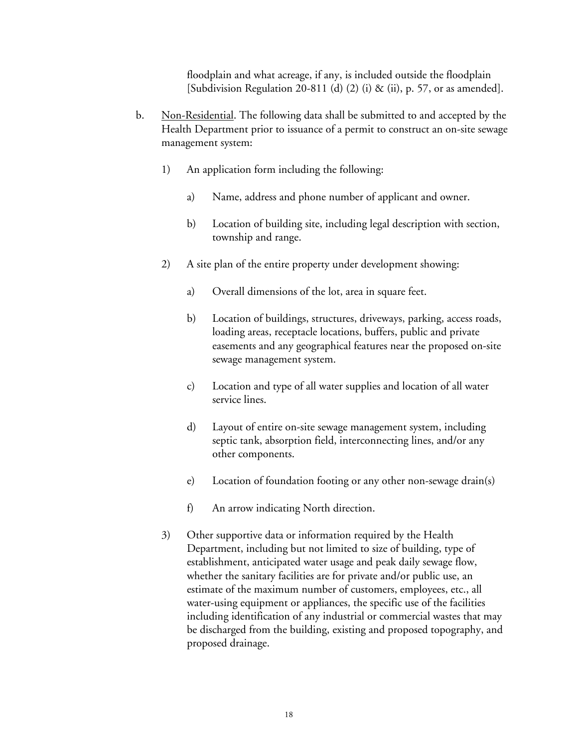floodplain and what acreage, if any, is included outside the floodplain [Subdivision Regulation 20-811 (d) (2) (i) & (ii), p. 57, or as amended].

b. <u>Non-Residential</u>. The following data shall be submitted to and accepted by the Health Department prior to issuance of a permit to construct an on-site sewage management system:

   1) An application form including the following:

      a) Name, address and phone number of applicant and owner.

      b) Location of building site, including legal description with section, township and range.

   2) A site plan of the entire property under development showing:

      a) Overall dimensions of the lot, area in square feet.

      b) Location of buildings, structures, driveways, parking, access roads, loading areas, receptacle locations, buffers, public and private easements and any geographical features near the proposed on-site sewage management system.

      c) Location and type of all water supplies and location of all water service lines.

      d) Layout of entire on-site sewage management system, including septic tank, absorption field, interconnecting lines, and/or any other components.

      e) Location of foundation footing or any other non-sewage drain(s)

      f) An arrow indicating North direction.

   3) Other supportive data or information required by the Health Department, including but not limited to size of building, type of establishment, anticipated water usage and peak daily sewage flow, whether the sanitary facilities are for private and/or public use, an estimate of the maximum number of customers, employees, etc., all water-using equipment or appliances, the specific use of the facilities including identification of any industrial or commercial wastes that may be discharged from the building, existing and proposed topography, and proposed drainage.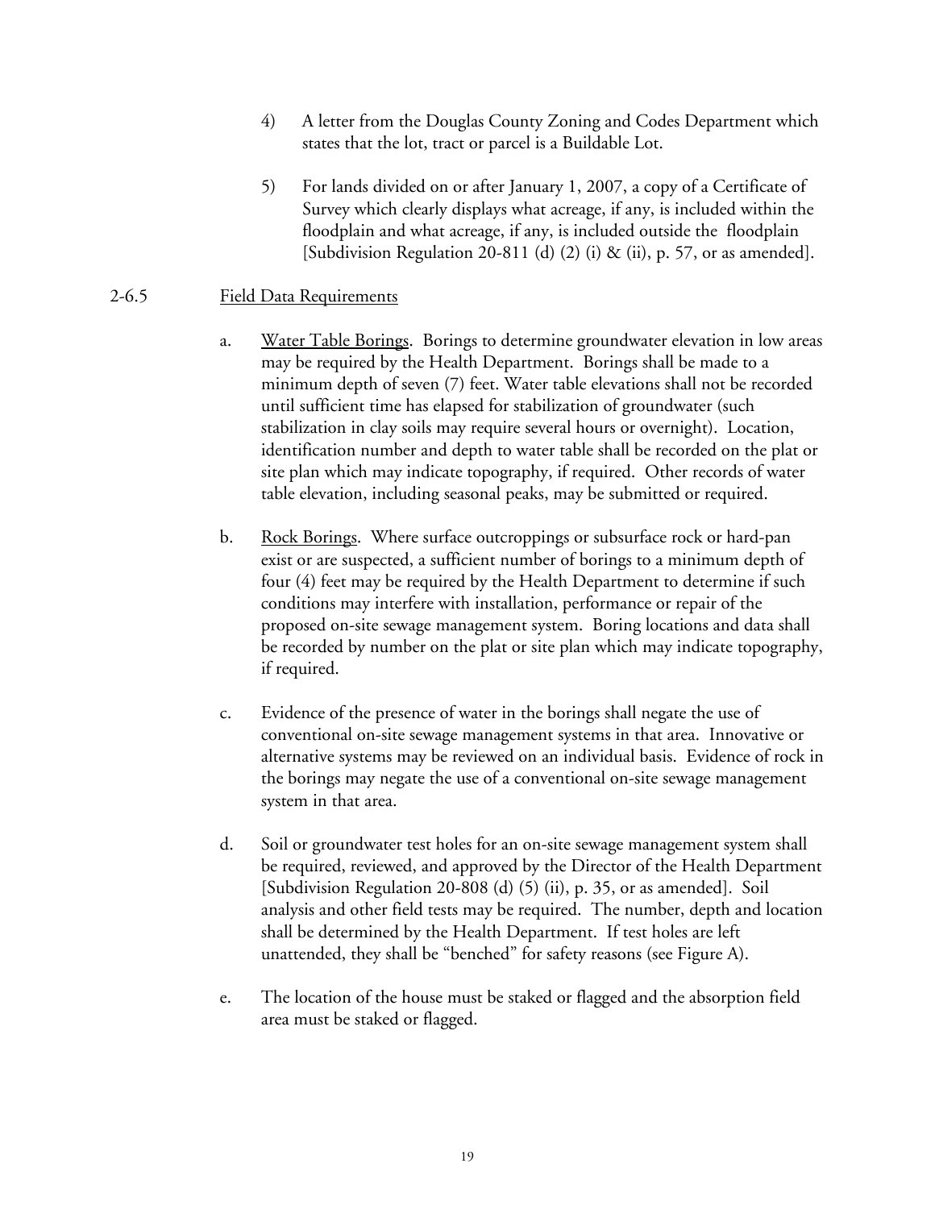4) A letter from the Douglas County Zoning and Codes Department which states that the lot, tract or parcel is a Buildable Lot.

5) For lands divided on or after January 1, 2007, a copy of a Certificate of Survey which clearly displays what acreage, if any, is included within the floodplain and what acreage, if any, is included outside the floodplain [Subdivision Regulation 20-811 (d) (2) (i) & (ii), p. 57, or as amended].

2-6.5 Field Data Requirements

a. Water Table Borings. Borings to determine groundwater elevation in low areas may be required by the Health Department. Borings shall be made to a minimum depth of seven (7) feet. Water table elevations shall not be recorded until sufficient time has elapsed for stabilization of groundwater (such stabilization in clay soils may require several hours or overnight). Location, identification number and depth to water table shall be recorded on the plat or site plan which may indicate topography, if required. Other records of water table elevation, including seasonal peaks, may be submitted or required.

b. Rock Borings. Where surface outcroppings or subsurface rock or hard-pan exist or are suspected, a sufficient number of borings to a minimum depth of four (4) feet may be required by the Health Department to determine if such conditions may interfere with installation, performance or repair of the proposed on-site sewage management system. Boring locations and data shall be recorded by number on the plat or site plan which may indicate topography, if required.

c. Evidence of the presence of water in the borings shall negate the use of conventional on-site sewage management systems in that area. Innovative or alternative systems may be reviewed on an individual basis. Evidence of rock in the borings may negate the use of a conventional on-site sewage management system in that area.

d. Soil or groundwater test holes for an on-site sewage management system shall be required, reviewed, and approved by the Director of the Health Department [Subdivision Regulation 20-808 (d) (5) (ii), p. 35, or as amended]. Soil analysis and other field tests may be required. The number, depth and location shall be determined by the Health Department. If test holes are left unattended, they shall be "benched" for safety reasons (see Figure A).

e. The location of the house must be staked or flagged and the absorption field area must be staked or flagged.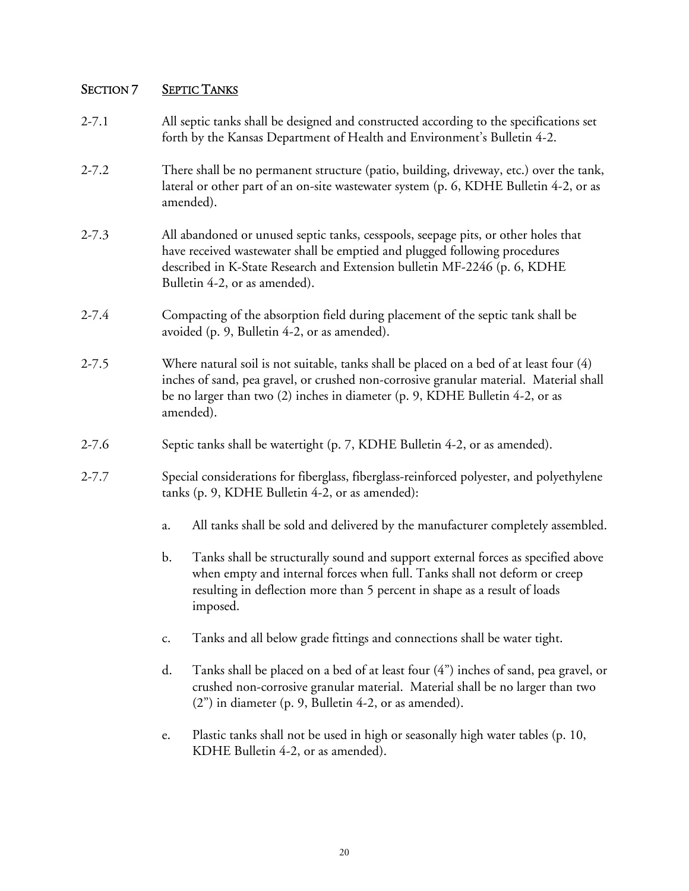## SECTION 7 SEPTIC TANKS

2-7.1 All septic tanks shall be designed and constructed according to the specifications set forth by the Kansas Department of Health and Environment's Bulletin 4-2.

2-7.2 There shall be no permanent structure (patio, building, driveway, etc.) over the tank, lateral or other part of an on-site wastewater system (p. 6, KDHE Bulletin 4-2, or as amended).

2-7.3 All abandoned or unused septic tanks, cesspools, seepage pits, or other holes that have received wastewater shall be emptied and plugged following procedures described in K-State Research and Extension bulletin MF-2246 (p. 6, KDHE Bulletin 4-2, or as amended).

2-7.4 Compacting of the absorption field during placement of the septic tank shall be avoided (p. 9, Bulletin 4-2, or as amended).

2-7.5 Where natural soil is not suitable, tanks shall be placed on a bed of at least four (4) inches of sand, pea gravel, or crushed non-corrosive granular material. Material shall be no larger than two (2) inches in diameter (p. 9, KDHE Bulletin 4-2, or as amended).

2-7.6 Septic tanks shall be watertight (p. 7, KDHE Bulletin 4-2, or as amended).

2-7.7 Special considerations for fiberglass, fiberglass-reinforced polyester, and polyethylene tanks (p. 9, KDHE Bulletin 4-2, or as amended):

a. All tanks shall be sold and delivered by the manufacturer completely assembled.

b. Tanks shall be structurally sound and support external forces as specified above when empty and internal forces when full. Tanks shall not deform or creep resulting in deflection more than 5 percent in shape as a result of loads imposed.

c. Tanks and all below grade fittings and connections shall be water tight.

d. Tanks shall be placed on a bed of at least four (4") inches of sand, pea gravel, or crushed non-corrosive granular material. Material shall be no larger than two (2") in diameter (p. 9, Bulletin 4-2, or as amended).

e. Plastic tanks shall not be used in high or seasonally high water tables (p. 10, KDHE Bulletin 4-2, or as amended).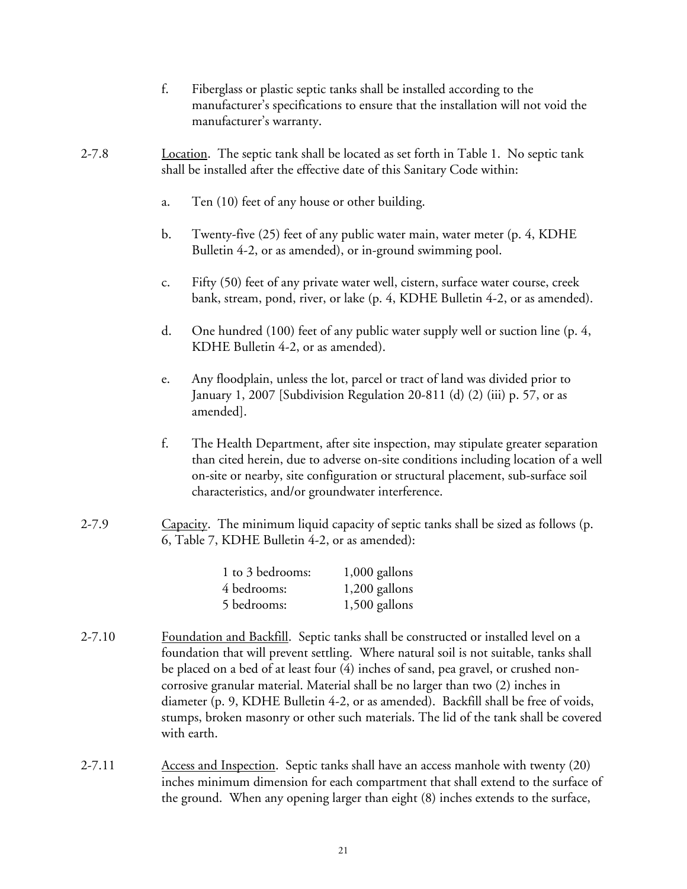f. Fiberglass or plastic septic tanks shall be installed according to the manufacturer's specifications to ensure that the installation will not void the manufacturer's warranty.

2-7.8 Location. The septic tank shall be located as set forth in Table 1. No septic tank shall be installed after the effective date of this Sanitary Code within:

a. Ten (10) feet of any house or other building.

b. Twenty-five (25) feet of any public water main, water meter (p. 4, KDHE Bulletin 4-2, or as amended), or in-ground swimming pool.

c. Fifty (50) feet of any private water well, cistern, surface water course, creek bank, stream, pond, river, or lake (p. 4, KDHE Bulletin 4-2, or as amended).

d. One hundred (100) feet of any public water supply well or suction line (p. 4, KDHE Bulletin 4-2, or as amended).

e. Any floodplain, unless the lot, parcel or tract of land was divided prior to January 1, 2007 [Subdivision Regulation 20-811 (d) (2) (iii) p. 57, or as amended].

f. The Health Department, after site inspection, may stipulate greater separation than cited herein, due to adverse on-site conditions including location of a well on-site or nearby, site configuration or structural placement, sub-surface soil characteristics, and/or groundwater interference.

2-7.9 Capacity. The minimum liquid capacity of septic tanks shall be sized as follows (p. 6, Table 7, KDHE Bulletin 4-2, or as amended):

| | |
|---|---|
| 1 to 3 bedrooms: | 1,000 gallons |
| 4 bedrooms: | 1,200 gallons |
| 5 bedrooms: | 1,500 gallons |

2-7.10 Foundation and Backfill. Septic tanks shall be constructed or installed level on a foundation that will prevent settling. Where natural soil is not suitable, tanks shall be placed on a bed of at least four (4) inches of sand, pea gravel, or crushed non-corrosive granular material. Material shall be no larger than two (2) inches in diameter (p. 9, KDHE Bulletin 4-2, or as amended). Backfill shall be free of voids, stumps, broken masonry or other such materials. The lid of the tank shall be covered with earth.

2-7.11 Access and Inspection. Septic tanks shall have an access manhole with twenty (20) inches minimum dimension for each compartment that shall extend to the surface of the ground. When any opening larger than eight (8) inches extends to the surface,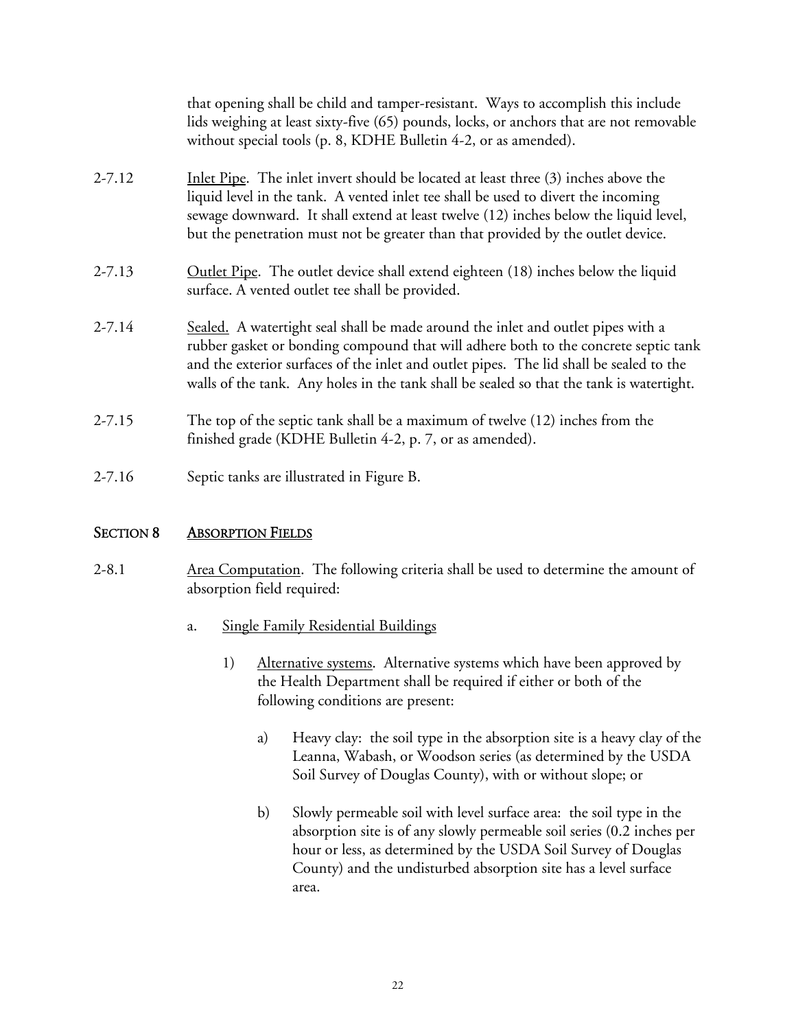that opening shall be child and tamper-resistant. Ways to accomplish this include lids weighing at least sixty-five (65) pounds, locks, or anchors that are not removable without special tools (p. 8, KDHE Bulletin 4-2, or as amended).

2-7.12 Inlet Pipe. The inlet invert should be located at least three (3) inches above the liquid level in the tank. A vented inlet tee shall be used to divert the incoming sewage downward. It shall extend at least twelve (12) inches below the liquid level, but the penetration must not be greater than that provided by the outlet device.

2-7.13 Outlet Pipe. The outlet device shall extend eighteen (18) inches below the liquid surface. A vented outlet tee shall be provided.

2-7.14 Sealed. A watertight seal shall be made around the inlet and outlet pipes with a rubber gasket or bonding compound that will adhere both to the concrete septic tank and the exterior surfaces of the inlet and outlet pipes. The lid shall be sealed to the walls of the tank. Any holes in the tank shall be sealed so that the tank is watertight.

2-7.15 The top of the septic tank shall be a maximum of twelve (12) inches from the finished grade (KDHE Bulletin 4-2, p. 7, or as amended).

2-7.16 Septic tanks are illustrated in Figure B.

## SECTION 8 ABSORPTION FIELDS

2-8.1 Area Computation. The following criteria shall be used to determine the amount of absorption field required:

a. Single Family Residential Buildings

1) Alternative systems. Alternative systems which have been approved by the Health Department shall be required if either or both of the following conditions are present:

a) Heavy clay: the soil type in the absorption site is a heavy clay of the Leanna, Wabash, or Woodson series (as determined by the USDA Soil Survey of Douglas County), with or without slope; or

b) Slowly permeable soil with level surface area: the soil type in the absorption site is of any slowly permeable soil series (0.2 inches per hour or less, as determined by the USDA Soil Survey of Douglas County) and the undisturbed absorption site has a level surface area.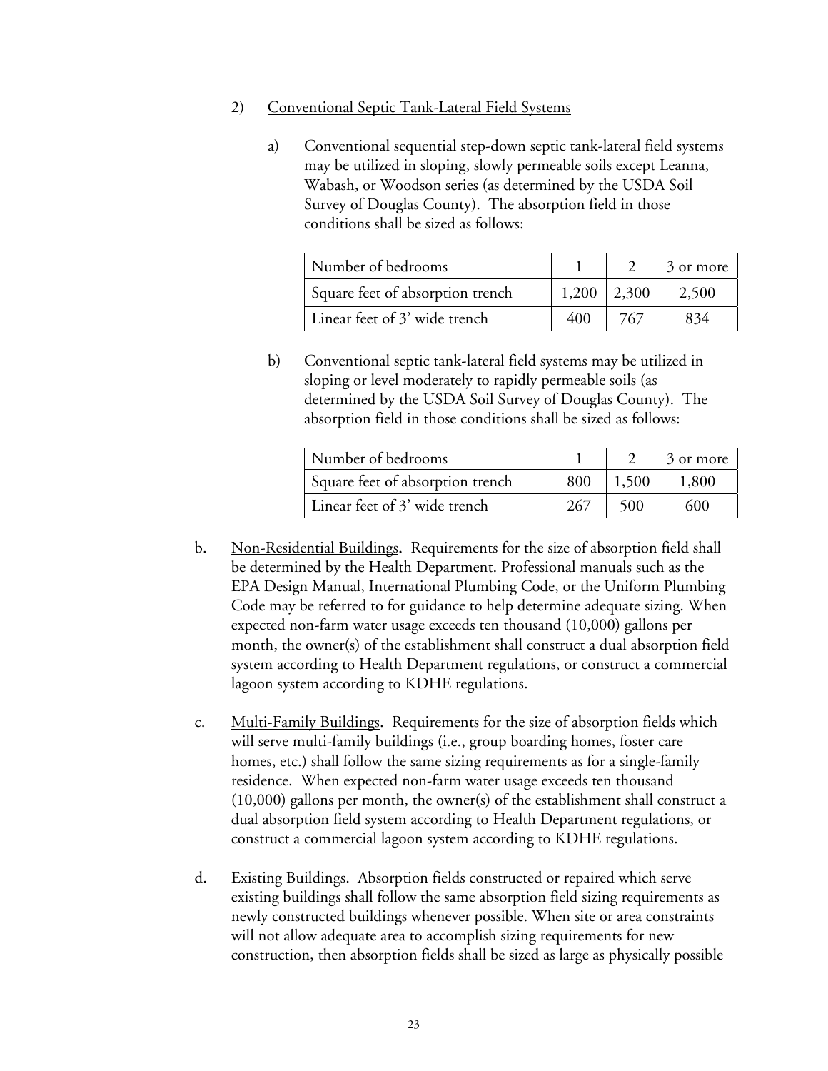2) <u>Conventional Septic Tank-Lateral Field Systems</u>

a) Conventional sequential step-down septic tank-lateral field systems may be utilized in sloping, slowly permeable soils except Leanna, Wabash, or Woodson series (as determined by the USDA Soil Survey of Douglas County). The absorption field in those conditions shall be sized as follows:

| Number of bedrooms | 1 | 2 | 3 or more |
|---|---|---|---|
| Square feet of absorption trench | 1,200 | 2,300 | 2,500 |
| Linear feet of 3' wide trench | 400 | 767 | 834 |

b) Conventional septic tank-lateral field systems may be utilized in sloping or level moderately to rapidly permeable soils (as determined by the USDA Soil Survey of Douglas County). The absorption field in those conditions shall be sized as follows:

| Number of bedrooms | 1 | 2 | 3 or more |
|---|---|---|---|
| Square feet of absorption trench | 800 | 1,500 | 1,800 |
| Linear feet of 3' wide trench | 267 | 500 | 600 |

b. <u>Non-Residential Buildings</u>**.** Requirements for the size of absorption field shall be determined by the Health Department. Professional manuals such as the EPA Design Manual, International Plumbing Code, or the Uniform Plumbing Code may be referred to for guidance to help determine adequate sizing. When expected non-farm water usage exceeds ten thousand (10,000) gallons per month, the owner(s) of the establishment shall construct a dual absorption field system according to Health Department regulations, or construct a commercial lagoon system according to KDHE regulations.

c. <u>Multi-Family Buildings</u>. Requirements for the size of absorption fields which will serve multi-family buildings (i.e., group boarding homes, foster care homes, etc.) shall follow the same sizing requirements as for a single-family residence. When expected non-farm water usage exceeds ten thousand (10,000) gallons per month, the owner(s) of the establishment shall construct a dual absorption field system according to Health Department regulations, or construct a commercial lagoon system according to KDHE regulations.

d. <u>Existing Buildings</u>. Absorption fields constructed or repaired which serve existing buildings shall follow the same absorption field sizing requirements as newly constructed buildings whenever possible. When site or area constraints will not allow adequate area to accomplish sizing requirements for new construction, then absorption fields shall be sized as large as physically possible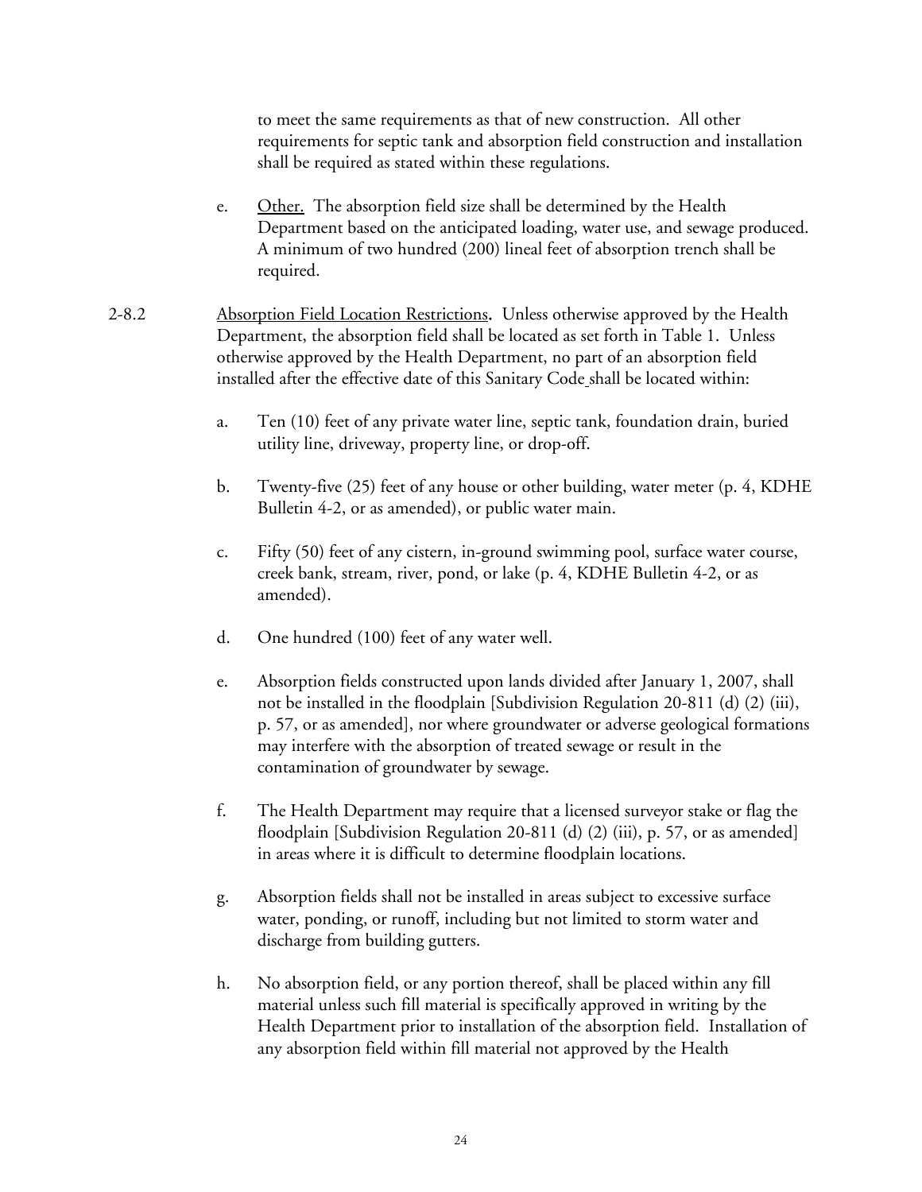to meet the same requirements as that of new construction. All other requirements for septic tank and absorption field construction and installation shall be required as stated within these regulations.

e. Other. The absorption field size shall be determined by the Health Department based on the anticipated loading, water use, and sewage produced. A minimum of two hundred (200) lineal feet of absorption trench shall be required.

2-8.2 Absorption Field Location Restrictions. Unless otherwise approved by the Health Department, the absorption field shall be located as set forth in Table 1. Unless otherwise approved by the Health Department, no part of an absorption field installed after the effective date of this Sanitary Code shall be located within:

a. Ten (10) feet of any private water line, septic tank, foundation drain, buried utility line, driveway, property line, or drop-off.

b. Twenty-five (25) feet of any house or other building, water meter (p. 4, KDHE Bulletin 4-2, or as amended), or public water main.

c. Fifty (50) feet of any cistern, in-ground swimming pool, surface water course, creek bank, stream, river, pond, or lake (p. 4, KDHE Bulletin 4-2, or as amended).

d. One hundred (100) feet of any water well.

e. Absorption fields constructed upon lands divided after January 1, 2007, shall not be installed in the floodplain [Subdivision Regulation 20-811 (d) (2) (iii), p. 57, or as amended], nor where groundwater or adverse geological formations may interfere with the absorption of treated sewage or result in the contamination of groundwater by sewage.

f. The Health Department may require that a licensed surveyor stake or flag the floodplain [Subdivision Regulation 20-811 (d) (2) (iii), p. 57, or as amended] in areas where it is difficult to determine floodplain locations.

g. Absorption fields shall not be installed in areas subject to excessive surface water, ponding, or runoff, including but not limited to storm water and discharge from building gutters.

h. No absorption field, or any portion thereof, shall be placed within any fill material unless such fill material is specifically approved in writing by the Health Department prior to installation of the absorption field. Installation of any absorption field within fill material not approved by the Health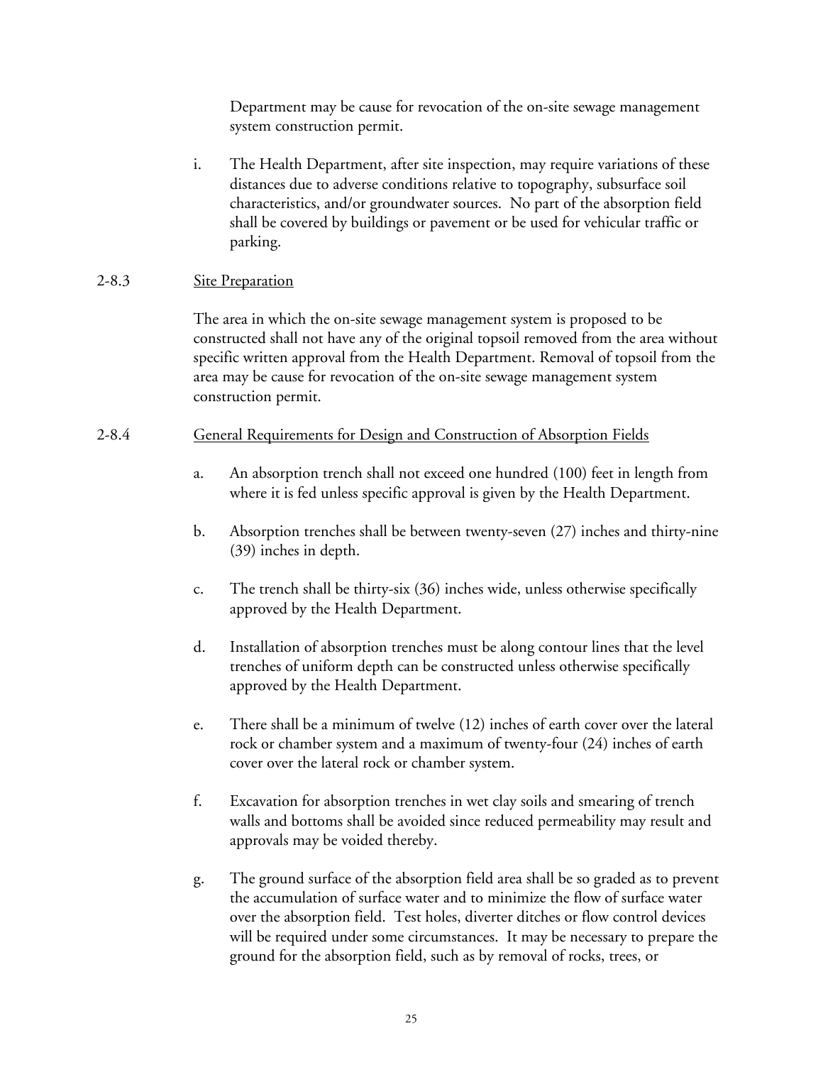Department may be cause for revocation of the on-site sewage management system construction permit.

i. The Health Department, after site inspection, may require variations of these distances due to adverse conditions relative to topography, subsurface soil characteristics, and/or groundwater sources. No part of the absorption field shall be covered by buildings or pavement or be used for vehicular traffic or parking.

2-8.3 Site Preparation

The area in which the on-site sewage management system is proposed to be constructed shall not have any of the original topsoil removed from the area without specific written approval from the Health Department. Removal of topsoil from the area may be cause for revocation of the on-site sewage management system construction permit.

2-8.4 General Requirements for Design and Construction of Absorption Fields

a. An absorption trench shall not exceed one hundred (100) feet in length from where it is fed unless specific approval is given by the Health Department.

b. Absorption trenches shall be between twenty-seven (27) inches and thirty-nine (39) inches in depth.

c. The trench shall be thirty-six (36) inches wide, unless otherwise specifically approved by the Health Department.

d. Installation of absorption trenches must be along contour lines that the level trenches of uniform depth can be constructed unless otherwise specifically approved by the Health Department.

e. There shall be a minimum of twelve (12) inches of earth cover over the lateral rock or chamber system and a maximum of twenty-four (24) inches of earth cover over the lateral rock or chamber system.

f. Excavation for absorption trenches in wet clay soils and smearing of trench walls and bottoms shall be avoided since reduced permeability may result and approvals may be voided thereby.

g. The ground surface of the absorption field area shall be so graded as to prevent the accumulation of surface water and to minimize the flow of surface water over the absorption field. Test holes, diverter ditches or flow control devices will be required under some circumstances. It may be necessary to prepare the ground for the absorption field, such as by removal of rocks, trees, or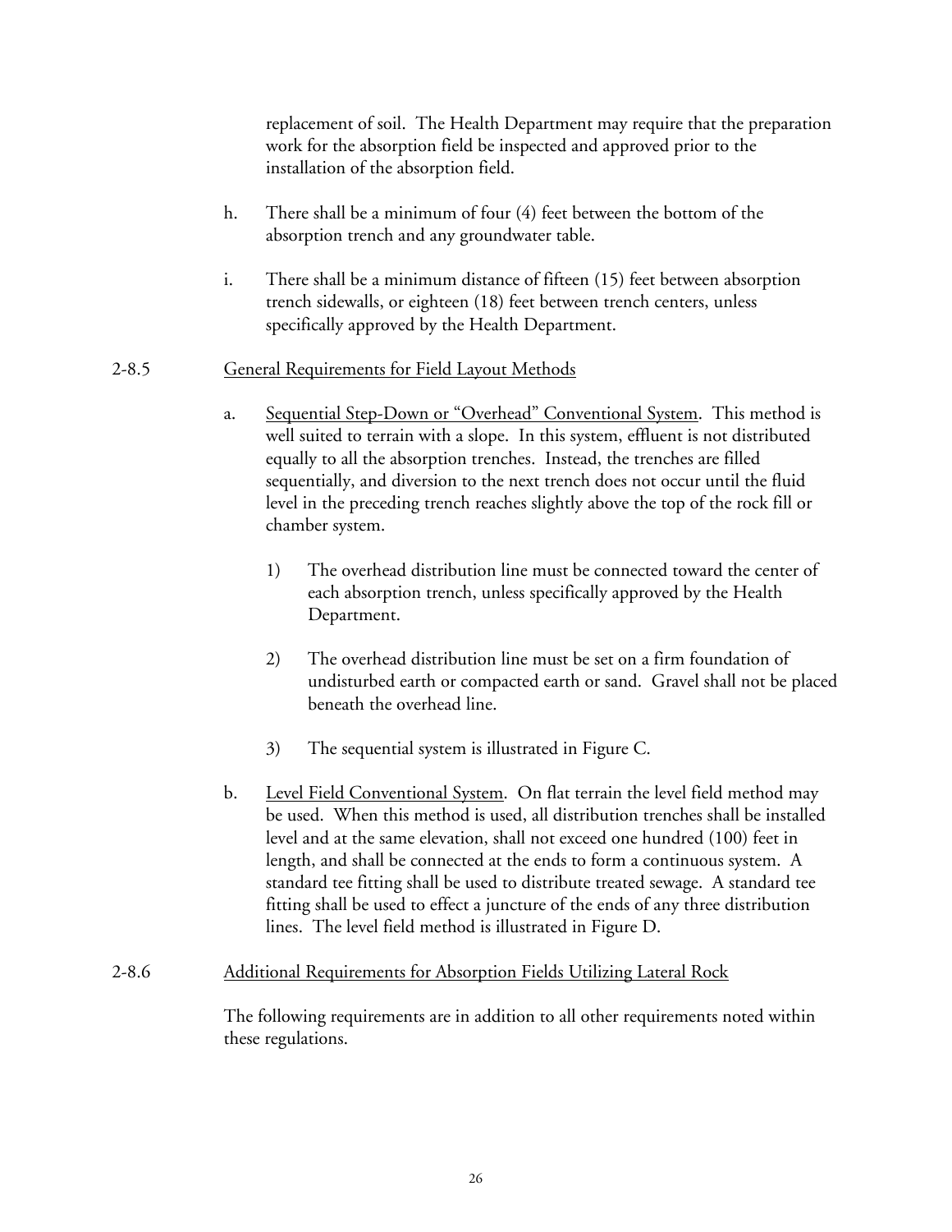replacement of soil. The Health Department may require that the preparation work for the absorption field be inspected and approved prior to the installation of the absorption field.

h. There shall be a minimum of four (4) feet between the bottom of the absorption trench and any groundwater table.

i. There shall be a minimum distance of fifteen (15) feet between absorption trench sidewalls, or eighteen (18) feet between trench centers, unless specifically approved by the Health Department.

2-8.5 General Requirements for Field Layout Methods

a. Sequential Step-Down or "Overhead" Conventional System. This method is well suited to terrain with a slope. In this system, effluent is not distributed equally to all the absorption trenches. Instead, the trenches are filled sequentially, and diversion to the next trench does not occur until the fluid level in the preceding trench reaches slightly above the top of the rock fill or chamber system.

   1) The overhead distribution line must be connected toward the center of each absorption trench, unless specifically approved by the Health Department.

   2) The overhead distribution line must be set on a firm foundation of undisturbed earth or compacted earth or sand. Gravel shall not be placed beneath the overhead line.

   3) The sequential system is illustrated in Figure C.

b. Level Field Conventional System. On flat terrain the level field method may be used. When this method is used, all distribution trenches shall be installed level and at the same elevation, shall not exceed one hundred (100) feet in length, and shall be connected at the ends to form a continuous system. A standard tee fitting shall be used to distribute treated sewage. A standard tee fitting shall be used to effect a juncture of the ends of any three distribution lines. The level field method is illustrated in Figure D.

2-8.6 Additional Requirements for Absorption Fields Utilizing Lateral Rock

The following requirements are in addition to all other requirements noted within these regulations.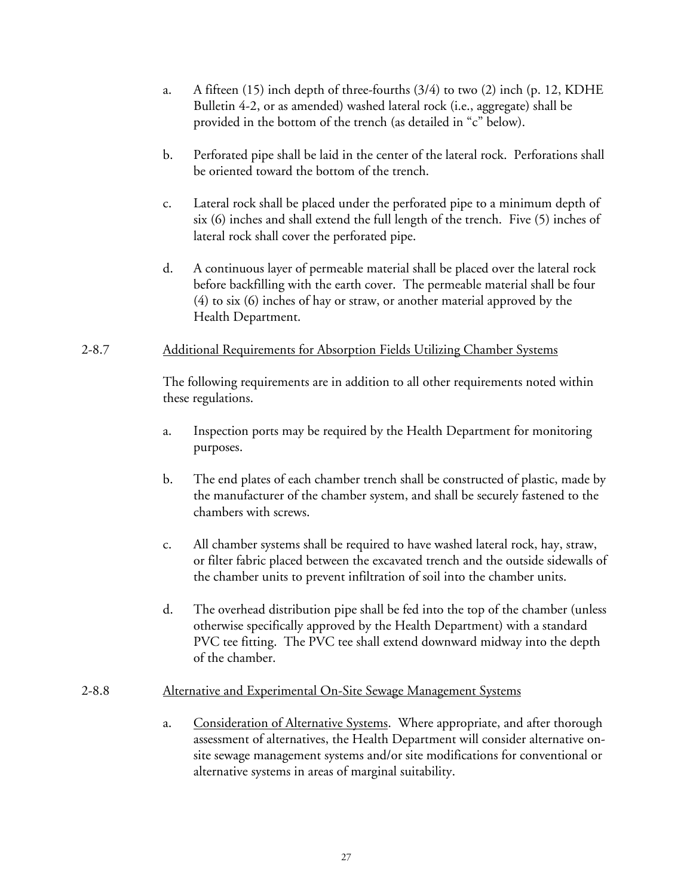a. A fifteen (15) inch depth of three-fourths (3/4) to two (2) inch (p. 12, KDHE Bulletin 4-2, or as amended) washed lateral rock (i.e., aggregate) shall be provided in the bottom of the trench (as detailed in "c" below).

b. Perforated pipe shall be laid in the center of the lateral rock. Perforations shall be oriented toward the bottom of the trench.

c. Lateral rock shall be placed under the perforated pipe to a minimum depth of six (6) inches and shall extend the full length of the trench. Five (5) inches of lateral rock shall cover the perforated pipe.

d. A continuous layer of permeable material shall be placed over the lateral rock before backfilling with the earth cover. The permeable material shall be four (4) to six (6) inches of hay or straw, or another material approved by the Health Department.

2-8.7 Additional Requirements for Absorption Fields Utilizing Chamber Systems

The following requirements are in addition to all other requirements noted within these regulations.

a. Inspection ports may be required by the Health Department for monitoring purposes.

b. The end plates of each chamber trench shall be constructed of plastic, made by the manufacturer of the chamber system, and shall be securely fastened to the chambers with screws.

c. All chamber systems shall be required to have washed lateral rock, hay, straw, or filter fabric placed between the excavated trench and the outside sidewalls of the chamber units to prevent infiltration of soil into the chamber units.

d. The overhead distribution pipe shall be fed into the top of the chamber (unless otherwise specifically approved by the Health Department) with a standard PVC tee fitting. The PVC tee shall extend downward midway into the depth of the chamber.

2-8.8 Alternative and Experimental On-Site Sewage Management Systems

a. Consideration of Alternative Systems. Where appropriate, and after thorough assessment of alternatives, the Health Department will consider alternative on-site sewage management systems and/or site modifications for conventional or alternative systems in areas of marginal suitability.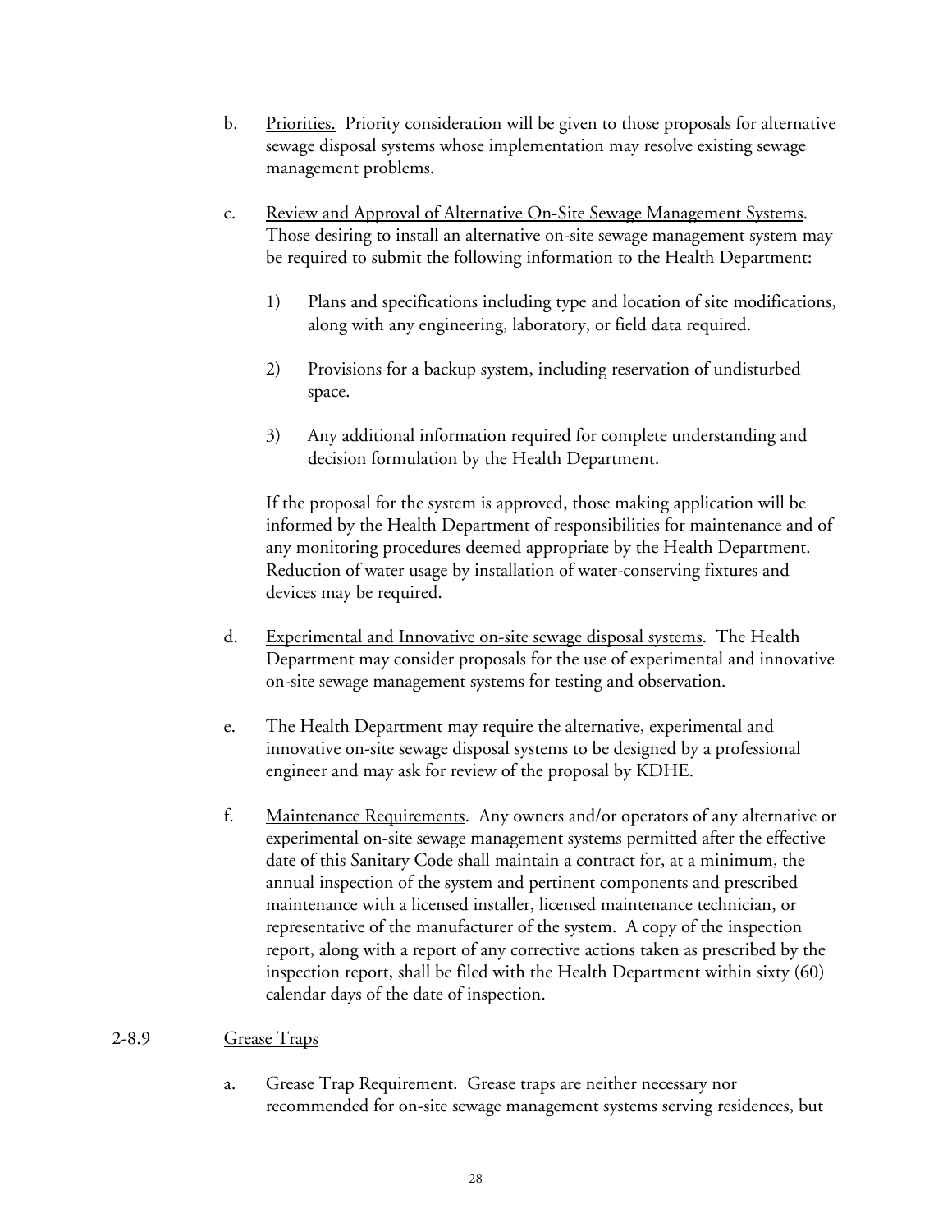b. Priorities. Priority consideration will be given to those proposals for alternative sewage disposal systems whose implementation may resolve existing sewage management problems.

c. Review and Approval of Alternative On-Site Sewage Management Systems. Those desiring to install an alternative on-site sewage management system may be required to submit the following information to the Health Department:

   1) Plans and specifications including type and location of site modifications, along with any engineering, laboratory, or field data required.

   2) Provisions for a backup system, including reservation of undisturbed space.

   3) Any additional information required for complete understanding and decision formulation by the Health Department.

   If the proposal for the system is approved, those making application will be informed by the Health Department of responsibilities for maintenance and of any monitoring procedures deemed appropriate by the Health Department. Reduction of water usage by installation of water-conserving fixtures and devices may be required.

d. Experimental and Innovative on-site sewage disposal systems. The Health Department may consider proposals for the use of experimental and innovative on-site sewage management systems for testing and observation.

e. The Health Department may require the alternative, experimental and innovative on-site sewage disposal systems to be designed by a professional engineer and may ask for review of the proposal by KDHE.

f. Maintenance Requirements. Any owners and/or operators of any alternative or experimental on-site sewage management systems permitted after the effective date of this Sanitary Code shall maintain a contract for, at a minimum, the annual inspection of the system and pertinent components and prescribed maintenance with a licensed installer, licensed maintenance technician, or representative of the manufacturer of the system. A copy of the inspection report, along with a report of any corrective actions taken as prescribed by the inspection report, shall be filed with the Health Department within sixty (60) calendar days of the date of inspection.

2-8.9 Grease Traps

a. Grease Trap Requirement. Grease traps are neither necessary nor recommended for on-site sewage management systems serving residences, but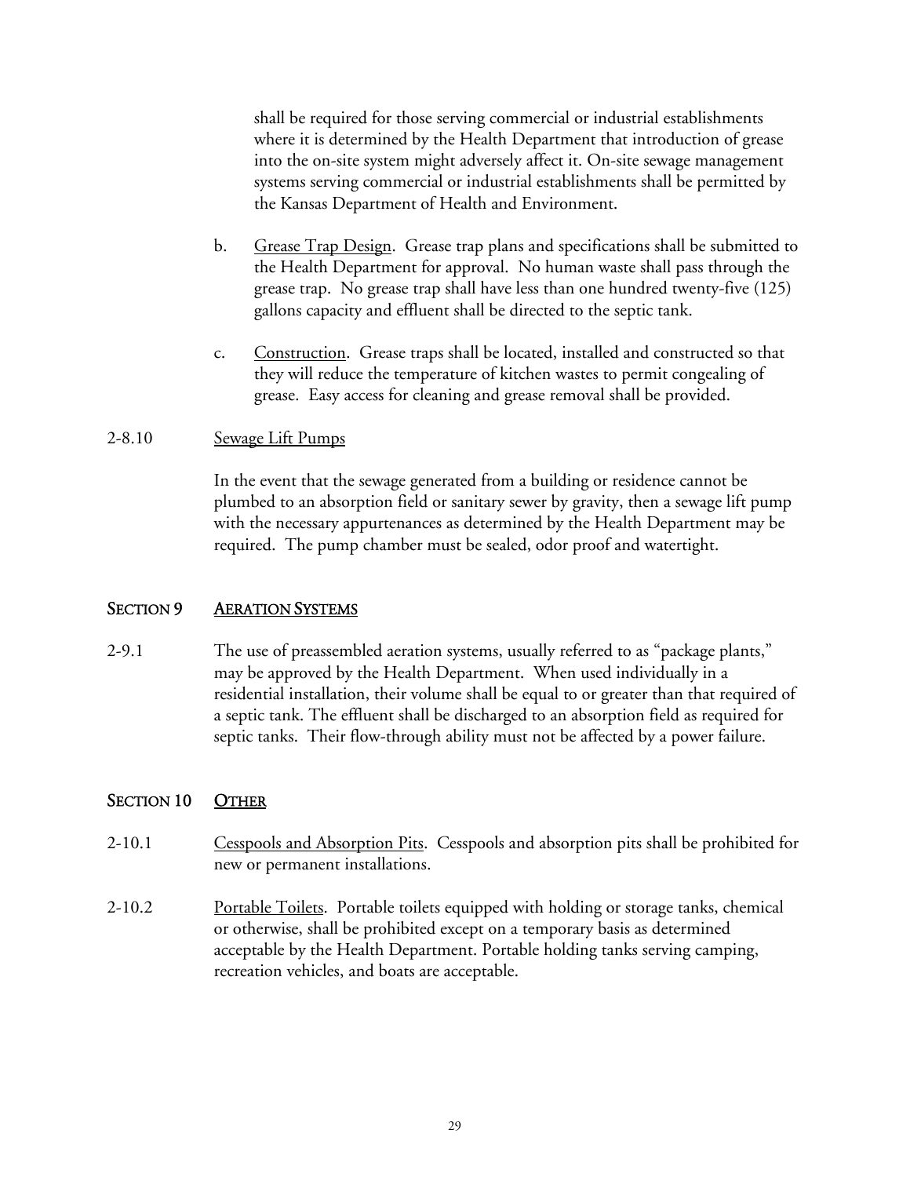shall be required for those serving commercial or industrial establishments where it is determined by the Health Department that introduction of grease into the on-site system might adversely affect it. On-site sewage management systems serving commercial or industrial establishments shall be permitted by the Kansas Department of Health and Environment.

b. Grease Trap Design. Grease trap plans and specifications shall be submitted to the Health Department for approval. No human waste shall pass through the grease trap. No grease trap shall have less than one hundred twenty-five (125) gallons capacity and effluent shall be directed to the septic tank.

c. Construction. Grease traps shall be located, installed and constructed so that they will reduce the temperature of kitchen wastes to permit congealing of grease. Easy access for cleaning and grease removal shall be provided.

2-8.10 Sewage Lift Pumps

In the event that the sewage generated from a building or residence cannot be plumbed to an absorption field or sanitary sewer by gravity, then a sewage lift pump with the necessary appurtenances as determined by the Health Department may be required. The pump chamber must be sealed, odor proof and watertight.

## SECTION 9 AERATION SYSTEMS

2-9.1 The use of preassembled aeration systems, usually referred to as "package plants," may be approved by the Health Department. When used individually in a residential installation, their volume shall be equal to or greater than that required of a septic tank. The effluent shall be discharged to an absorption field as required for septic tanks. Their flow-through ability must not be affected by a power failure.

## SECTION 10 OTHER

2-10.1 Cesspools and Absorption Pits. Cesspools and absorption pits shall be prohibited for new or permanent installations.

2-10.2 Portable Toilets. Portable toilets equipped with holding or storage tanks, chemical or otherwise, shall be prohibited except on a temporary basis as determined acceptable by the Health Department. Portable holding tanks serving camping, recreation vehicles, and boats are acceptable.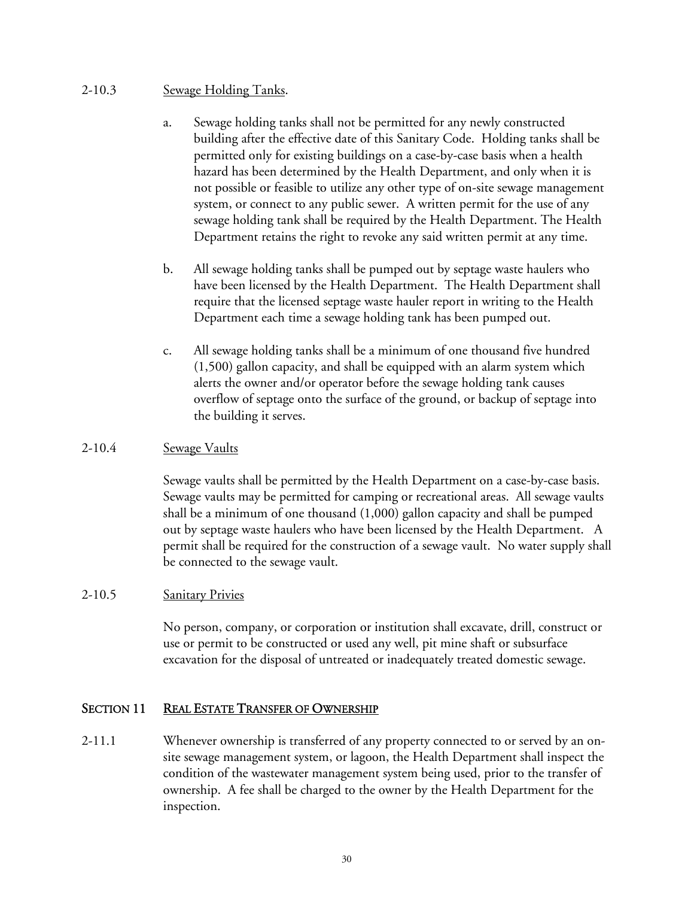2-10.3 Sewage Holding Tanks.

a. Sewage holding tanks shall not be permitted for any newly constructed building after the effective date of this Sanitary Code. Holding tanks shall be permitted only for existing buildings on a case-by-case basis when a health hazard has been determined by the Health Department, and only when it is not possible or feasible to utilize any other type of on-site sewage management system, or connect to any public sewer. A written permit for the use of any sewage holding tank shall be required by the Health Department. The Health Department retains the right to revoke any said written permit at any time.

b. All sewage holding tanks shall be pumped out by septage waste haulers who have been licensed by the Health Department. The Health Department shall require that the licensed septage waste hauler report in writing to the Health Department each time a sewage holding tank has been pumped out.

c. All sewage holding tanks shall be a minimum of one thousand five hundred (1,500) gallon capacity, and shall be equipped with an alarm system which alerts the owner and/or operator before the sewage holding tank causes overflow of septage onto the surface of the ground, or backup of septage into the building it serves.

2-10.4 Sewage Vaults

Sewage vaults shall be permitted by the Health Department on a case-by-case basis. Sewage vaults may be permitted for camping or recreational areas. All sewage vaults shall be a minimum of one thousand (1,000) gallon capacity and shall be pumped out by septage waste haulers who have been licensed by the Health Department. A permit shall be required for the construction of a sewage vault. No water supply shall be connected to the sewage vault.

2-10.5 Sanitary Privies

No person, company, or corporation or institution shall excavate, drill, construct or use or permit to be constructed or used any well, pit mine shaft or subsurface excavation for the disposal of untreated or inadequately treated domestic sewage.

## SECTION 11 REAL ESTATE TRANSFER OF OWNERSHIP

2-11.1 Whenever ownership is transferred of any property connected to or served by an on-site sewage management system, or lagoon, the Health Department shall inspect the condition of the wastewater management system being used, prior to the transfer of ownership. A fee shall be charged to the owner by the Health Department for the inspection.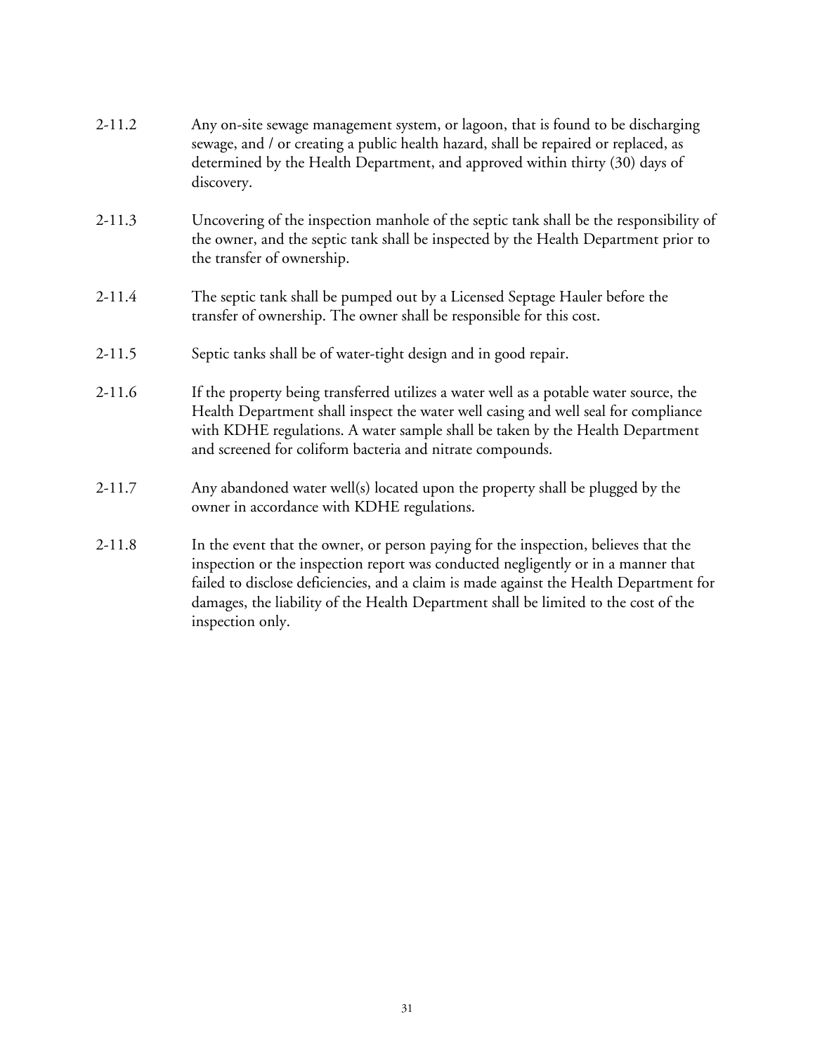2-11.2 Any on-site sewage management system, or lagoon, that is found to be discharging sewage, and / or creating a public health hazard, shall be repaired or replaced, as determined by the Health Department, and approved within thirty (30) days of discovery.

2-11.3 Uncovering of the inspection manhole of the septic tank shall be the responsibility of the owner, and the septic tank shall be inspected by the Health Department prior to the transfer of ownership.

2-11.4 The septic tank shall be pumped out by a Licensed Septage Hauler before the transfer of ownership. The owner shall be responsible for this cost.

2-11.5 Septic tanks shall be of water-tight design and in good repair.

2-11.6 If the property being transferred utilizes a water well as a potable water source, the Health Department shall inspect the water well casing and well seal for compliance with KDHE regulations. A water sample shall be taken by the Health Department and screened for coliform bacteria and nitrate compounds.

2-11.7 Any abandoned water well(s) located upon the property shall be plugged by the owner in accordance with KDHE regulations.

2-11.8 In the event that the owner, or person paying for the inspection, believes that the inspection or the inspection report was conducted negligently or in a manner that failed to disclose deficiencies, and a claim is made against the Health Department for damages, the liability of the Health Department shall be limited to the cost of the inspection only.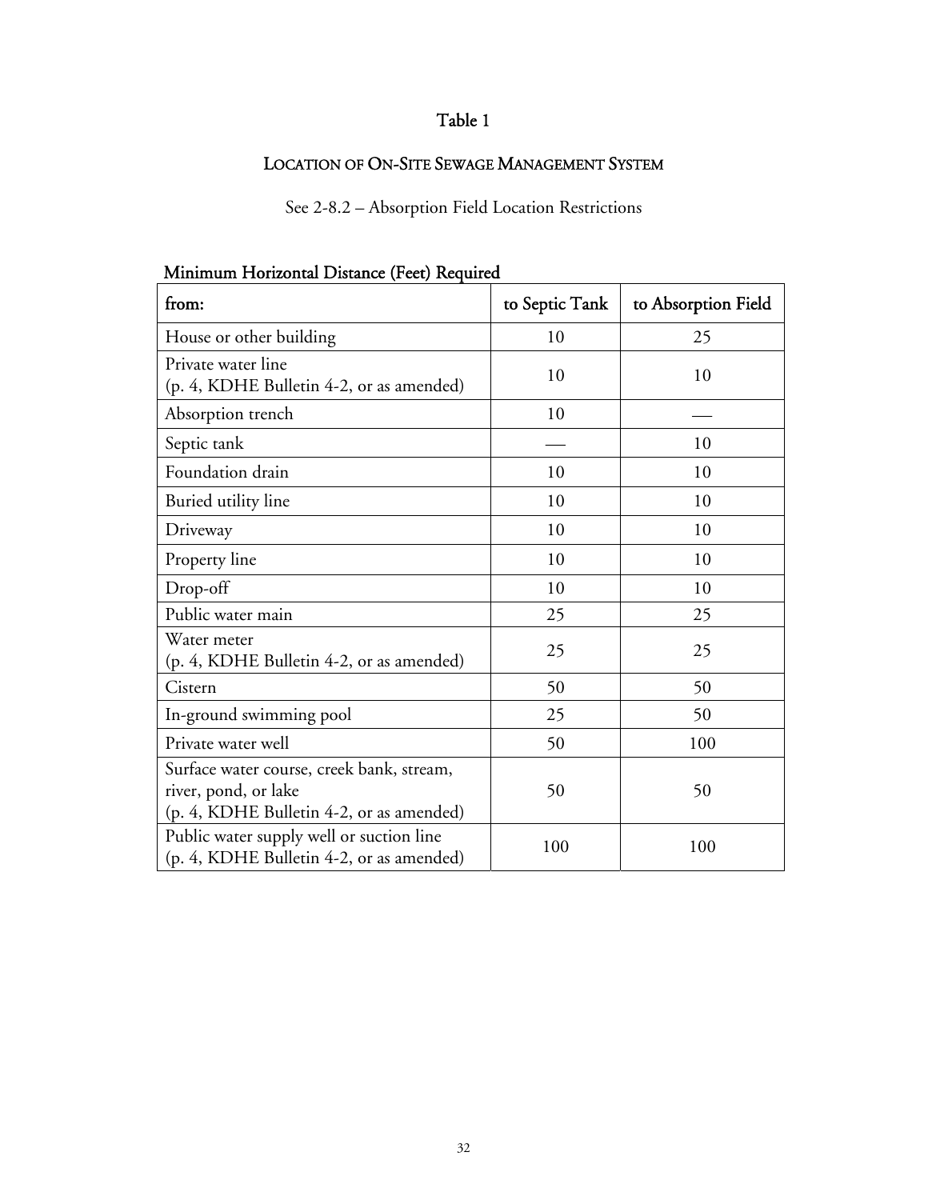# Table 1

## LOCATION OF ON-SITE SEWAGE MANAGEMENT SYSTEM

See 2-8.2 – Absorption Field Location Restrictions

**Minimum Horizontal Distance (Feet) Required**

| from: | to Septic Tank | to Absorption Field |
|---|---|---|
| House or other building | 10 | 25 |
| Private water line (p. 4, KDHE Bulletin 4-2, or as amended) | 10 | 10 |
| Absorption trench | 10 | — |
| Septic tank | — | 10 |
| Foundation drain | 10 | 10 |
| Buried utility line | 10 | 10 |
| Driveway | 10 | 10 |
| Property line | 10 | 10 |
| Drop-off | 10 | 10 |
| Public water main | 25 | 25 |
| Water meter (p. 4, KDHE Bulletin 4-2, or as amended) | 25 | 25 |
| Cistern | 50 | 50 |
| In-ground swimming pool | 25 | 50 |
| Private water well | 50 | 100 |
| Surface water course, creek bank, stream, river, pond, or lake (p. 4, KDHE Bulletin 4-2, or as amended) | 50 | 50 |
| Public water supply well or suction line (p. 4, KDHE Bulletin 4-2, or as amended) | 100 | 100 |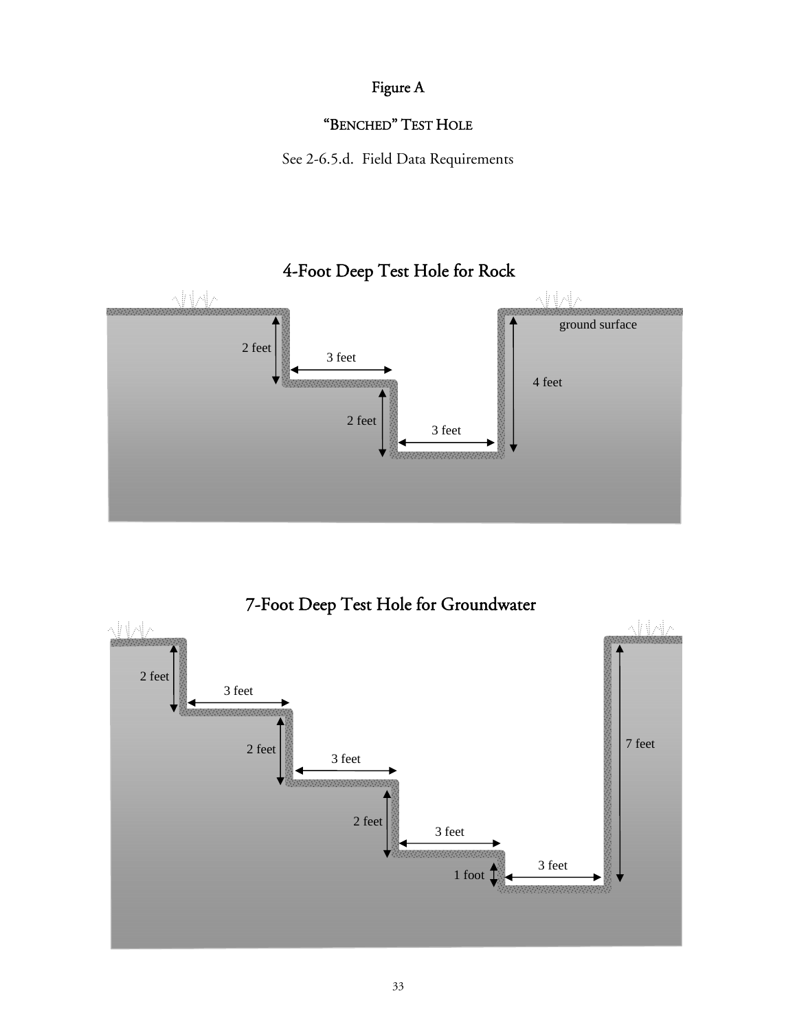# Figure A

## "BENCHED" TEST HOLE

See 2-6.5.d. Field Data Requirements

### 4-Foot Deep Test Hole for Rock

2 feet

3 feet

2 feet

3 feet

4 feet

ground surface

### 7-Foot Deep Test Hole for Groundwater

2 feet

3 feet

2 feet

3 feet

2 feet

3 feet

1 foot

3 feet

7 feet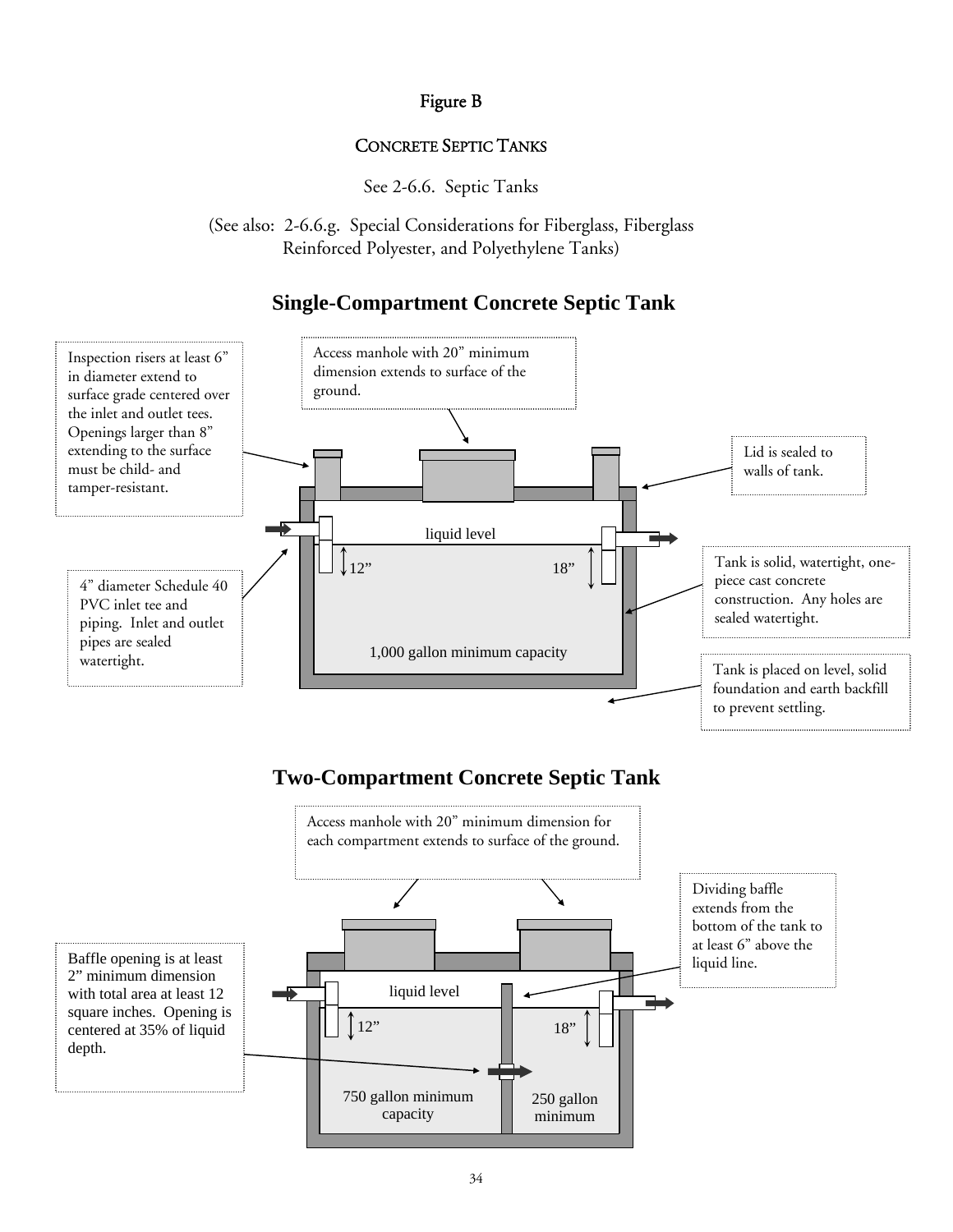# Figure B

## CONCRETE SEPTIC TANKS

See 2-6.6. Septic Tanks

(See also: 2-6.6.g. Special Considerations for Fiberglass, Fiberglass Reinforced Polyester, and Polyethylene Tanks)

### Single-Compartment Concrete Septic Tank

Inspection risers at least 6" in diameter extend to surface grade centered over the inlet and outlet tees. Openings larger than 8" extending to the surface must be child- and tamper-resistant.

Access manhole with 20" minimum dimension extends to surface of the ground.

Lid is sealed to walls of tank.

liquid level

12"

18"

4" diameter Schedule 40 PVC inlet tee and piping. Inlet and outlet pipes are sealed watertight.

Tank is solid, watertight, one-piece cast concrete construction. Any holes are sealed watertight.

1,000 gallon minimum capacity

Tank is placed on level, solid foundation and earth backfill to prevent settling.

### Two-Compartment Concrete Septic Tank

Access manhole with 20" minimum dimension for each compartment extends to surface of the ground.

Dividing baffle extends from the bottom of the tank to at least 6" above the liquid line.

Baffle opening is at least 2" minimum dimension with total area at least 12 square inches. Opening is centered at 35% of liquid depth.

liquid level

12"

18"

750 gallon minimum capacity

250 gallon minimum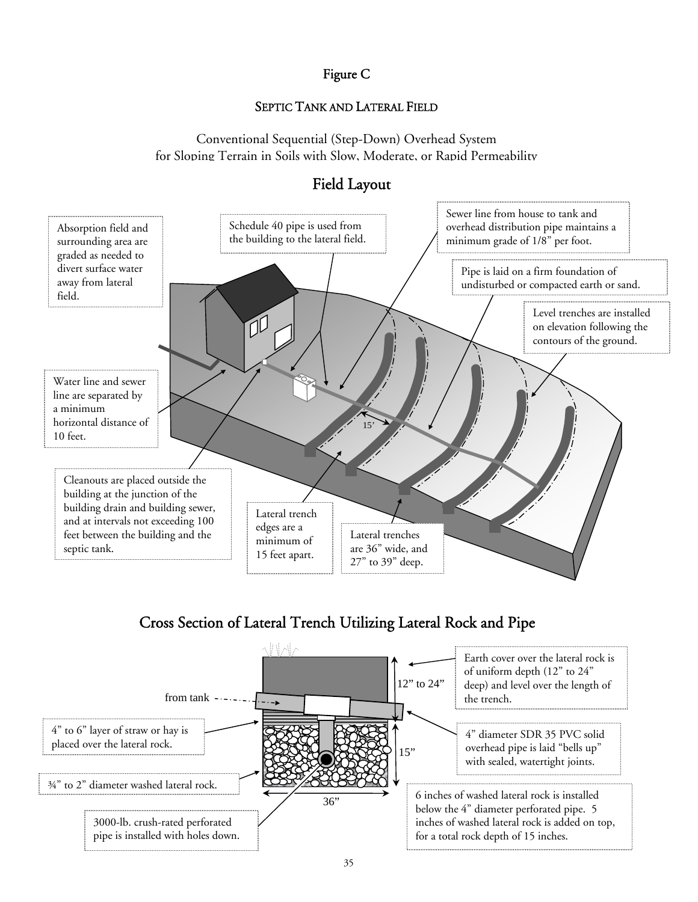# Figure C

## SEPTIC TANK AND LATERAL FIELD

Conventional Sequential (Step-Down) Overhead System
for Sloping Terrain in Soils with Slow, Moderate, or Rapid Permeability

## Field Layout

Absorption field and surrounding area are graded as needed to divert surface water away from lateral field.

Schedule 40 pipe is used from the building to the lateral field.

Sewer line from house to tank and overhead distribution pipe maintains a minimum grade of 1/8" per foot.

Pipe is laid on a firm foundation of undisturbed or compacted earth or sand.

Level trenches are installed on elevation following the contours of the ground.

Water line and sewer line are separated by a minimum horizontal distance of 10 feet.

15'

Cleanouts are placed outside the building at the junction of the building drain and building sewer, and at intervals not exceeding 100 feet between the building and the septic tank.

Lateral trench edges are a minimum of 15 feet apart.

Lateral trenches are 36" wide, and 27" to 39" deep.

## Cross Section of Lateral Trench Utilizing Lateral Rock and Pipe

from tank

12" to 24"

Earth cover over the lateral rock is of uniform depth (12" to 24" deep) and level over the length of the trench.

4" to 6" layer of straw or hay is placed over the lateral rock.

4" diameter SDR 35 PVC solid overhead pipe is laid "bells up" with sealed, watertight joints.

15"

¾" to 2" diameter washed lateral rock.

36"

6 inches of washed lateral rock is installed below the 4" diameter perforated pipe. 5 inches of washed lateral rock is added on top, for a total rock depth of 15 inches.

3000-lb. crush-rated perforated pipe is installed with holes down.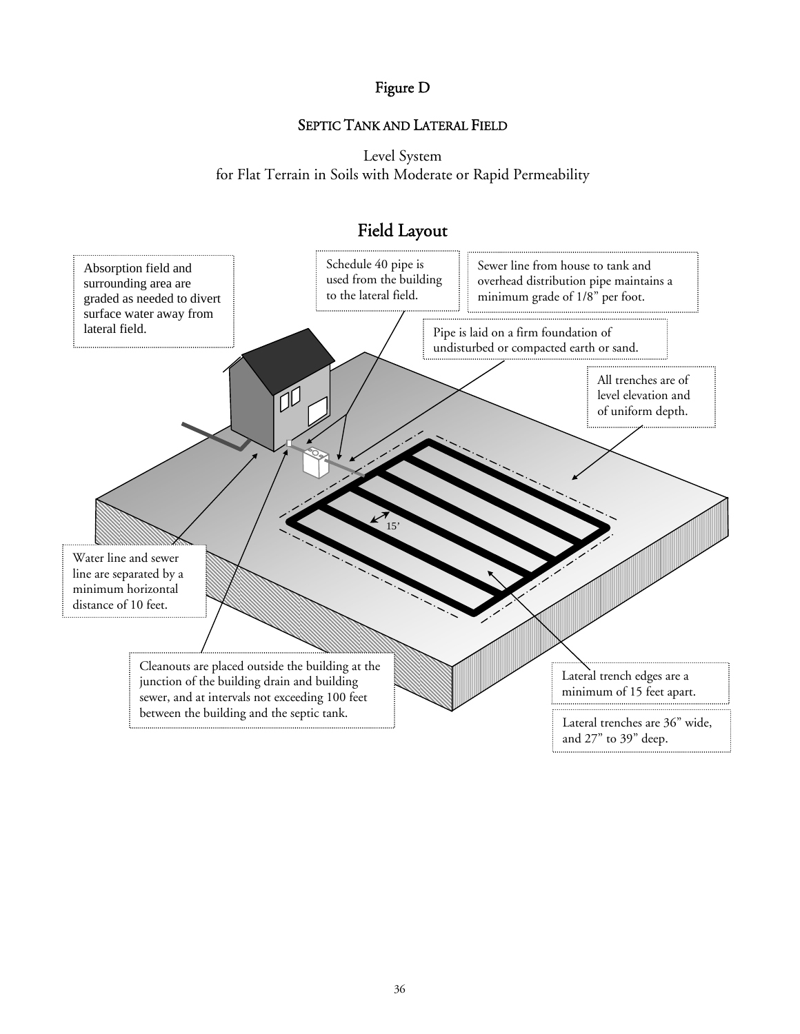# Figure D

## Septic Tank and Lateral Field

Level System
for Flat Terrain in Soils with Moderate or Rapid Permeability

### Field Layout

Absorption field and surrounding area are graded as needed to divert surface water away from lateral field.

Schedule 40 pipe is used from the building to the lateral field.

Sewer line from house to tank and overhead distribution pipe maintains a minimum grade of 1/8" per foot.

Pipe is laid on a firm foundation of undisturbed or compacted earth or sand.

All trenches are of level elevation and of uniform depth.

15'

Water line and sewer line are separated by a minimum horizontal distance of 10 feet.

Cleanouts are placed outside the building at the junction of the building drain and building sewer, and at intervals not exceeding 100 feet between the building and the septic tank.

Lateral trench edges are a minimum of 15 feet apart.

Lateral trenches are 36" wide, and 27" to 39" deep.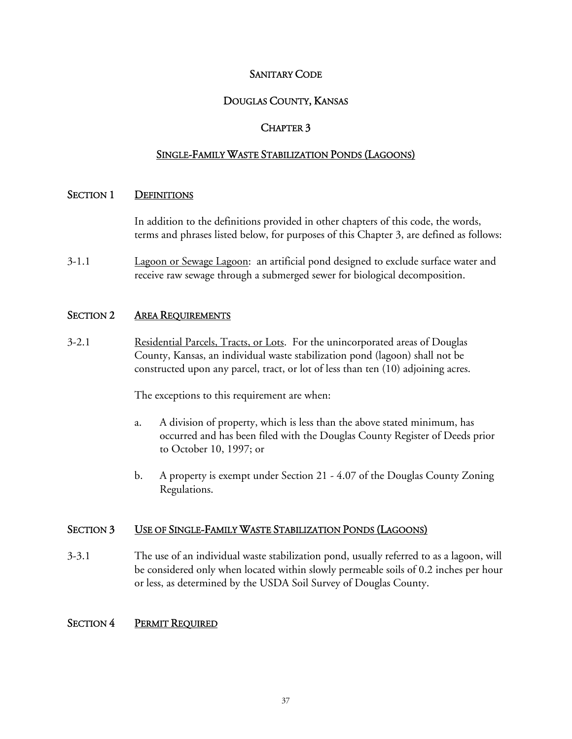# SANITARY CODE

# DOUGLAS COUNTY, KANSAS

# CHAPTER 3

# SINGLE-FAMILY WASTE STABILIZATION PONDS (LAGOONS)

## SECTION 1 DEFINITIONS

In addition to the definitions provided in other chapters of this code, the words, terms and phrases listed below, for purposes of this Chapter 3, are defined as follows:

3-1.1 Lagoon or Sewage Lagoon: an artificial pond designed to exclude surface water and receive raw sewage through a submerged sewer for biological decomposition.

## SECTION 2 AREA REQUIREMENTS

3-2.1 Residential Parcels, Tracts, or Lots. For the unincorporated areas of Douglas County, Kansas, an individual waste stabilization pond (lagoon) shall not be constructed upon any parcel, tract, or lot of less than ten (10) adjoining acres.

The exceptions to this requirement are when:

a. A division of property, which is less than the above stated minimum, has occurred and has been filed with the Douglas County Register of Deeds prior to October 10, 1997; or

b. A property is exempt under Section 21 - 4.07 of the Douglas County Zoning Regulations.

## SECTION 3 USE OF SINGLE-FAMILY WASTE STABILIZATION PONDS (LAGOONS)

3-3.1 The use of an individual waste stabilization pond, usually referred to as a lagoon, will be considered only when located within slowly permeable soils of 0.2 inches per hour or less, as determined by the USDA Soil Survey of Douglas County.

## SECTION 4 PERMIT REQUIRED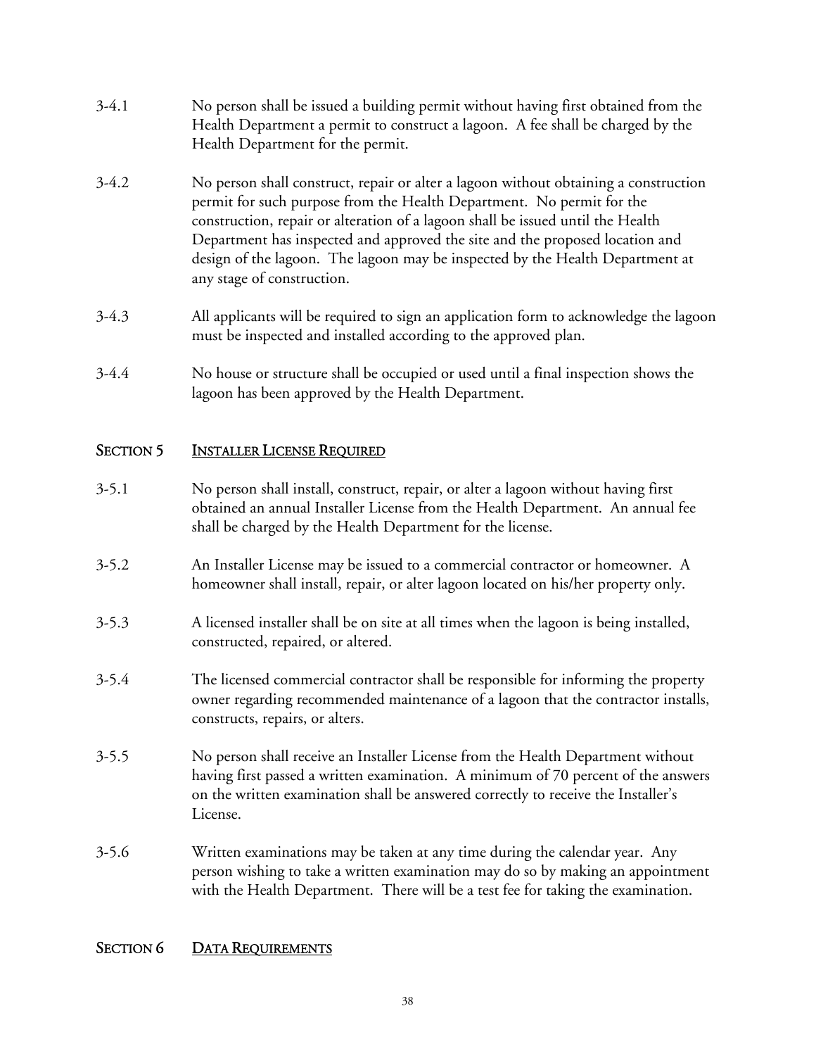3-4.1 No person shall be issued a building permit without having first obtained from the Health Department a permit to construct a lagoon. A fee shall be charged by the Health Department for the permit.

3-4.2 No person shall construct, repair or alter a lagoon without obtaining a construction permit for such purpose from the Health Department. No permit for the construction, repair or alteration of a lagoon shall be issued until the Health Department has inspected and approved the site and the proposed location and design of the lagoon. The lagoon may be inspected by the Health Department at any stage of construction.

3-4.3 All applicants will be required to sign an application form to acknowledge the lagoon must be inspected and installed according to the approved plan.

3-4.4 No house or structure shall be occupied or used until a final inspection shows the lagoon has been approved by the Health Department.

## SECTION 5 INSTALLER LICENSE REQUIRED

3-5.1 No person shall install, construct, repair, or alter a lagoon without having first obtained an annual Installer License from the Health Department. An annual fee shall be charged by the Health Department for the license.

3-5.2 An Installer License may be issued to a commercial contractor or homeowner. A homeowner shall install, repair, or alter lagoon located on his/her property only.

3-5.3 A licensed installer shall be on site at all times when the lagoon is being installed, constructed, repaired, or altered.

3-5.4 The licensed commercial contractor shall be responsible for informing the property owner regarding recommended maintenance of a lagoon that the contractor installs, constructs, repairs, or alters.

3-5.5 No person shall receive an Installer License from the Health Department without having first passed a written examination. A minimum of 70 percent of the answers on the written examination shall be answered correctly to receive the Installer's License.

3-5.6 Written examinations may be taken at any time during the calendar year. Any person wishing to take a written examination may do so by making an appointment with the Health Department. There will be a test fee for taking the examination.

## SECTION 6 DATA REQUIREMENTS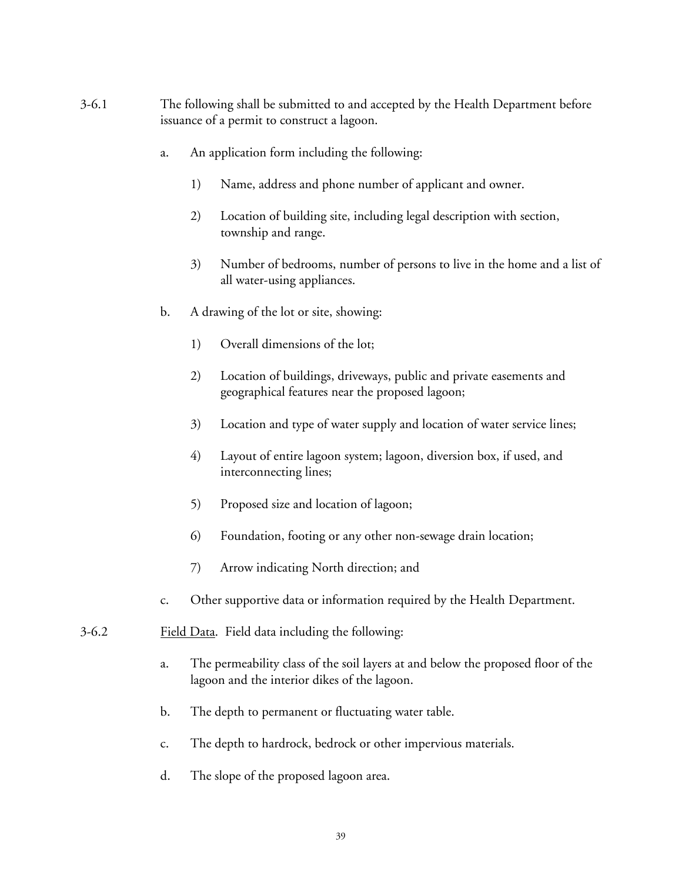3-6.1 The following shall be submitted to and accepted by the Health Department before issuance of a permit to construct a lagoon.

a. An application form including the following:

1) Name, address and phone number of applicant and owner.

2) Location of building site, including legal description with section, township and range.

3) Number of bedrooms, number of persons to live in the home and a list of all water-using appliances.

b. A drawing of the lot or site, showing:

1) Overall dimensions of the lot;

2) Location of buildings, driveways, public and private easements and geographical features near the proposed lagoon;

3) Location and type of water supply and location of water service lines;

4) Layout of entire lagoon system; lagoon, diversion box, if used, and interconnecting lines;

5) Proposed size and location of lagoon;

6) Foundation, footing or any other non-sewage drain location;

7) Arrow indicating North direction; and

c. Other supportive data or information required by the Health Department.

3-6.2 Field Data. Field data including the following:

a. The permeability class of the soil layers at and below the proposed floor of the lagoon and the interior dikes of the lagoon.

b. The depth to permanent or fluctuating water table.

c. The depth to hardrock, bedrock or other impervious materials.

d. The slope of the proposed lagoon area.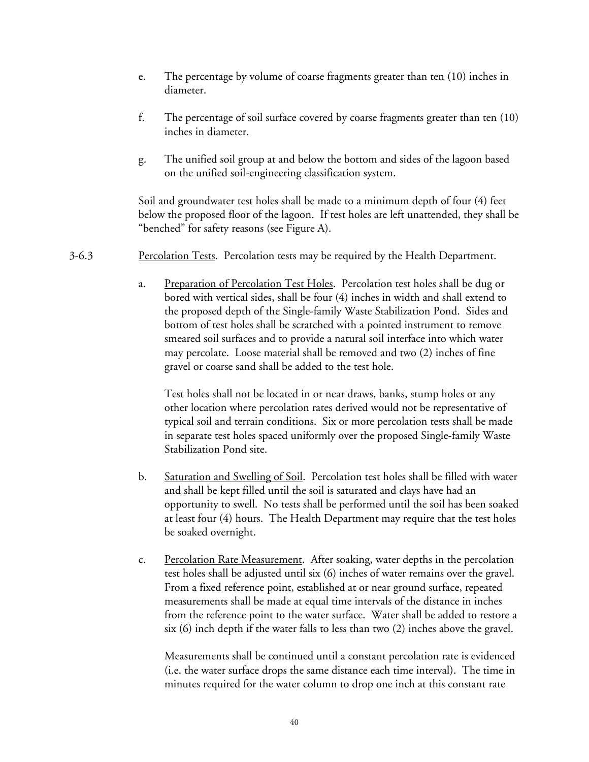e. The percentage by volume of coarse fragments greater than ten (10) inches in diameter.

f. The percentage of soil surface covered by coarse fragments greater than ten (10) inches in diameter.

g. The unified soil group at and below the bottom and sides of the lagoon based on the unified soil-engineering classification system.

Soil and groundwater test holes shall be made to a minimum depth of four (4) feet below the proposed floor of the lagoon. If test holes are left unattended, they shall be "benched" for safety reasons (see Figure A).

3-6.3 Percolation Tests. Percolation tests may be required by the Health Department.

a. Preparation of Percolation Test Holes. Percolation test holes shall be dug or bored with vertical sides, shall be four (4) inches in width and shall extend to the proposed depth of the Single-family Waste Stabilization Pond. Sides and bottom of test holes shall be scratched with a pointed instrument to remove smeared soil surfaces and to provide a natural soil interface into which water may percolate. Loose material shall be removed and two (2) inches of fine gravel or coarse sand shall be added to the test hole.

Test holes shall not be located in or near draws, banks, stump holes or any other location where percolation rates derived would not be representative of typical soil and terrain conditions. Six or more percolation tests shall be made in separate test holes spaced uniformly over the proposed Single-family Waste Stabilization Pond site.

b. Saturation and Swelling of Soil. Percolation test holes shall be filled with water and shall be kept filled until the soil is saturated and clays have had an opportunity to swell. No tests shall be performed until the soil has been soaked at least four (4) hours. The Health Department may require that the test holes be soaked overnight.

c. Percolation Rate Measurement. After soaking, water depths in the percolation test holes shall be adjusted until six (6) inches of water remains over the gravel. From a fixed reference point, established at or near ground surface, repeated measurements shall be made at equal time intervals of the distance in inches from the reference point to the water surface. Water shall be added to restore a six (6) inch depth if the water falls to less than two (2) inches above the gravel.

Measurements shall be continued until a constant percolation rate is evidenced (i.e. the water surface drops the same distance each time interval). The time in minutes required for the water column to drop one inch at this constant rate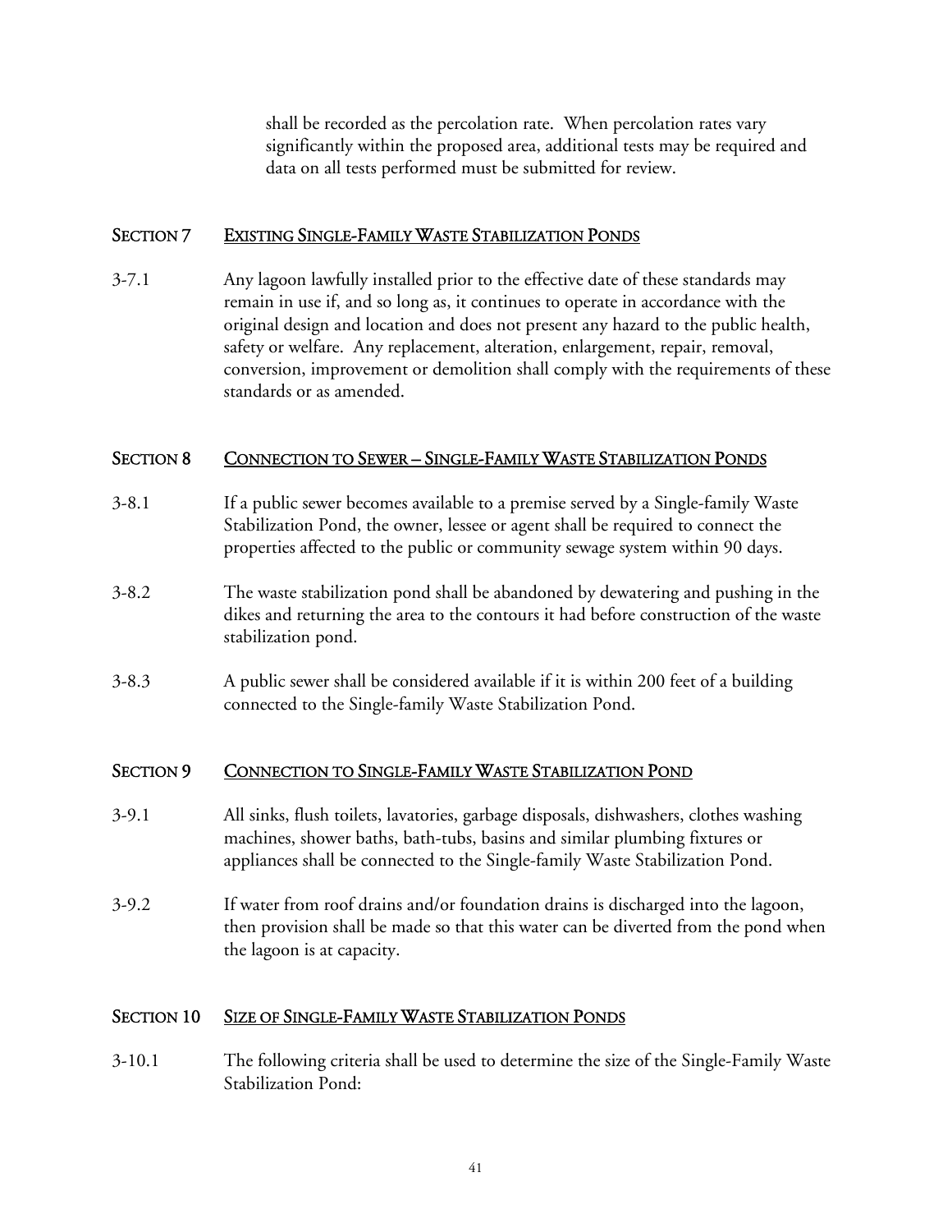shall be recorded as the percolation rate. When percolation rates vary significantly within the proposed area, additional tests may be required and data on all tests performed must be submitted for review.

## SECTION 7 EXISTING SINGLE-FAMILY WASTE STABILIZATION PONDS

3-7.1 Any lagoon lawfully installed prior to the effective date of these standards may remain in use if, and so long as, it continues to operate in accordance with the original design and location and does not present any hazard to the public health, safety or welfare. Any replacement, alteration, enlargement, repair, removal, conversion, improvement or demolition shall comply with the requirements of these standards or as amended.

## SECTION 8 CONNECTION TO SEWER – SINGLE-FAMILY WASTE STABILIZATION PONDS

3-8.1 If a public sewer becomes available to a premise served by a Single-family Waste Stabilization Pond, the owner, lessee or agent shall be required to connect the properties affected to the public or community sewage system within 90 days.

3-8.2 The waste stabilization pond shall be abandoned by dewatering and pushing in the dikes and returning the area to the contours it had before construction of the waste stabilization pond.

3-8.3 A public sewer shall be considered available if it is within 200 feet of a building connected to the Single-family Waste Stabilization Pond.

## SECTION 9 CONNECTION TO SINGLE-FAMILY WASTE STABILIZATION POND

3-9.1 All sinks, flush toilets, lavatories, garbage disposals, dishwashers, clothes washing machines, shower baths, bath-tubs, basins and similar plumbing fixtures or appliances shall be connected to the Single-family Waste Stabilization Pond.

3-9.2 If water from roof drains and/or foundation drains is discharged into the lagoon, then provision shall be made so that this water can be diverted from the pond when the lagoon is at capacity.

## SECTION 10 SIZE OF SINGLE-FAMILY WASTE STABILIZATION PONDS

3-10.1 The following criteria shall be used to determine the size of the Single-Family Waste Stabilization Pond: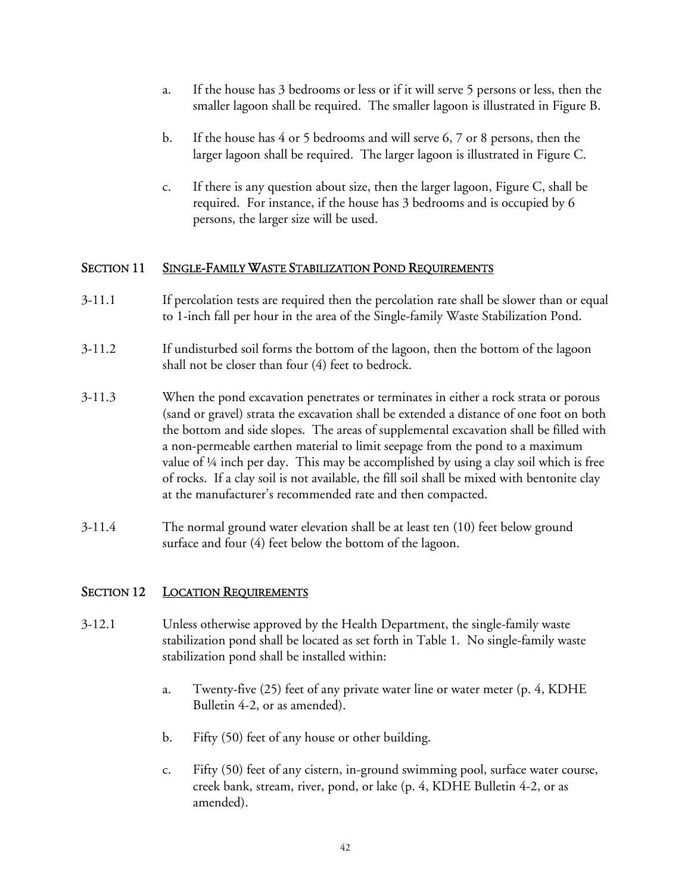a. If the house has 3 bedrooms or less or if it will serve 5 persons or less, then the smaller lagoon shall be required. The smaller lagoon is illustrated in Figure B.

b. If the house has 4 or 5 bedrooms and will serve 6, 7 or 8 persons, then the larger lagoon shall be required. The larger lagoon is illustrated in Figure C.

c. If there is any question about size, then the larger lagoon, Figure C, shall be required. For instance, if the house has 3 bedrooms and is occupied by 6 persons, the larger size will be used.

## SECTION 11 SINGLE-FAMILY WASTE STABILIZATION POND REQUIREMENTS

3-11.1 If percolation tests are required then the percolation rate shall be slower than or equal to 1-inch fall per hour in the area of the Single-family Waste Stabilization Pond.

3-11.2 If undisturbed soil forms the bottom of the lagoon, then the bottom of the lagoon shall not be closer than four (4) feet to bedrock.

3-11.3 When the pond excavation penetrates or terminates in either a rock strata or porous (sand or gravel) strata the excavation shall be extended a distance of one foot on both the bottom and side slopes. The areas of supplemental excavation shall be filled with a non-permeable earthen material to limit seepage from the pond to a maximum value of ¼ inch per day. This may be accomplished by using a clay soil which is free of rocks. If a clay soil is not available, the fill soil shall be mixed with bentonite clay at the manufacturer's recommended rate and then compacted.

3-11.4 The normal ground water elevation shall be at least ten (10) feet below ground surface and four (4) feet below the bottom of the lagoon.

## SECTION 12 LOCATION REQUIREMENTS

3-12.1 Unless otherwise approved by the Health Department, the single-family waste stabilization pond shall be located as set forth in Table 1. No single-family waste stabilization pond shall be installed within:

a. Twenty-five (25) feet of any private water line or water meter (p. 4, KDHE Bulletin 4-2, or as amended).

b. Fifty (50) feet of any house or other building.

c. Fifty (50) feet of any cistern, in-ground swimming pool, surface water course, creek bank, stream, river, pond, or lake (p. 4, KDHE Bulletin 4-2, or as amended).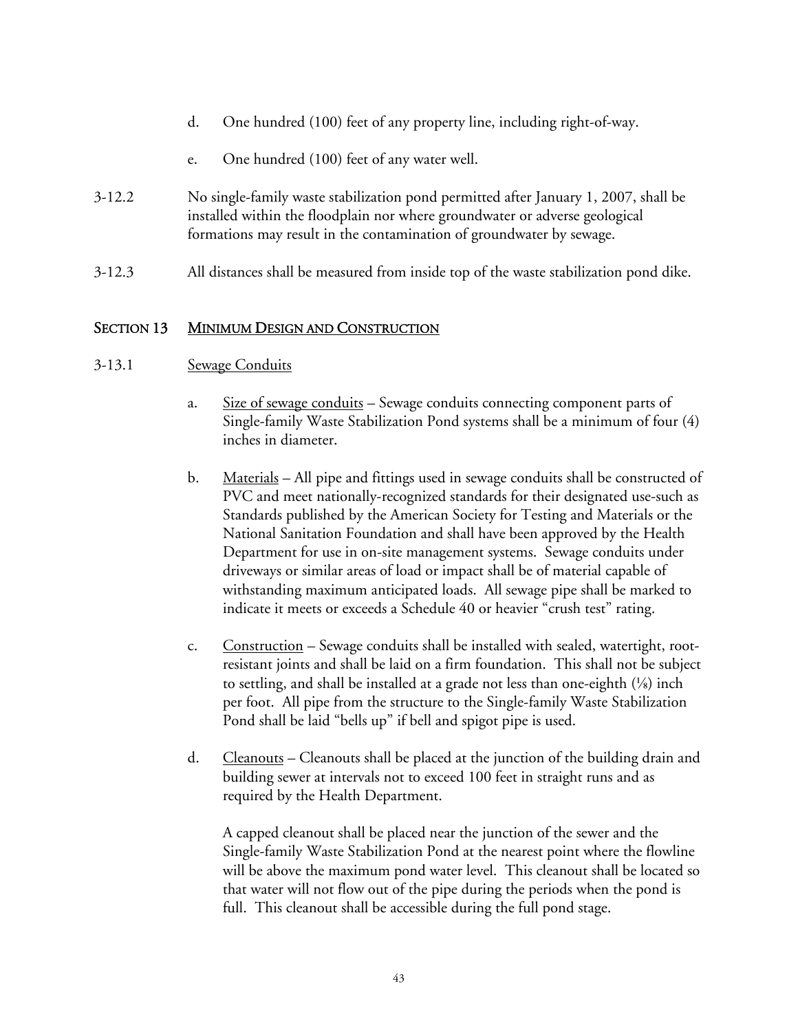d. One hundred (100) feet of any property line, including right-of-way.

e. One hundred (100) feet of any water well.

3-12.2 No single-family waste stabilization pond permitted after January 1, 2007, shall be installed within the floodplain nor where groundwater or adverse geological formations may result in the contamination of groundwater by sewage.

3-12.3 All distances shall be measured from inside top of the waste stabilization pond dike.

## SECTION 13 MINIMUM DESIGN AND CONSTRUCTION

### 3-13.1 Sewage Conduits

a. Size of sewage conduits – Sewage conduits connecting component parts of Single-family Waste Stabilization Pond systems shall be a minimum of four (4) inches in diameter.

b. Materials – All pipe and fittings used in sewage conduits shall be constructed of PVC and meet nationally-recognized standards for their designated use-such as Standards published by the American Society for Testing and Materials or the National Sanitation Foundation and shall have been approved by the Health Department for use in on-site management systems. Sewage conduits under driveways or similar areas of load or impact shall be of material capable of withstanding maximum anticipated loads. All sewage pipe shall be marked to indicate it meets or exceeds a Schedule 40 or heavier "crush test" rating.

c. Construction – Sewage conduits shall be installed with sealed, watertight, root-resistant joints and shall be laid on a firm foundation. This shall not be subject to settling, and shall be installed at a grade not less than one-eighth (⅛) inch per foot. All pipe from the structure to the Single-family Waste Stabilization Pond shall be laid "bells up" if bell and spigot pipe is used.

d. Cleanouts – Cleanouts shall be placed at the junction of the building drain and building sewer at intervals not to exceed 100 feet in straight runs and as required by the Health Department.

A capped cleanout shall be placed near the junction of the sewer and the Single-family Waste Stabilization Pond at the nearest point where the flowline will be above the maximum pond water level. This cleanout shall be located so that water will not flow out of the pipe during the periods when the pond is full. This cleanout shall be accessible during the full pond stage.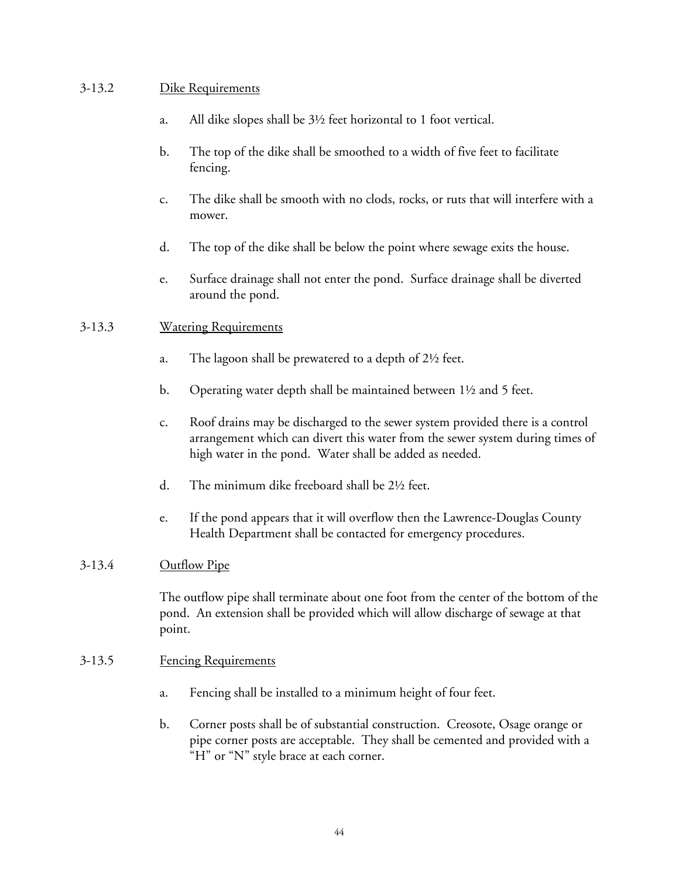### 3-13.2 Dike Requirements

a. All dike slopes shall be 3½ feet horizontal to 1 foot vertical.

b. The top of the dike shall be smoothed to a width of five feet to facilitate fencing.

c. The dike shall be smooth with no clods, rocks, or ruts that will interfere with a mower.

d. The top of the dike shall be below the point where sewage exits the house.

e. Surface drainage shall not enter the pond. Surface drainage shall be diverted around the pond.

### 3-13.3 Watering Requirements

a. The lagoon shall be prewatered to a depth of 2½ feet.

b. Operating water depth shall be maintained between 1½ and 5 feet.

c. Roof drains may be discharged to the sewer system provided there is a control arrangement which can divert this water from the sewer system during times of high water in the pond. Water shall be added as needed.

d. The minimum dike freeboard shall be 2½ feet.

e. If the pond appears that it will overflow then the Lawrence-Douglas County Health Department shall be contacted for emergency procedures.

### 3-13.4 Outflow Pipe

The outflow pipe shall terminate about one foot from the center of the bottom of the pond. An extension shall be provided which will allow discharge of sewage at that point.

### 3-13.5 Fencing Requirements

a. Fencing shall be installed to a minimum height of four feet.

b. Corner posts shall be of substantial construction. Creosote, Osage orange or pipe corner posts are acceptable. They shall be cemented and provided with a "H" or "N" style brace at each corner.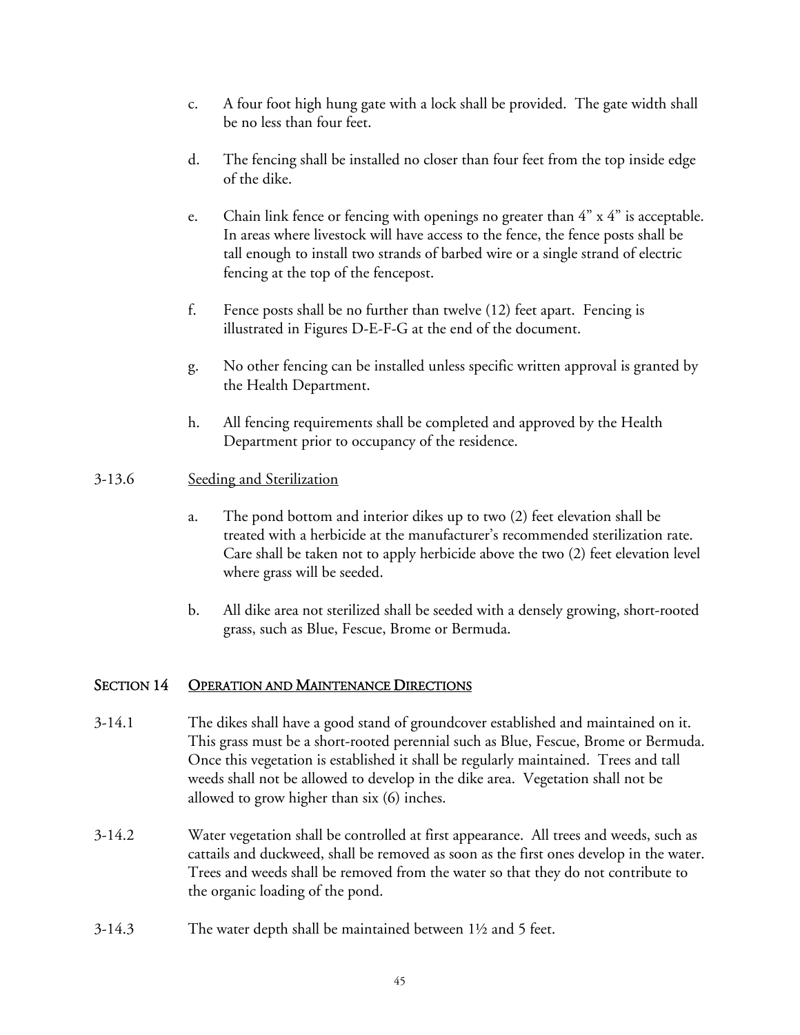c. A four foot high hung gate with a lock shall be provided. The gate width shall be no less than four feet.

d. The fencing shall be installed no closer than four feet from the top inside edge of the dike.

e. Chain link fence or fencing with openings no greater than 4" x 4" is acceptable. In areas where livestock will have access to the fence, the fence posts shall be tall enough to install two strands of barbed wire or a single strand of electric fencing at the top of the fencepost.

f. Fence posts shall be no further than twelve (12) feet apart. Fencing is illustrated in Figures D-E-F-G at the end of the document.

g. No other fencing can be installed unless specific written approval is granted by the Health Department.

h. All fencing requirements shall be completed and approved by the Health Department prior to occupancy of the residence.

3-13.6 <u>Seeding and Sterilization</u>

a. The pond bottom and interior dikes up to two (2) feet elevation shall be treated with a herbicide at the manufacturer's recommended sterilization rate. Care shall be taken not to apply herbicide above the two (2) feet elevation level where grass will be seeded.

b. All dike area not sterilized shall be seeded with a densely growing, short-rooted grass, such as Blue, Fescue, Brome or Bermuda.

## SECTION 14 <u>OPERATION AND MAINTENANCE DIRECTIONS</u>

3-14.1 The dikes shall have a good stand of groundcover established and maintained on it. This grass must be a short-rooted perennial such as Blue, Fescue, Brome or Bermuda. Once this vegetation is established it shall be regularly maintained. Trees and tall weeds shall not be allowed to develop in the dike area. Vegetation shall not be allowed to grow higher than six (6) inches.

3-14.2 Water vegetation shall be controlled at first appearance. All trees and weeds, such as cattails and duckweed, shall be removed as soon as the first ones develop in the water. Trees and weeds shall be removed from the water so that they do not contribute to the organic loading of the pond.

3-14.3 The water depth shall be maintained between 1½ and 5 feet.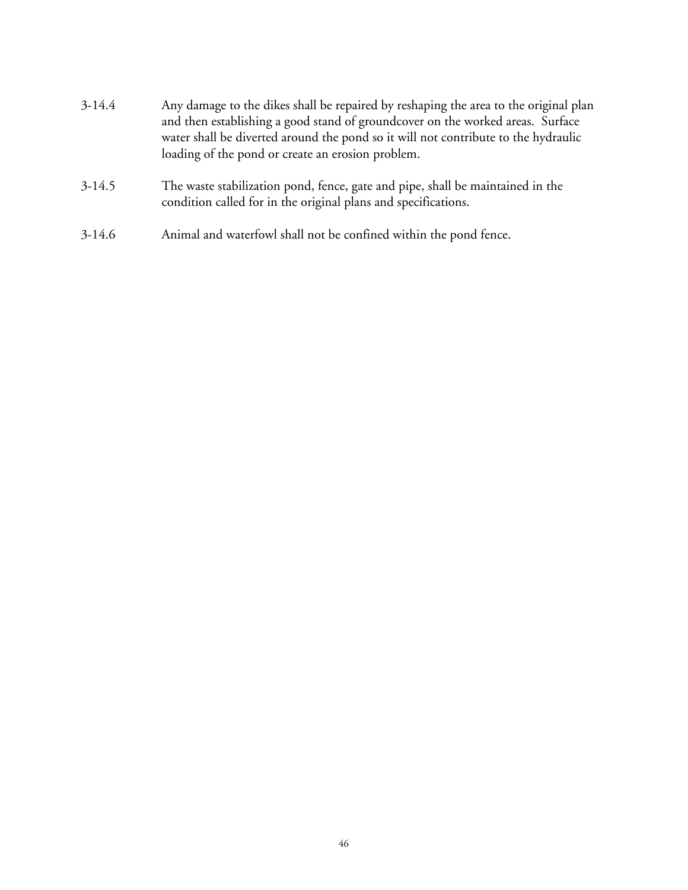3-14.4 Any damage to the dikes shall be repaired by reshaping the area to the original plan and then establishing a good stand of groundcover on the worked areas. Surface water shall be diverted around the pond so it will not contribute to the hydraulic loading of the pond or create an erosion problem.

3-14.5 The waste stabilization pond, fence, gate and pipe, shall be maintained in the condition called for in the original plans and specifications.

3-14.6 Animal and waterfowl shall not be confined within the pond fence.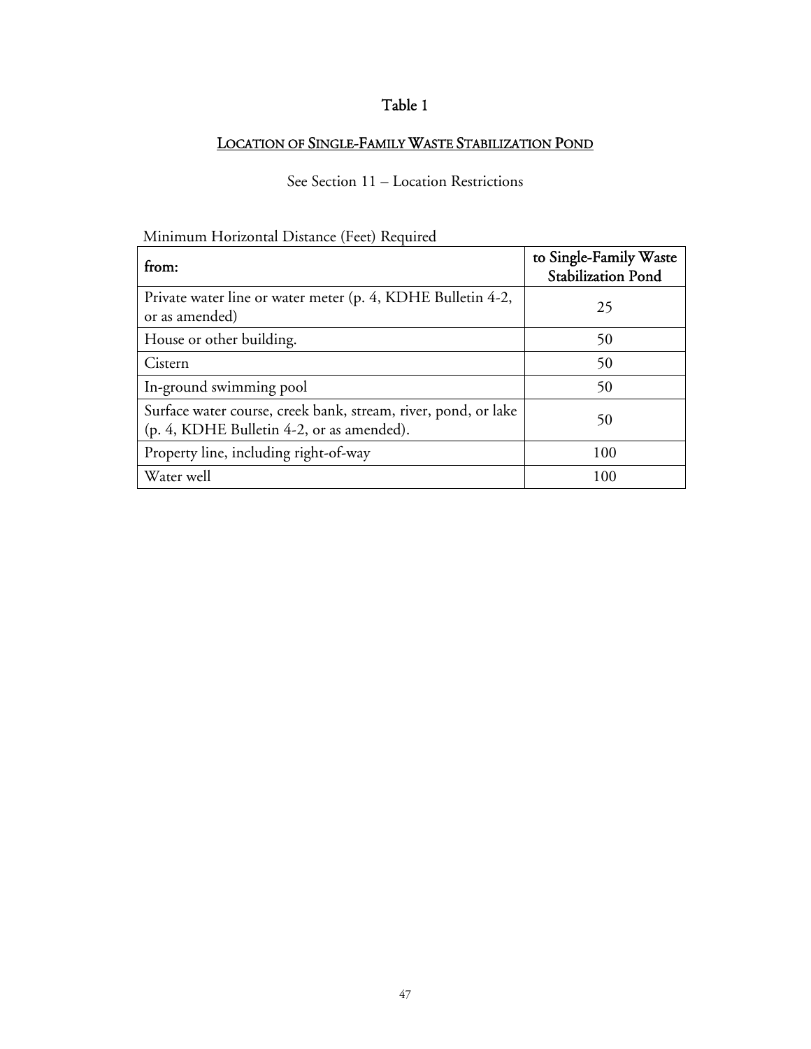# Table 1

## LOCATION OF SINGLE-FAMILY WASTE STABILIZATION POND

See Section 11 – Location Restrictions

Minimum Horizontal Distance (Feet) Required

| from: | to Single-Family Waste Stabilization Pond |
|---|---|
| Private water line or water meter (p. 4, KDHE Bulletin 4-2, or as amended) | 25 |
| House or other building. | 50 |
| Cistern | 50 |
| In-ground swimming pool | 50 |
| Surface water course, creek bank, stream, river, pond, or lake (p. 4, KDHE Bulletin 4-2, or as amended). | 50 |
| Property line, including right-of-way | 100 |
| Water well | 100 |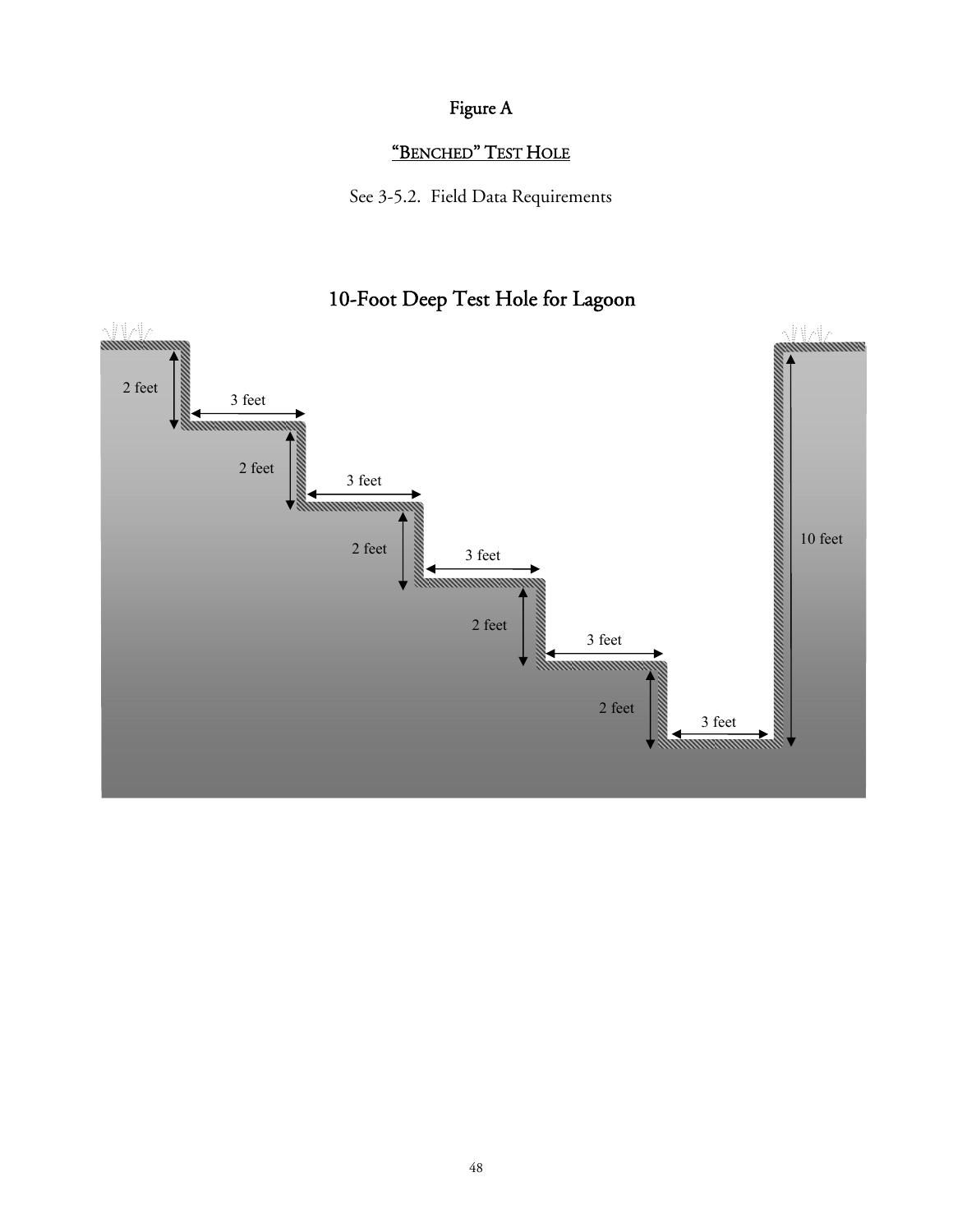# Figure A

## "BENCHED" TEST HOLE

See 3-5.2. Field Data Requirements

## 10-Foot Deep Test Hole for Lagoon

2 feet

3 feet

2 feet

3 feet

2 feet

3 feet

2 feet

3 feet

2 feet

3 feet

10 feet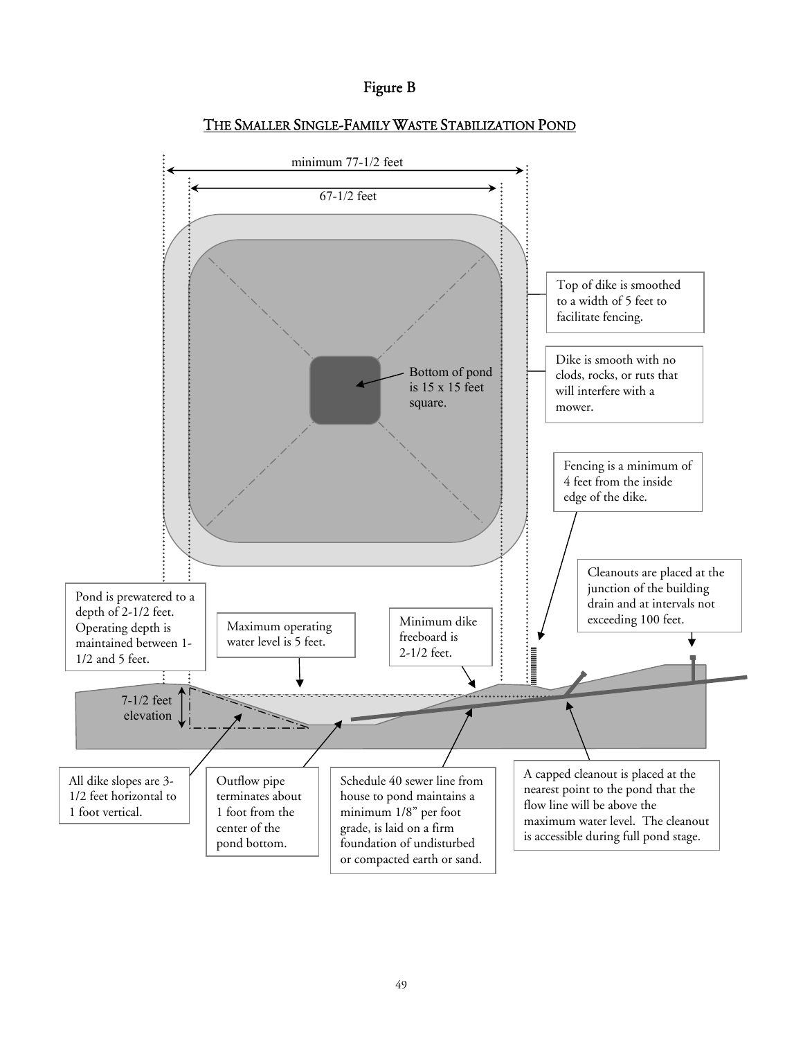# Figure B

## THE SMALLER SINGLE-FAMILY WASTE STABILIZATION POND

minimum 77-1/2 feet

67-1/2 feet

Top of dike is smoothed to a width of 5 feet to facilitate fencing.

Bottom of pond is 15 x 15 feet square.

Dike is smooth with no clods, rocks, or ruts that will interfere with a mower.

Fencing is a minimum of 4 feet from the inside edge of the dike.

Cleanouts are placed at the junction of the building drain and at intervals not exceeding 100 feet.

Pond is prewatered to a depth of 2-1/2 feet. Operating depth is maintained between 1-1/2 and 5 feet.

Maximum operating water level is 5 feet.

Minimum dike freeboard is 2-1/2 feet.

7-1/2 feet elevation

All dike slopes are 3-1/2 feet horizontal to 1 foot vertical.

Outflow pipe terminates about 1 foot from the center of the pond bottom.

Schedule 40 sewer line from house to pond maintains a minimum 1/8" per foot grade, is laid on a firm foundation of undisturbed or compacted earth or sand.

A capped cleanout is placed at the nearest point to the pond that the flow line will be above the maximum water level. The cleanout is accessible during full pond stage.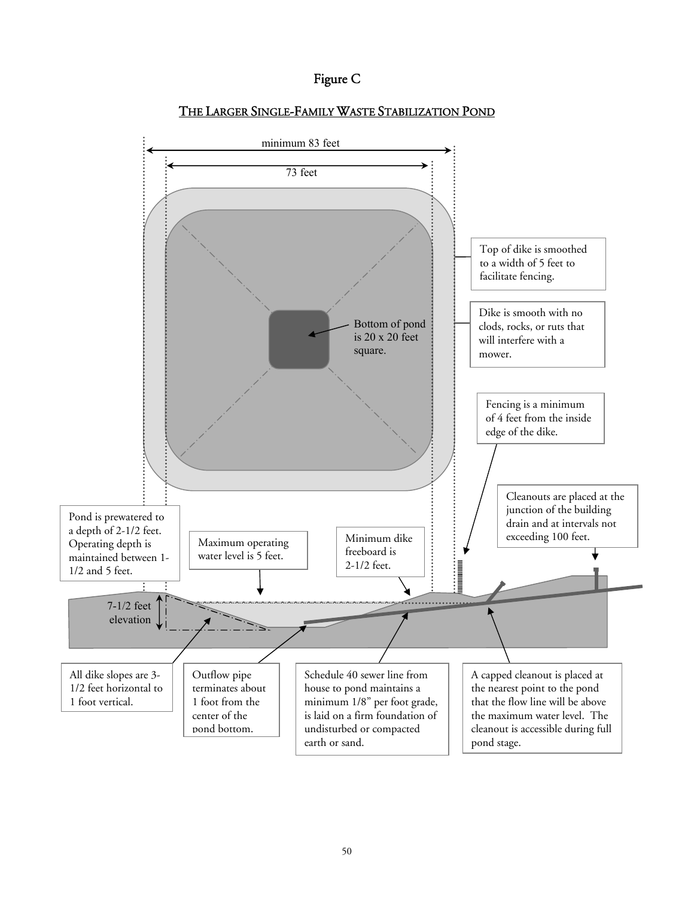# Figure C

## THE LARGER SINGLE-FAMILY WASTE STABILIZATION POND

minimum 83 feet

73 feet

Top of dike is smoothed to a width of 5 feet to facilitate fencing.

Bottom of pond is 20 x 20 feet square.

Dike is smooth with no clods, rocks, or ruts that will interfere with a mower.

Fencing is a minimum of 4 feet from the inside edge of the dike.

Cleanouts are placed at the junction of the building drain and at intervals not exceeding 100 feet.

Pond is prewatered to a depth of 2-1/2 feet. Operating depth is maintained between 1-1/2 and 5 feet.

Maximum operating water level is 5 feet.

Minimum dike freeboard is 2-1/2 feet.

7-1/2 feet elevation

All dike slopes are 3-1/2 feet horizontal to 1 foot vertical.

Outflow pipe terminates about 1 foot from the center of the pond bottom.

Schedule 40 sewer line from house to pond maintains a minimum 1/8" per foot grade, is laid on a firm foundation of undisturbed or compacted earth or sand.

A capped cleanout is placed at the nearest point to the pond that the flow line will be above the maximum water level. The cleanout is accessible during full pond stage.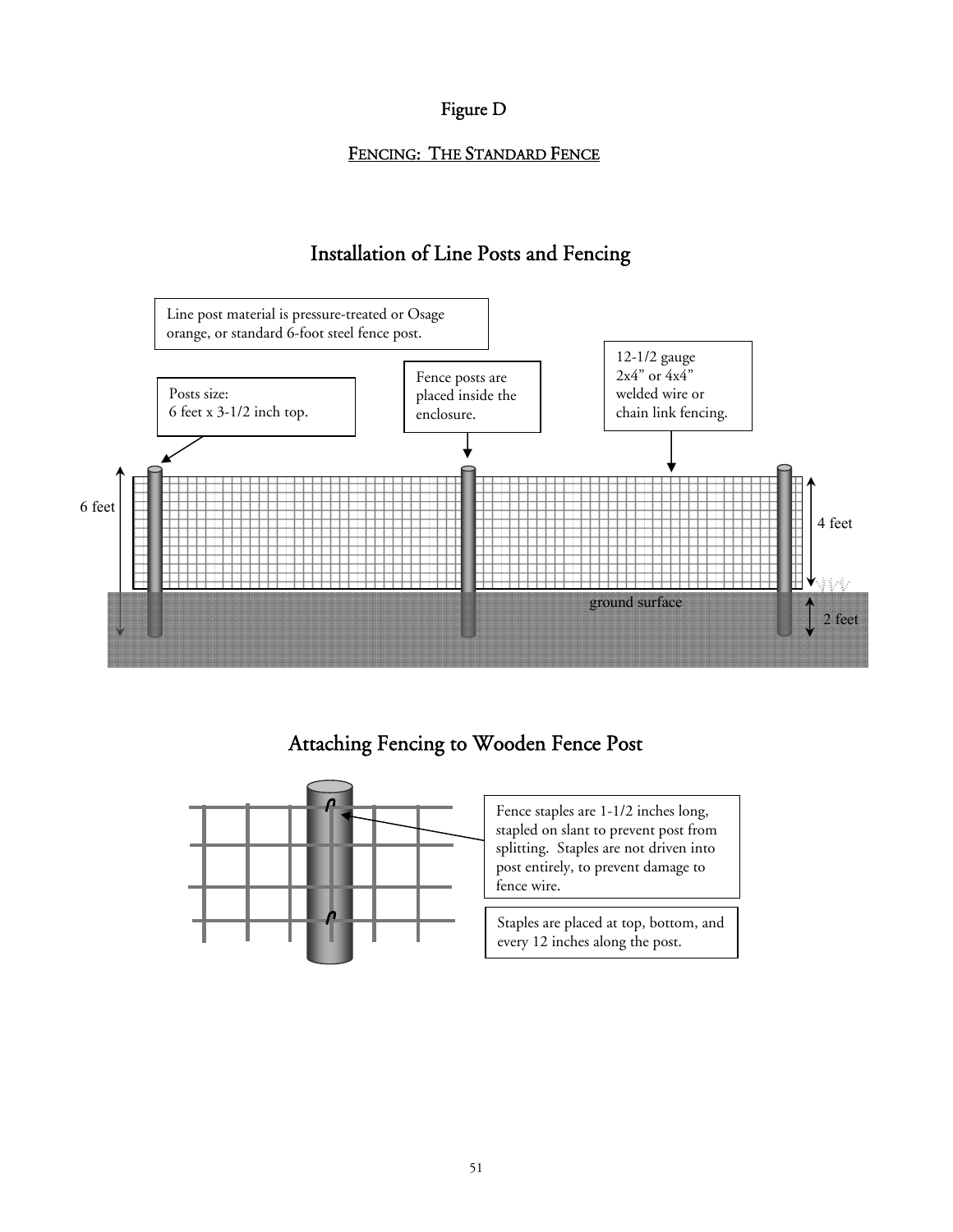# Figure D

## FENCING: THE STANDARD FENCE

## Installation of Line Posts and Fencing

Line post material is pressure-treated or Osage orange, or standard 6-foot steel fence post.

Posts size:
6 feet x 3-1/2 inch top.

Fence posts are placed inside the enclosure.

12-1/2 gauge
2x4" or 4x4"
welded wire or
chain link fencing.

6 feet

4 feet

ground surface

2 feet

## Attaching Fencing to Wooden Fence Post

Fence staples are 1-1/2 inches long, stapled on slant to prevent post from splitting. Staples are not driven into post entirely, to prevent damage to fence wire.

Staples are placed at top, bottom, and every 12 inches along the post.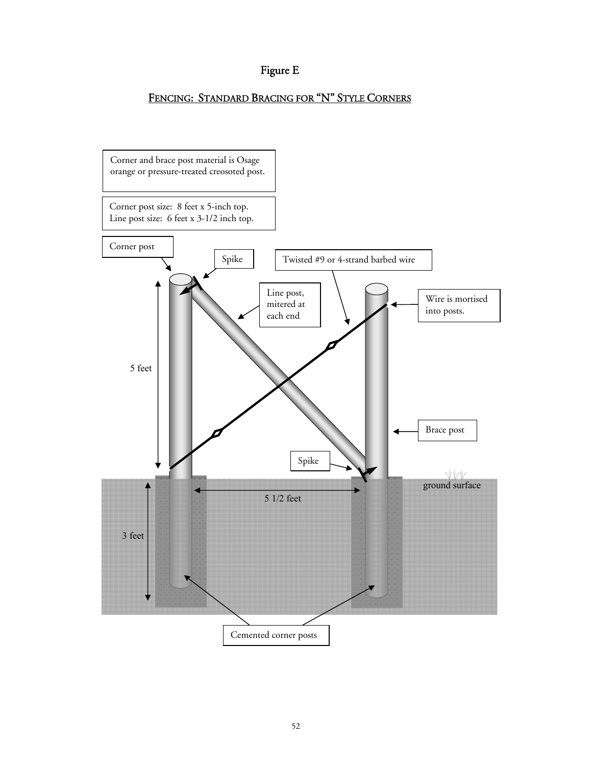# Figure E

## FENCING: STANDARD BRACING FOR "N" STYLE CORNERS

Corner and brace post material is Osage orange or pressure-treated creosoted post.

Corner post size: 8 feet x 5-inch top.
Line post size: 6 feet x 3-1/2 inch top.

Corner post

Spike

Twisted #9 or 4-strand barbed wire

Line post, mitered at each end

Wire is mortised into posts.

5 feet

Brace post

Spike

ground surface

5 1/2 feet

3 feet

Cemented corner posts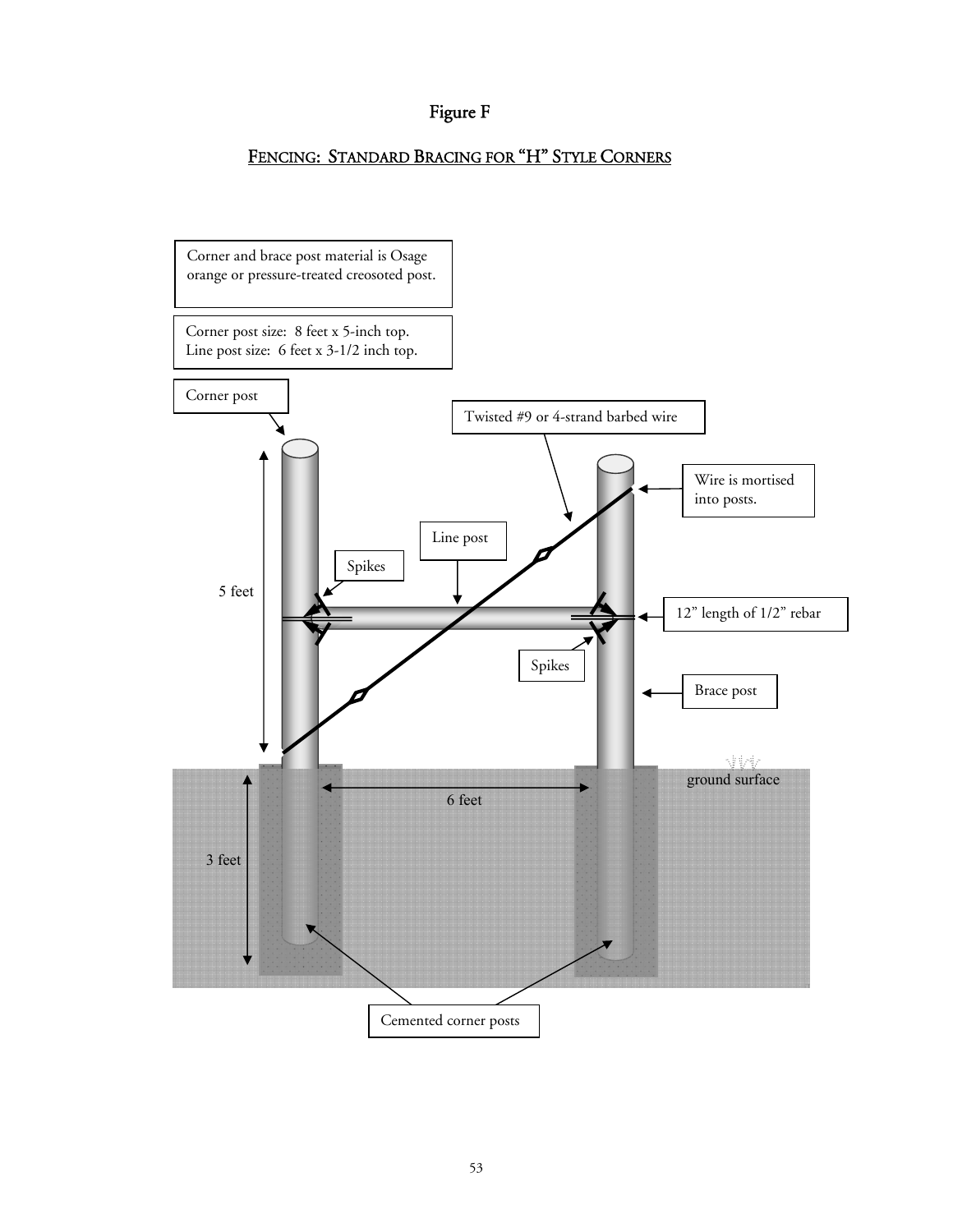# Figure F

## FENCING: STANDARD BRACING FOR "H" STYLE CORNERS

Corner and brace post material is Osage orange or pressure-treated creosoted post.

Corner post size: 8 feet x 5-inch top.
Line post size: 6 feet x 3-1/2 inch top.

Corner post

Twisted #9 or 4-strand barbed wire

Wire is mortised into posts.

Line post

Spikes

5 feet

12" length of 1/2" rebar

Spikes

Brace post

ground surface

6 feet

3 feet

Cemented corner posts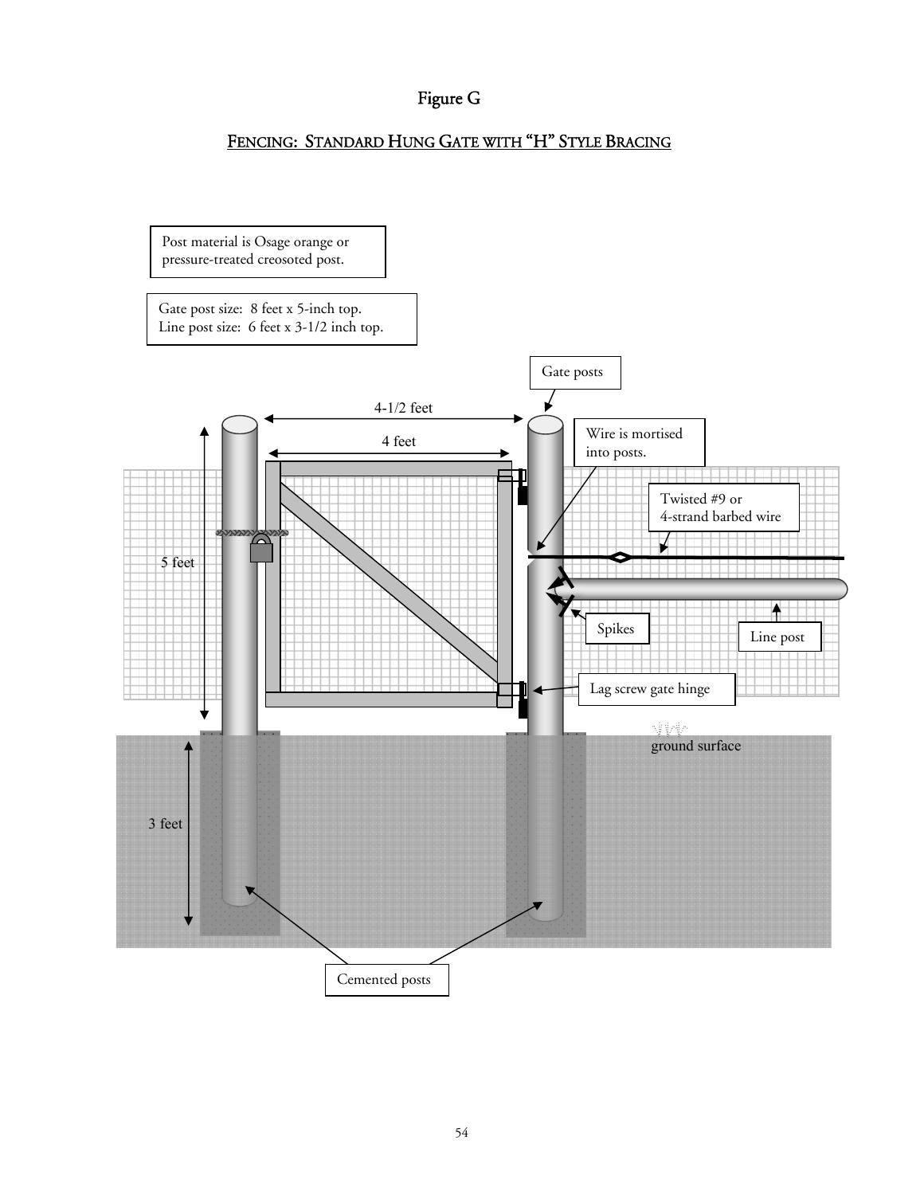# Figure G

## FENCING: STANDARD HUNG GATE WITH "H" STYLE BRACING

Post material is Osage orange or pressure-treated creosoted post.

Gate post size: 8 feet x 5-inch top.
Line post size: 6 feet x 3-1/2 inch top.

Gate posts

4-1/2 feet

4 feet

Wire is mortised into posts.

Twisted #9 or 4-strand barbed wire

5 feet

Spikes

Line post

Lag screw gate hinge

ground surface

3 feet

Cemented posts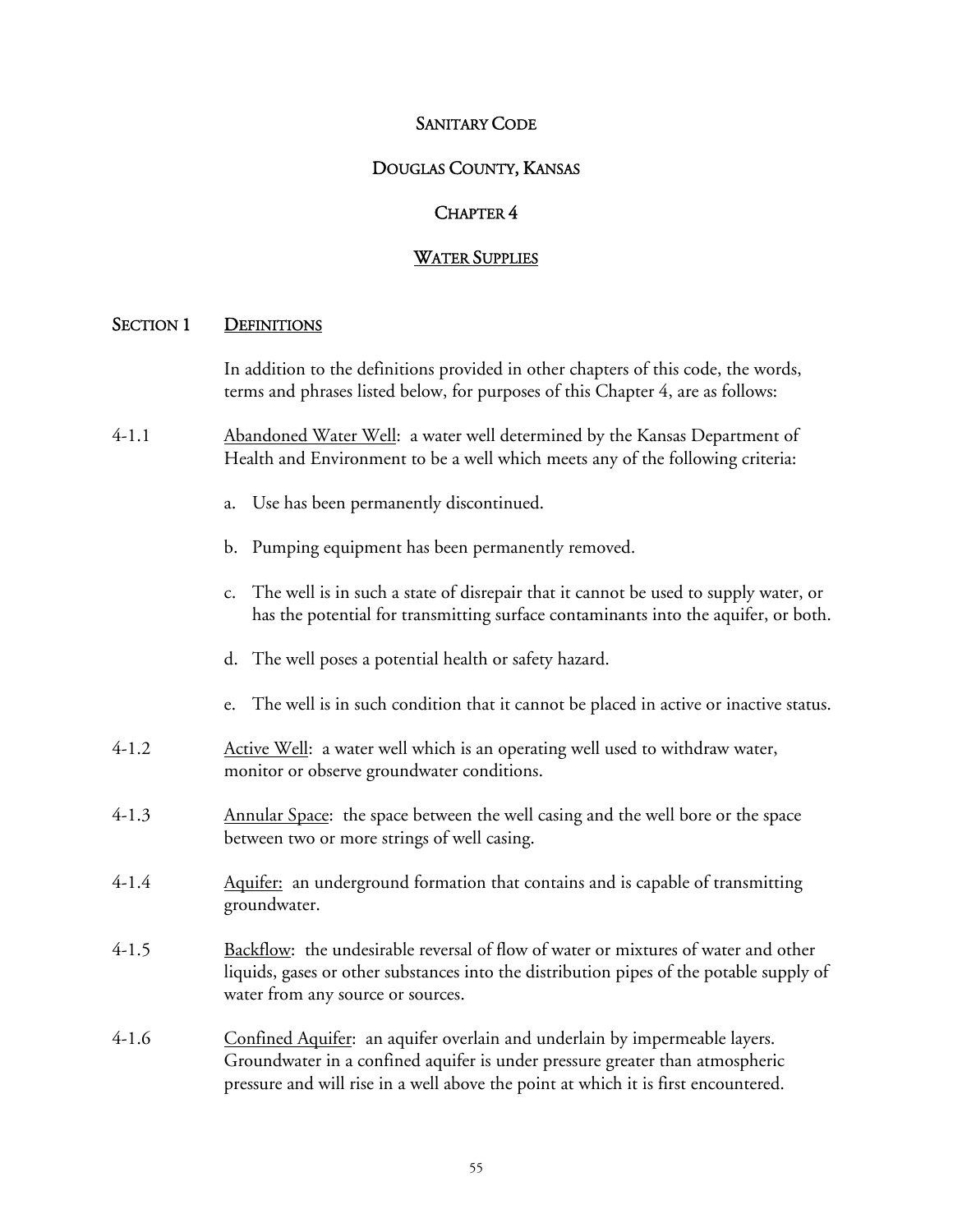# SANITARY CODE

# DOUGLAS COUNTY, KANSAS

# CHAPTER 4

# WATER SUPPLIES

## SECTION 1 DEFINITIONS

In addition to the definitions provided in other chapters of this code, the words, terms and phrases listed below, for purposes of this Chapter 4, are as follows:

4-1.1 Abandoned Water Well: a water well determined by the Kansas Department of Health and Environment to be a well which meets any of the following criteria:

a. Use has been permanently discontinued.

b. Pumping equipment has been permanently removed.

c. The well is in such a state of disrepair that it cannot be used to supply water, or has the potential for transmitting surface contaminants into the aquifer, or both.

d. The well poses a potential health or safety hazard.

e. The well is in such condition that it cannot be placed in active or inactive status.

4-1.2 Active Well: a water well which is an operating well used to withdraw water, monitor or observe groundwater conditions.

4-1.3 Annular Space: the space between the well casing and the well bore or the space between two or more strings of well casing.

4-1.4 Aquifer: an underground formation that contains and is capable of transmitting groundwater.

4-1.5 Backflow: the undesirable reversal of flow of water or mixtures of water and other liquids, gases or other substances into the distribution pipes of the potable supply of water from any source or sources.

4-1.6 Confined Aquifer: an aquifer overlain and underlain by impermeable layers. Groundwater in a confined aquifer is under pressure greater than atmospheric pressure and will rise in a well above the point at which it is first encountered.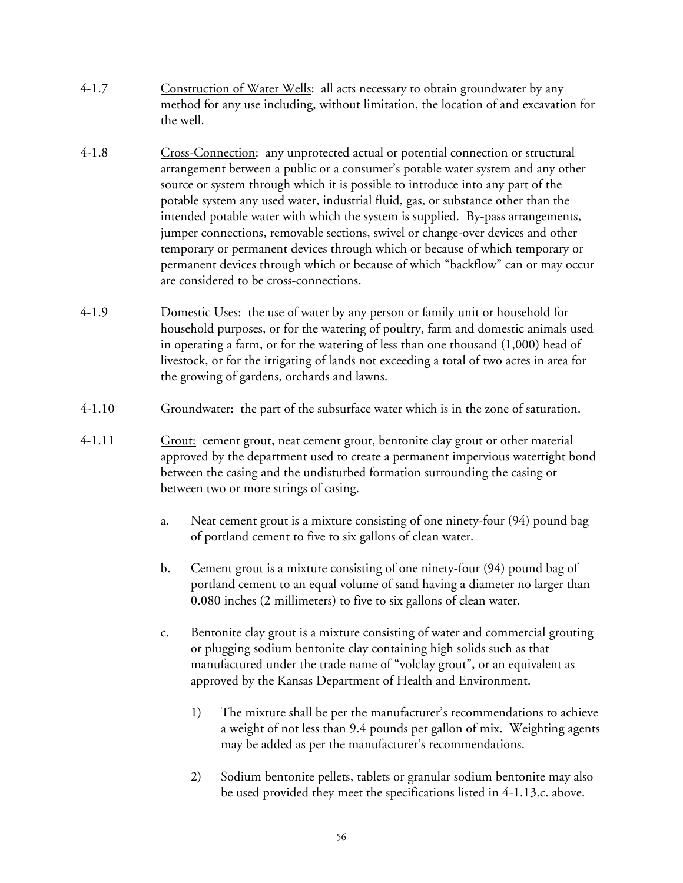4-1.7 Construction of Water Wells: all acts necessary to obtain groundwater by any method for any use including, without limitation, the location of and excavation for the well.

4-1.8 Cross-Connection: any unprotected actual or potential connection or structural arrangement between a public or a consumer's potable water system and any other source or system through which it is possible to introduce into any part of the potable system any used water, industrial fluid, gas, or substance other than the intended potable water with which the system is supplied. By-pass arrangements, jumper connections, removable sections, swivel or change-over devices and other temporary or permanent devices through which or because of which temporary or permanent devices through which or because of which "backflow" can or may occur are considered to be cross-connections.

4-1.9 Domestic Uses: the use of water by any person or family unit or household for household purposes, or for the watering of poultry, farm and domestic animals used in operating a farm, or for the watering of less than one thousand (1,000) head of livestock, or for the irrigating of lands not exceeding a total of two acres in area for the growing of gardens, orchards and lawns.

4-1.10 Groundwater: the part of the subsurface water which is in the zone of saturation.

4-1.11 Grout: cement grout, neat cement grout, bentonite clay grout or other material approved by the department used to create a permanent impervious watertight bond between the casing and the undisturbed formation surrounding the casing or between two or more strings of casing.

a. Neat cement grout is a mixture consisting of one ninety-four (94) pound bag of portland cement to five to six gallons of clean water.

b. Cement grout is a mixture consisting of one ninety-four (94) pound bag of portland cement to an equal volume of sand having a diameter no larger than 0.080 inches (2 millimeters) to five to six gallons of clean water.

c. Bentonite clay grout is a mixture consisting of water and commercial grouting or plugging sodium bentonite clay containing high solids such as that manufactured under the trade name of "volclay grout", or an equivalent as approved by the Kansas Department of Health and Environment.

   1) The mixture shall be per the manufacturer's recommendations to achieve a weight of not less than 9.4 pounds per gallon of mix. Weighting agents may be added as per the manufacturer's recommendations.

   2) Sodium bentonite pellets, tablets or granular sodium bentonite may also be used provided they meet the specifications listed in 4-1.13.c. above.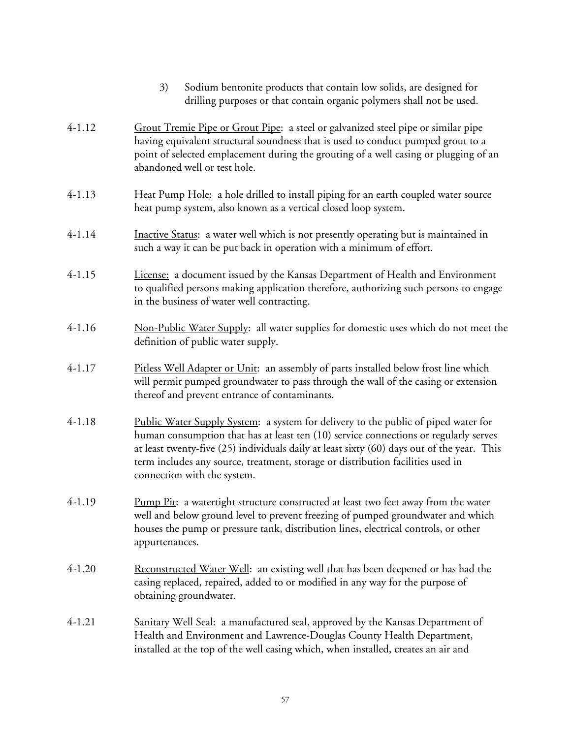3) Sodium bentonite products that contain low solids, are designed for drilling purposes or that contain organic polymers shall not be used.

4-1.12 Grout Tremie Pipe or Grout Pipe: a steel or galvanized steel pipe or similar pipe having equivalent structural soundness that is used to conduct pumped grout to a point of selected emplacement during the grouting of a well casing or plugging of an abandoned well or test hole.

4-1.13 Heat Pump Hole: a hole drilled to install piping for an earth coupled water source heat pump system, also known as a vertical closed loop system.

4-1.14 Inactive Status: a water well which is not presently operating but is maintained in such a way it can be put back in operation with a minimum of effort.

4-1.15 License: a document issued by the Kansas Department of Health and Environment to qualified persons making application therefore, authorizing such persons to engage in the business of water well contracting.

4-1.16 Non-Public Water Supply: all water supplies for domestic uses which do not meet the definition of public water supply.

4-1.17 Pitless Well Adapter or Unit: an assembly of parts installed below frost line which will permit pumped groundwater to pass through the wall of the casing or extension thereof and prevent entrance of contaminants.

4-1.18 Public Water Supply System: a system for delivery to the public of piped water for human consumption that has at least ten (10) service connections or regularly serves at least twenty-five (25) individuals daily at least sixty (60) days out of the year. This term includes any source, treatment, storage or distribution facilities used in connection with the system.

4-1.19 Pump Pit: a watertight structure constructed at least two feet away from the water well and below ground level to prevent freezing of pumped groundwater and which houses the pump or pressure tank, distribution lines, electrical controls, or other appurtenances.

4-1.20 Reconstructed Water Well: an existing well that has been deepened or has had the casing replaced, repaired, added to or modified in any way for the purpose of obtaining groundwater.

4-1.21 Sanitary Well Seal: a manufactured seal, approved by the Kansas Department of Health and Environment and Lawrence-Douglas County Health Department, installed at the top of the well casing which, when installed, creates an air and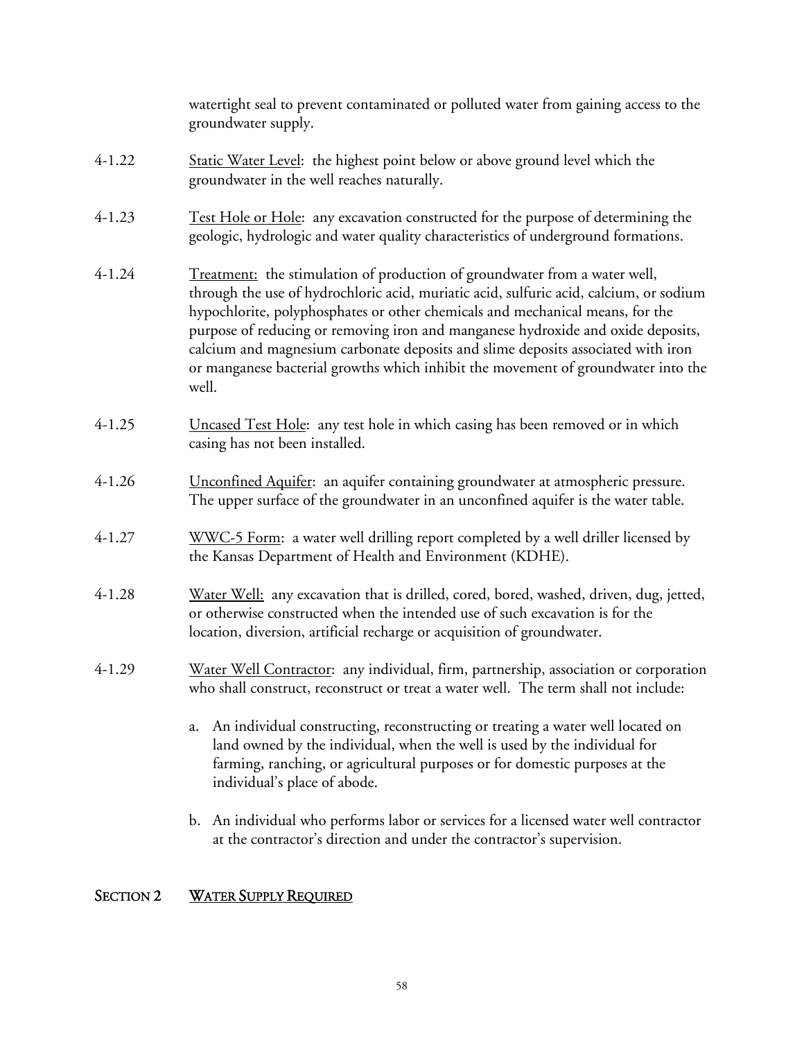watertight seal to prevent contaminated or polluted water from gaining access to the groundwater supply.

4-1.22 Static Water Level: the highest point below or above ground level which the groundwater in the well reaches naturally.

4-1.23 Test Hole or Hole: any excavation constructed for the purpose of determining the geologic, hydrologic and water quality characteristics of underground formations.

4-1.24 Treatment: the stimulation of production of groundwater from a water well, through the use of hydrochloric acid, muriatic acid, sulfuric acid, calcium, or sodium hypochlorite, polyphosphates or other chemicals and mechanical means, for the purpose of reducing or removing iron and manganese hydroxide and oxide deposits, calcium and magnesium carbonate deposits and slime deposits associated with iron or manganese bacterial growths which inhibit the movement of groundwater into the well.

4-1.25 Uncased Test Hole: any test hole in which casing has been removed or in which casing has not been installed.

4-1.26 Unconfined Aquifer: an aquifer containing groundwater at atmospheric pressure. The upper surface of the groundwater in an unconfined aquifer is the water table.

4-1.27 WWC-5 Form: a water well drilling report completed by a well driller licensed by the Kansas Department of Health and Environment (KDHE).

4-1.28 Water Well: any excavation that is drilled, cored, bored, washed, driven, dug, jetted, or otherwise constructed when the intended use of such excavation is for the location, diversion, artificial recharge or acquisition of groundwater.

4-1.29 Water Well Contractor: any individual, firm, partnership, association or corporation who shall construct, reconstruct or treat a water well. The term shall not include:

a. An individual constructing, reconstructing or treating a water well located on land owned by the individual, when the well is used by the individual for farming, ranching, or agricultural purposes or for domestic purposes at the individual's place of abode.

b. An individual who performs labor or services for a licensed water well contractor at the contractor's direction and under the contractor's supervision.

## SECTION 2 WATER SUPPLY REQUIRED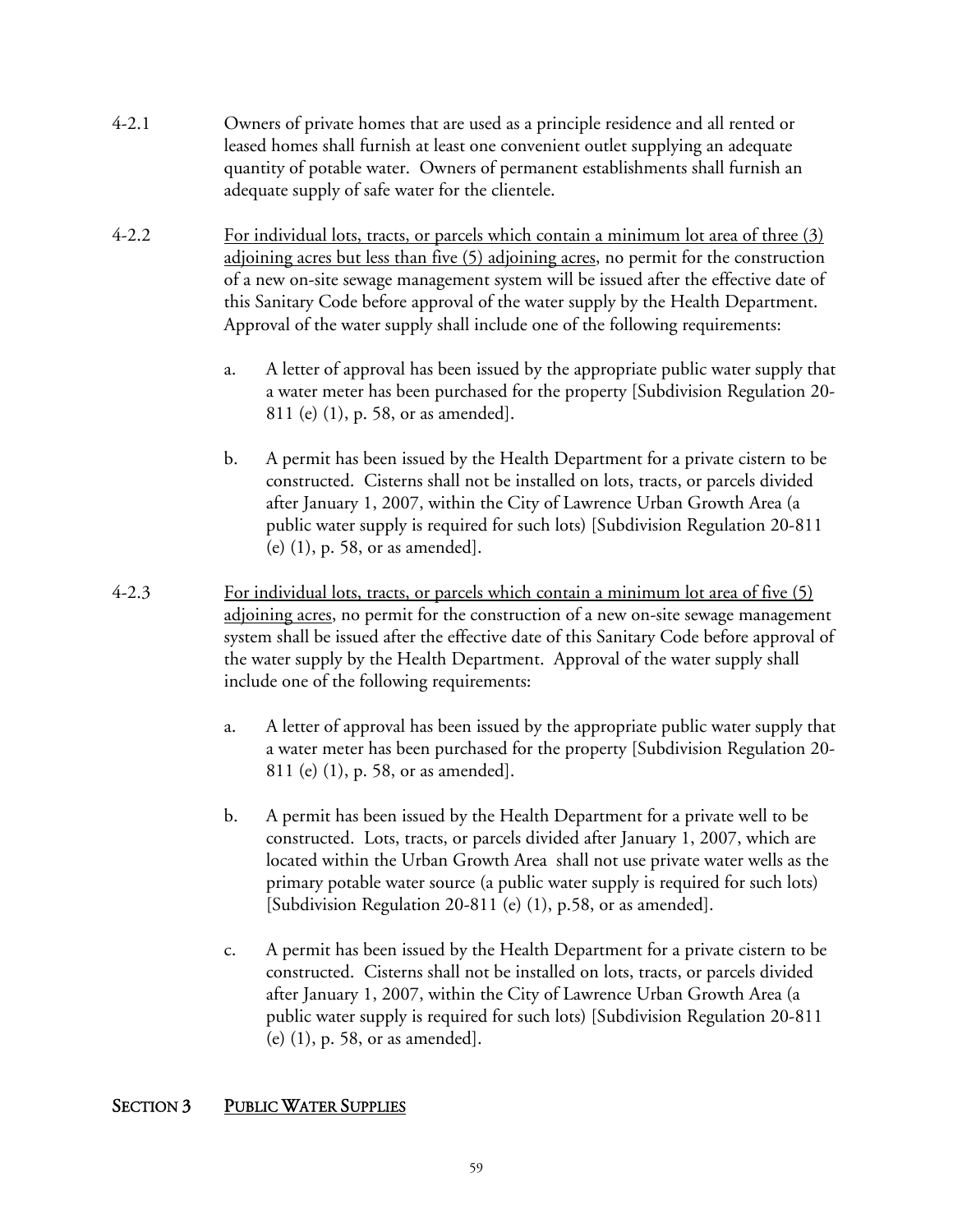4-2.1 Owners of private homes that are used as a principle residence and all rented or leased homes shall furnish at least one convenient outlet supplying an adequate quantity of potable water. Owners of permanent establishments shall furnish an adequate supply of safe water for the clientele.

4-2.2 <u>For individual lots, tracts, or parcels which contain a minimum lot area of three (3) adjoining acres but less than five (5) adjoining acres</u>, no permit for the construction of a new on-site sewage management system will be issued after the effective date of this Sanitary Code before approval of the water supply by the Health Department. Approval of the water supply shall include one of the following requirements:

   a. A letter of approval has been issued by the appropriate public water supply that a water meter has been purchased for the property [Subdivision Regulation 20-811 (e) (1), p. 58, or as amended].

   b. A permit has been issued by the Health Department for a private cistern to be constructed. Cisterns shall not be installed on lots, tracts, or parcels divided after January 1, 2007, within the City of Lawrence Urban Growth Area (a public water supply is required for such lots) [Subdivision Regulation 20-811 (e) (1), p. 58, or as amended].

4-2.3 <u>For individual lots, tracts, or parcels which contain a minimum lot area of five (5) adjoining acres</u>, no permit for the construction of a new on-site sewage management system shall be issued after the effective date of this Sanitary Code before approval of the water supply by the Health Department. Approval of the water supply shall include one of the following requirements:

   a. A letter of approval has been issued by the appropriate public water supply that a water meter has been purchased for the property [Subdivision Regulation 20-811 (e) (1), p. 58, or as amended].

   b. A permit has been issued by the Health Department for a private well to be constructed. Lots, tracts, or parcels divided after January 1, 2007, which are located within the Urban Growth Area shall not use private water wells as the primary potable water source (a public water supply is required for such lots) [Subdivision Regulation 20-811 (e) (1), p.58, or as amended].

   c. A permit has been issued by the Health Department for a private cistern to be constructed. Cisterns shall not be installed on lots, tracts, or parcels divided after January 1, 2007, within the City of Lawrence Urban Growth Area (a public water supply is required for such lots) [Subdivision Regulation 20-811 (e) (1), p. 58, or as amended].

## SECTION 3 <u>PUBLIC WATER SUPPLIES</u>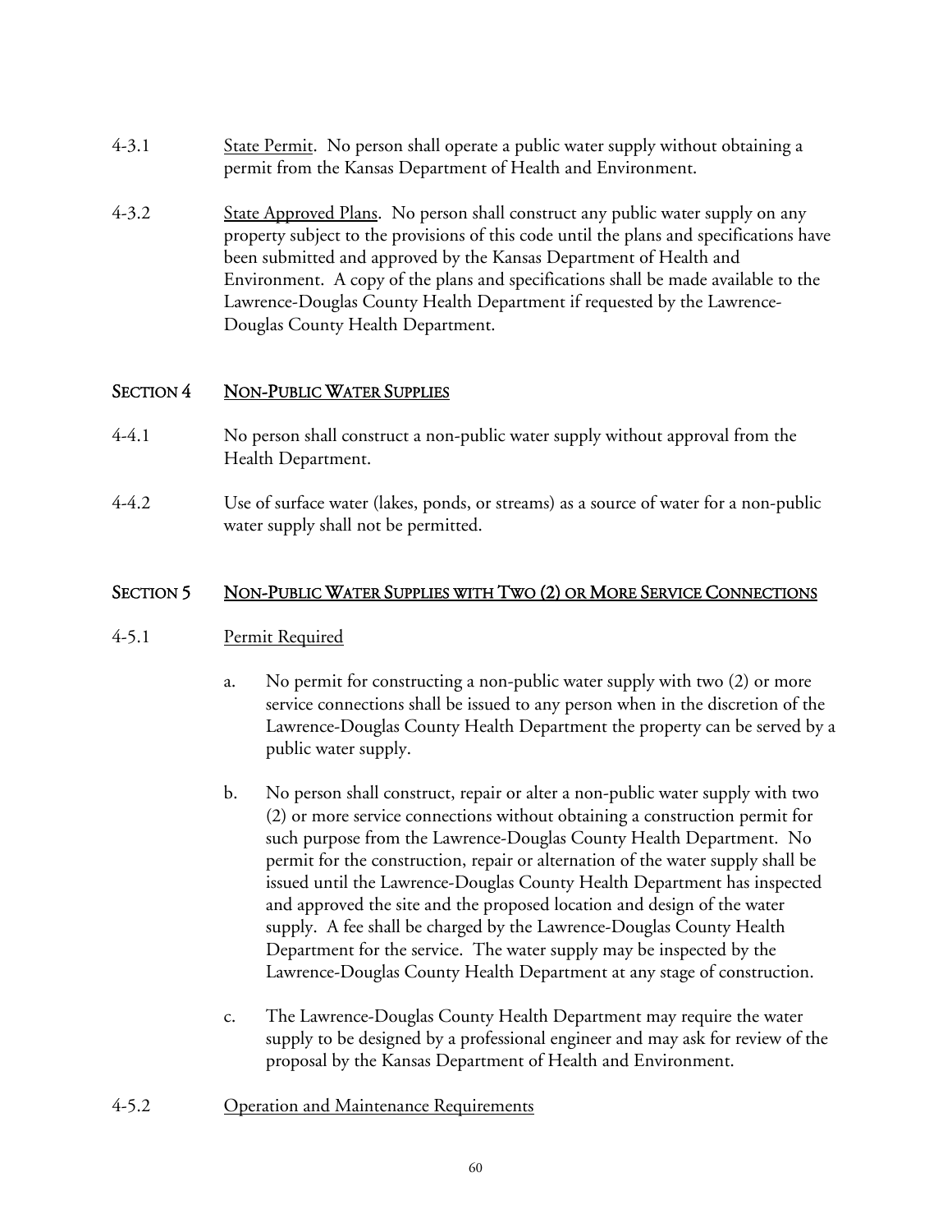4-3.1 State Permit. No person shall operate a public water supply without obtaining a permit from the Kansas Department of Health and Environment.

4-3.2 State Approved Plans. No person shall construct any public water supply on any property subject to the provisions of this code until the plans and specifications have been submitted and approved by the Kansas Department of Health and Environment. A copy of the plans and specifications shall be made available to the Lawrence-Douglas County Health Department if requested by the Lawrence-Douglas County Health Department.

## SECTION 4 NON-PUBLIC WATER SUPPLIES

4-4.1 No person shall construct a non-public water supply without approval from the Health Department.

4-4.2 Use of surface water (lakes, ponds, or streams) as a source of water for a non-public water supply shall not be permitted.

## SECTION 5 NON-PUBLIC WATER SUPPLIES WITH TWO (2) OR MORE SERVICE CONNECTIONS

4-5.1 Permit Required

a. No permit for constructing a non-public water supply with two (2) or more service connections shall be issued to any person when in the discretion of the Lawrence-Douglas County Health Department the property can be served by a public water supply.

b. No person shall construct, repair or alter a non-public water supply with two (2) or more service connections without obtaining a construction permit for such purpose from the Lawrence-Douglas County Health Department. No permit for the construction, repair or alternation of the water supply shall be issued until the Lawrence-Douglas County Health Department has inspected and approved the site and the proposed location and design of the water supply. A fee shall be charged by the Lawrence-Douglas County Health Department for the service. The water supply may be inspected by the Lawrence-Douglas County Health Department at any stage of construction.

c. The Lawrence-Douglas County Health Department may require the water supply to be designed by a professional engineer and may ask for review of the proposal by the Kansas Department of Health and Environment.

4-5.2 Operation and Maintenance Requirements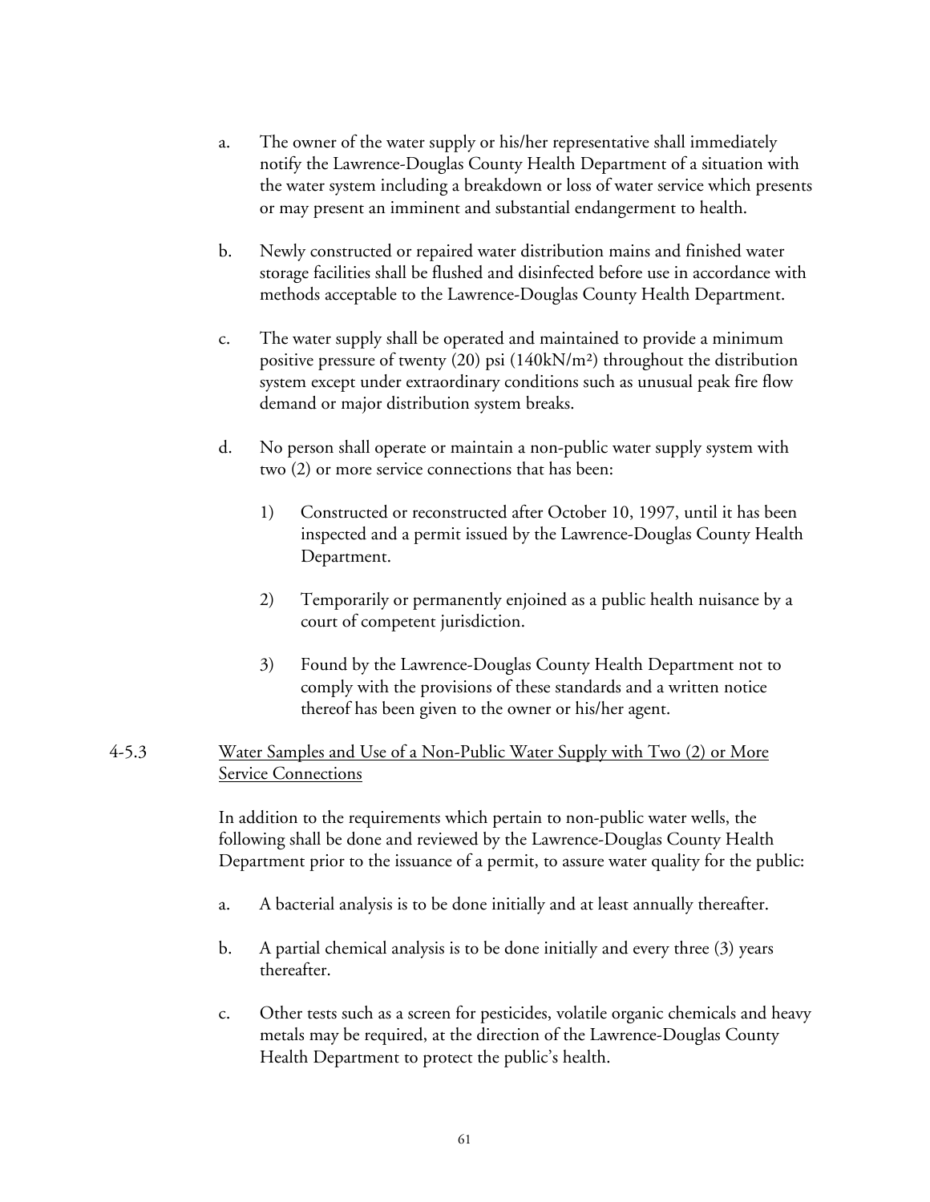a. The owner of the water supply or his/her representative shall immediately notify the Lawrence-Douglas County Health Department of a situation with the water system including a breakdown or loss of water service which presents or may present an imminent and substantial endangerment to health.

b. Newly constructed or repaired water distribution mains and finished water storage facilities shall be flushed and disinfected before use in accordance with methods acceptable to the Lawrence-Douglas County Health Department.

c. The water supply shall be operated and maintained to provide a minimum positive pressure of twenty (20) psi (140kN/m²) throughout the distribution system except under extraordinary conditions such as unusual peak fire flow demand or major distribution system breaks.

d. No person shall operate or maintain a non-public water supply system with two (2) or more service connections that has been:

   1) Constructed or reconstructed after October 10, 1997, until it has been inspected and a permit issued by the Lawrence-Douglas County Health Department.

   2) Temporarily or permanently enjoined as a public health nuisance by a court of competent jurisdiction.

   3) Found by the Lawrence-Douglas County Health Department not to comply with the provisions of these standards and a written notice thereof has been given to the owner or his/her agent.

4-5.3 Water Samples and Use of a Non-Public Water Supply with Two (2) or More Service Connections

In addition to the requirements which pertain to non-public water wells, the following shall be done and reviewed by the Lawrence-Douglas County Health Department prior to the issuance of a permit, to assure water quality for the public:

a. A bacterial analysis is to be done initially and at least annually thereafter.

b. A partial chemical analysis is to be done initially and every three (3) years thereafter.

c. Other tests such as a screen for pesticides, volatile organic chemicals and heavy metals may be required, at the direction of the Lawrence-Douglas County Health Department to protect the public's health.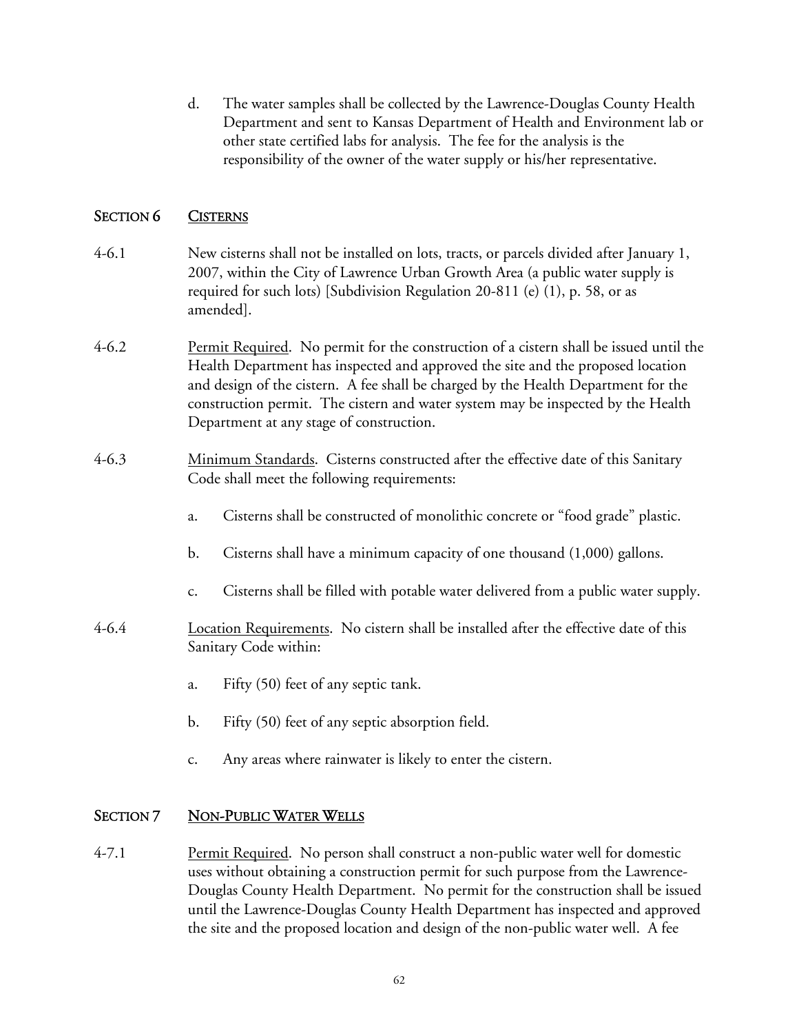d. The water samples shall be collected by the Lawrence-Douglas County Health Department and sent to Kansas Department of Health and Environment lab or other state certified labs for analysis. The fee for the analysis is the responsibility of the owner of the water supply or his/her representative.

## SECTION 6 CISTERNS

4-6.1 New cisterns shall not be installed on lots, tracts, or parcels divided after January 1, 2007, within the City of Lawrence Urban Growth Area (a public water supply is required for such lots) [Subdivision Regulation 20-811 (e) (1), p. 58, or as amended].

4-6.2 Permit Required. No permit for the construction of a cistern shall be issued until the Health Department has inspected and approved the site and the proposed location and design of the cistern. A fee shall be charged by the Health Department for the construction permit. The cistern and water system may be inspected by the Health Department at any stage of construction.

4-6.3 Minimum Standards. Cisterns constructed after the effective date of this Sanitary Code shall meet the following requirements:

a. Cisterns shall be constructed of monolithic concrete or "food grade" plastic.

b. Cisterns shall have a minimum capacity of one thousand (1,000) gallons.

c. Cisterns shall be filled with potable water delivered from a public water supply.

4-6.4 Location Requirements. No cistern shall be installed after the effective date of this Sanitary Code within:

a. Fifty (50) feet of any septic tank.

b. Fifty (50) feet of any septic absorption field.

c. Any areas where rainwater is likely to enter the cistern.

## SECTION 7 NON-PUBLIC WATER WELLS

4-7.1 Permit Required. No person shall construct a non-public water well for domestic uses without obtaining a construction permit for such purpose from the Lawrence-Douglas County Health Department. No permit for the construction shall be issued until the Lawrence-Douglas County Health Department has inspected and approved the site and the proposed location and design of the non-public water well. A fee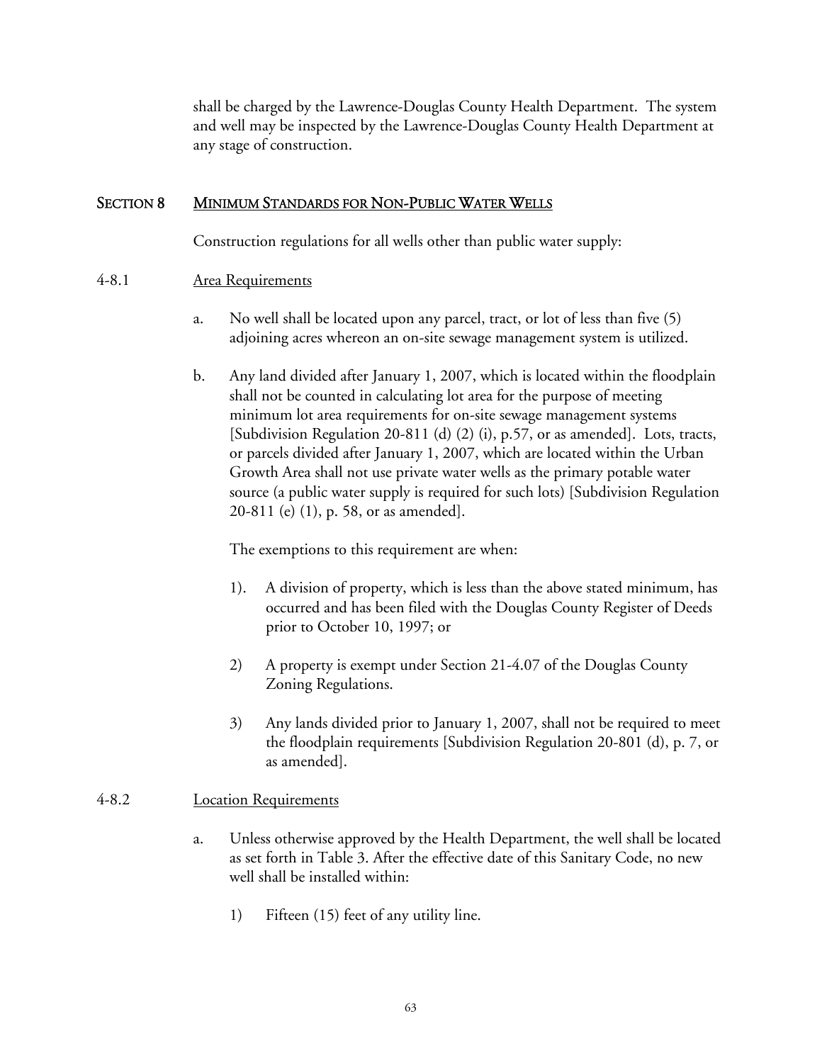shall be charged by the Lawrence-Douglas County Health Department. The system and well may be inspected by the Lawrence-Douglas County Health Department at any stage of construction.

## SECTION 8 MINIMUM STANDARDS FOR NON-PUBLIC WATER WELLS

Construction regulations for all wells other than public water supply:

### 4-8.1 Area Requirements

a. No well shall be located upon any parcel, tract, or lot of less than five (5) adjoining acres whereon an on-site sewage management system is utilized.

b. Any land divided after January 1, 2007, which is located within the floodplain shall not be counted in calculating lot area for the purpose of meeting minimum lot area requirements for on-site sewage management systems [Subdivision Regulation 20-811 (d) (2) (i), p.57, or as amended]. Lots, tracts, or parcels divided after January 1, 2007, which are located within the Urban Growth Area shall not use private water wells as the primary potable water source (a public water supply is required for such lots) [Subdivision Regulation 20-811 (e) (1), p. 58, or as amended].

The exemptions to this requirement are when:

1). A division of property, which is less than the above stated minimum, has occurred and has been filed with the Douglas County Register of Deeds prior to October 10, 1997; or

2) A property is exempt under Section 21-4.07 of the Douglas County Zoning Regulations.

3) Any lands divided prior to January 1, 2007, shall not be required to meet the floodplain requirements [Subdivision Regulation 20-801 (d), p. 7, or as amended].

### 4-8.2 Location Requirements

a. Unless otherwise approved by the Health Department, the well shall be located as set forth in Table 3. After the effective date of this Sanitary Code, no new well shall be installed within:

1) Fifteen (15) feet of any utility line.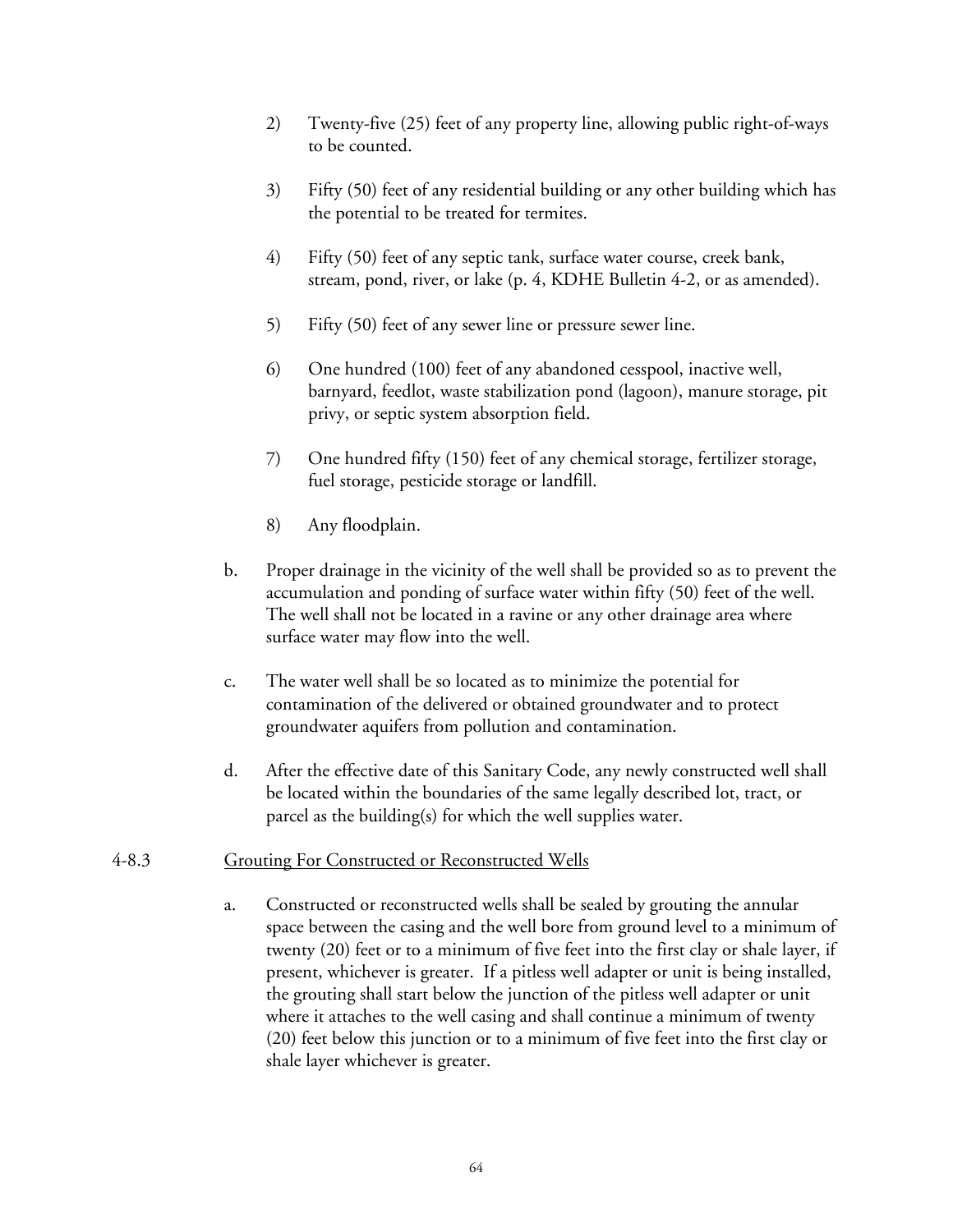2) Twenty-five (25) feet of any property line, allowing public right-of-ways to be counted.

3) Fifty (50) feet of any residential building or any other building which has the potential to be treated for termites.

4) Fifty (50) feet of any septic tank, surface water course, creek bank, stream, pond, river, or lake (p. 4, KDHE Bulletin 4-2, or as amended).

5) Fifty (50) feet of any sewer line or pressure sewer line.

6) One hundred (100) feet of any abandoned cesspool, inactive well, barnyard, feedlot, waste stabilization pond (lagoon), manure storage, pit privy, or septic system absorption field.

7) One hundred fifty (150) feet of any chemical storage, fertilizer storage, fuel storage, pesticide storage or landfill.

8) Any floodplain.

b. Proper drainage in the vicinity of the well shall be provided so as to prevent the accumulation and ponding of surface water within fifty (50) feet of the well. The well shall not be located in a ravine or any other drainage area where surface water may flow into the well.

c. The water well shall be so located as to minimize the potential for contamination of the delivered or obtained groundwater and to protect groundwater aquifers from pollution and contamination.

d. After the effective date of this Sanitary Code, any newly constructed well shall be located within the boundaries of the same legally described lot, tract, or parcel as the building(s) for which the well supplies water.

4-8.3 Grouting For Constructed or Reconstructed Wells

a. Constructed or reconstructed wells shall be sealed by grouting the annular space between the casing and the well bore from ground level to a minimum of twenty (20) feet or to a minimum of five feet into the first clay or shale layer, if present, whichever is greater. If a pitless well adapter or unit is being installed, the grouting shall start below the junction of the pitless well adapter or unit where it attaches to the well casing and shall continue a minimum of twenty (20) feet below this junction or to a minimum of five feet into the first clay or shale layer whichever is greater.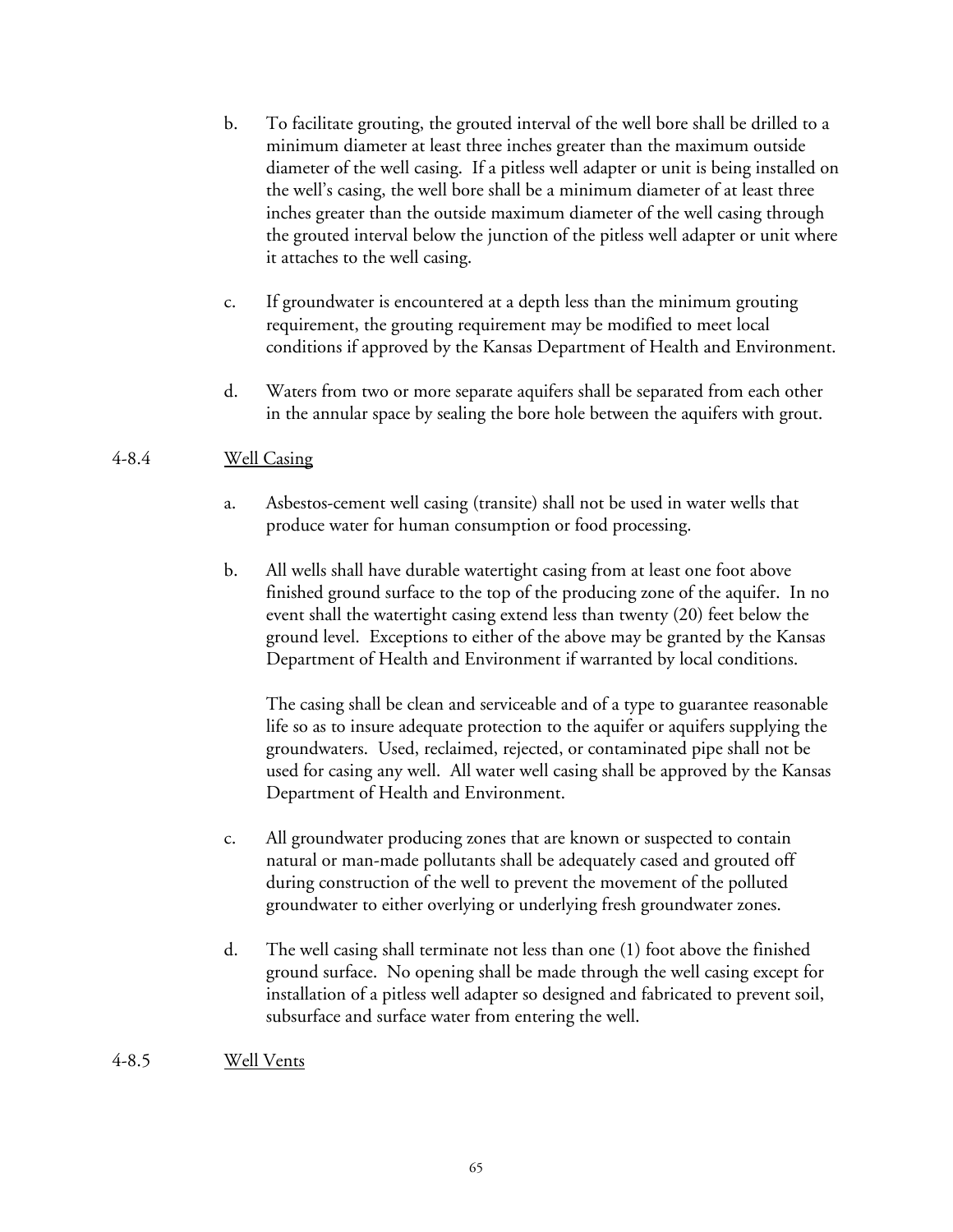b. To facilitate grouting, the grouted interval of the well bore shall be drilled to a minimum diameter at least three inches greater than the maximum outside diameter of the well casing. If a pitless well adapter or unit is being installed on the well's casing, the well bore shall be a minimum diameter of at least three inches greater than the outside maximum diameter of the well casing through the grouted interval below the junction of the pitless well adapter or unit where it attaches to the well casing.

c. If groundwater is encountered at a depth less than the minimum grouting requirement, the grouting requirement may be modified to meet local conditions if approved by the Kansas Department of Health and Environment.

d. Waters from two or more separate aquifers shall be separated from each other in the annular space by sealing the bore hole between the aquifers with grout.

4-8.4 Well Casing

a. Asbestos-cement well casing (transite) shall not be used in water wells that produce water for human consumption or food processing.

b. All wells shall have durable watertight casing from at least one foot above finished ground surface to the top of the producing zone of the aquifer. In no event shall the watertight casing extend less than twenty (20) feet below the ground level. Exceptions to either of the above may be granted by the Kansas Department of Health and Environment if warranted by local conditions.

The casing shall be clean and serviceable and of a type to guarantee reasonable life so as to insure adequate protection to the aquifer or aquifers supplying the groundwaters. Used, reclaimed, rejected, or contaminated pipe shall not be used for casing any well. All water well casing shall be approved by the Kansas Department of Health and Environment.

c. All groundwater producing zones that are known or suspected to contain natural or man-made pollutants shall be adequately cased and grouted off during construction of the well to prevent the movement of the polluted groundwater to either overlying or underlying fresh groundwater zones.

d. The well casing shall terminate not less than one (1) foot above the finished ground surface. No opening shall be made through the well casing except for installation of a pitless well adapter so designed and fabricated to prevent soil, subsurface and surface water from entering the well.

4-8.5 Well Vents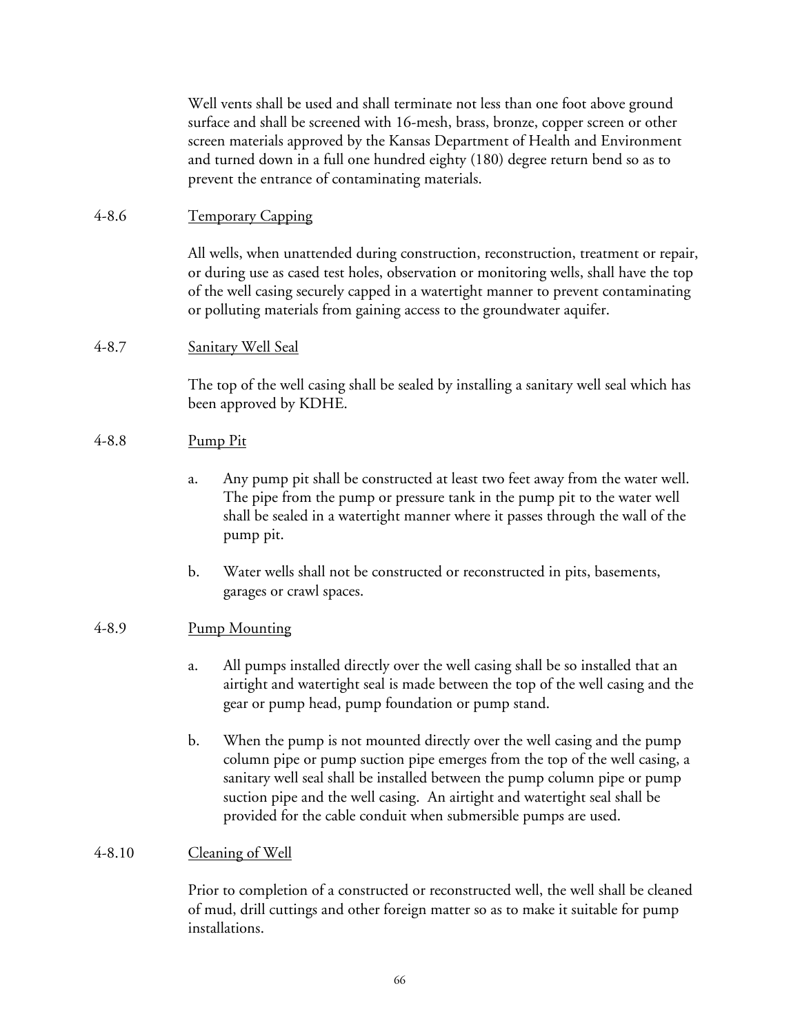Well vents shall be used and shall terminate not less than one foot above ground surface and shall be screened with 16-mesh, brass, bronze, copper screen or other screen materials approved by the Kansas Department of Health and Environment and turned down in a full one hundred eighty (180) degree return bend so as to prevent the entrance of contaminating materials.

4-8.6 Temporary Capping

All wells, when unattended during construction, reconstruction, treatment or repair, or during use as cased test holes, observation or monitoring wells, shall have the top of the well casing securely capped in a watertight manner to prevent contaminating or polluting materials from gaining access to the groundwater aquifer.

4-8.7 Sanitary Well Seal

The top of the well casing shall be sealed by installing a sanitary well seal which has been approved by KDHE.

4-8.8 Pump Pit

a. Any pump pit shall be constructed at least two feet away from the water well. The pipe from the pump or pressure tank in the pump pit to the water well shall be sealed in a watertight manner where it passes through the wall of the pump pit.

b. Water wells shall not be constructed or reconstructed in pits, basements, garages or crawl spaces.

4-8.9 Pump Mounting

a. All pumps installed directly over the well casing shall be so installed that an airtight and watertight seal is made between the top of the well casing and the gear or pump head, pump foundation or pump stand.

b. When the pump is not mounted directly over the well casing and the pump column pipe or pump suction pipe emerges from the top of the well casing, a sanitary well seal shall be installed between the pump column pipe or pump suction pipe and the well casing. An airtight and watertight seal shall be provided for the cable conduit when submersible pumps are used.

4-8.10 Cleaning of Well

Prior to completion of a constructed or reconstructed well, the well shall be cleaned of mud, drill cuttings and other foreign matter so as to make it suitable for pump installations.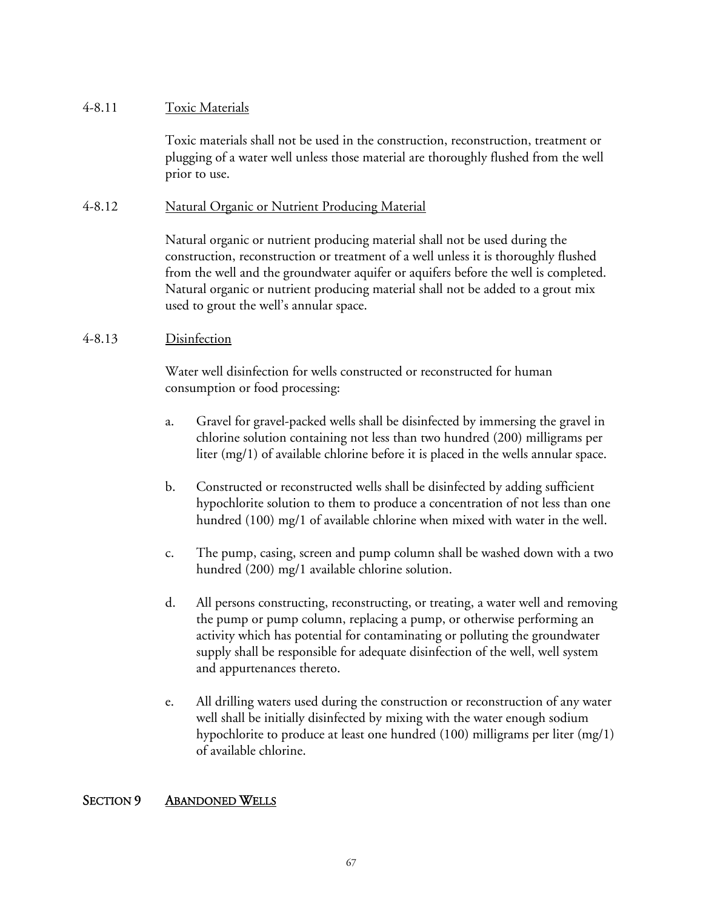4-8.11 Toxic Materials

Toxic materials shall not be used in the construction, reconstruction, treatment or plugging of a water well unless those material are thoroughly flushed from the well prior to use.

4-8.12 Natural Organic or Nutrient Producing Material

Natural organic or nutrient producing material shall not be used during the construction, reconstruction or treatment of a well unless it is thoroughly flushed from the well and the groundwater aquifer or aquifers before the well is completed. Natural organic or nutrient producing material shall not be added to a grout mix used to grout the well's annular space.

4-8.13 Disinfection

Water well disinfection for wells constructed or reconstructed for human consumption or food processing:

a. Gravel for gravel-packed wells shall be disinfected by immersing the gravel in chlorine solution containing not less than two hundred (200) milligrams per liter (mg/1) of available chlorine before it is placed in the wells annular space.

b. Constructed or reconstructed wells shall be disinfected by adding sufficient hypochlorite solution to them to produce a concentration of not less than one hundred (100) mg/1 of available chlorine when mixed with water in the well.

c. The pump, casing, screen and pump column shall be washed down with a two hundred (200) mg/1 available chlorine solution.

d. All persons constructing, reconstructing, or treating, a water well and removing the pump or pump column, replacing a pump, or otherwise performing an activity which has potential for contaminating or polluting the groundwater supply shall be responsible for adequate disinfection of the well, well system and appurtenances thereto.

e. All drilling waters used during the construction or reconstruction of any water well shall be initially disinfected by mixing with the water enough sodium hypochlorite to produce at least one hundred (100) milligrams per liter (mg/1) of available chlorine.

## SECTION 9 ABANDONED WELLS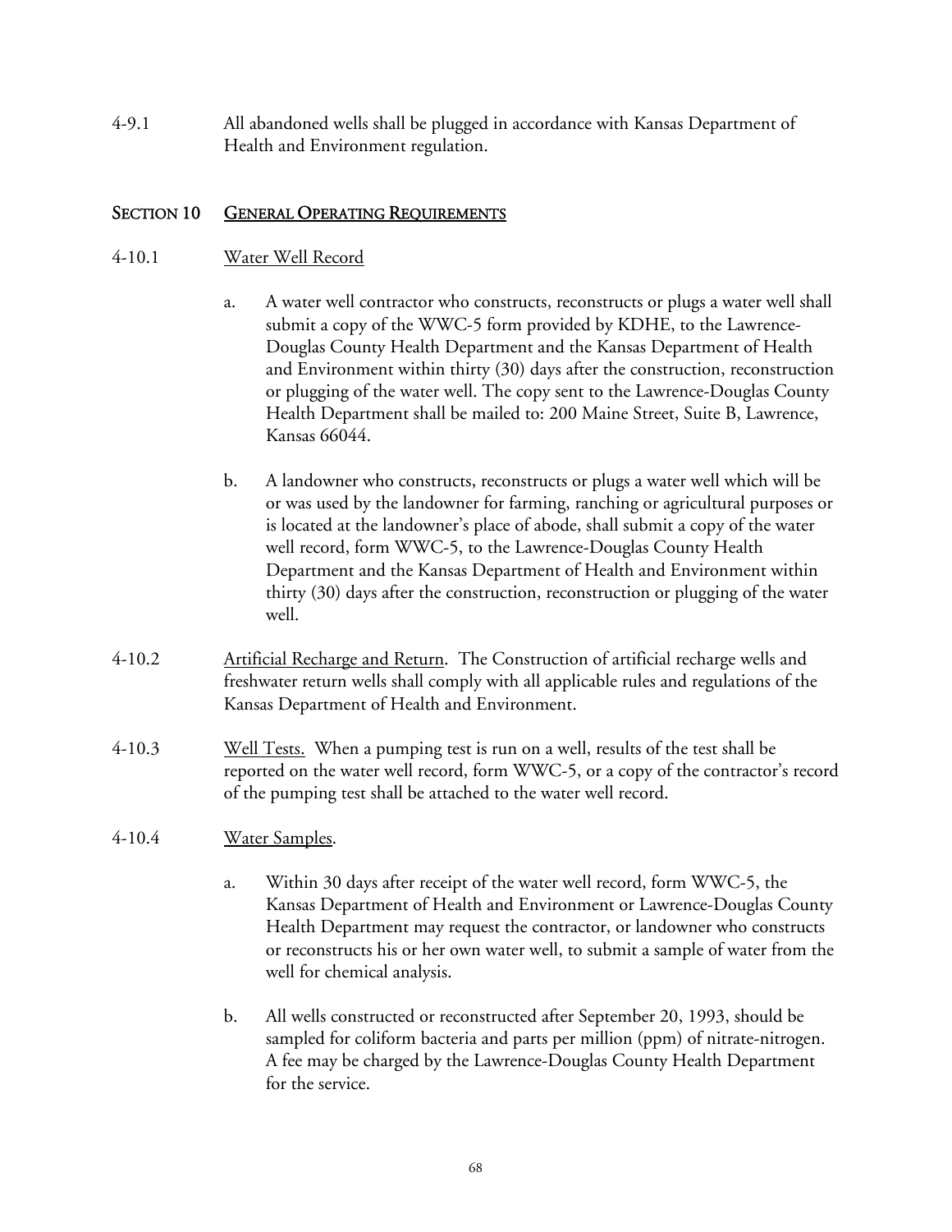4-9.1 All abandoned wells shall be plugged in accordance with Kansas Department of Health and Environment regulation.

## SECTION 10 GENERAL OPERATING REQUIREMENTS

4-10.1 Water Well Record

a. A water well contractor who constructs, reconstructs or plugs a water well shall submit a copy of the WWC-5 form provided by KDHE, to the Lawrence-Douglas County Health Department and the Kansas Department of Health and Environment within thirty (30) days after the construction, reconstruction or plugging of the water well. The copy sent to the Lawrence-Douglas County Health Department shall be mailed to: 200 Maine Street, Suite B, Lawrence, Kansas 66044.

b. A landowner who constructs, reconstructs or plugs a water well which will be or was used by the landowner for farming, ranching or agricultural purposes or is located at the landowner's place of abode, shall submit a copy of the water well record, form WWC-5, to the Lawrence-Douglas County Health Department and the Kansas Department of Health and Environment within thirty (30) days after the construction, reconstruction or plugging of the water well.

4-10.2 Artificial Recharge and Return. The Construction of artificial recharge wells and freshwater return wells shall comply with all applicable rules and regulations of the Kansas Department of Health and Environment.

4-10.3 Well Tests. When a pumping test is run on a well, results of the test shall be reported on the water well record, form WWC-5, or a copy of the contractor's record of the pumping test shall be attached to the water well record.

4-10.4 Water Samples.

a. Within 30 days after receipt of the water well record, form WWC-5, the Kansas Department of Health and Environment or Lawrence-Douglas County Health Department may request the contractor, or landowner who constructs or reconstructs his or her own water well, to submit a sample of water from the well for chemical analysis.

b. All wells constructed or reconstructed after September 20, 1993, should be sampled for coliform bacteria and parts per million (ppm) of nitrate-nitrogen. A fee may be charged by the Lawrence-Douglas County Health Department for the service.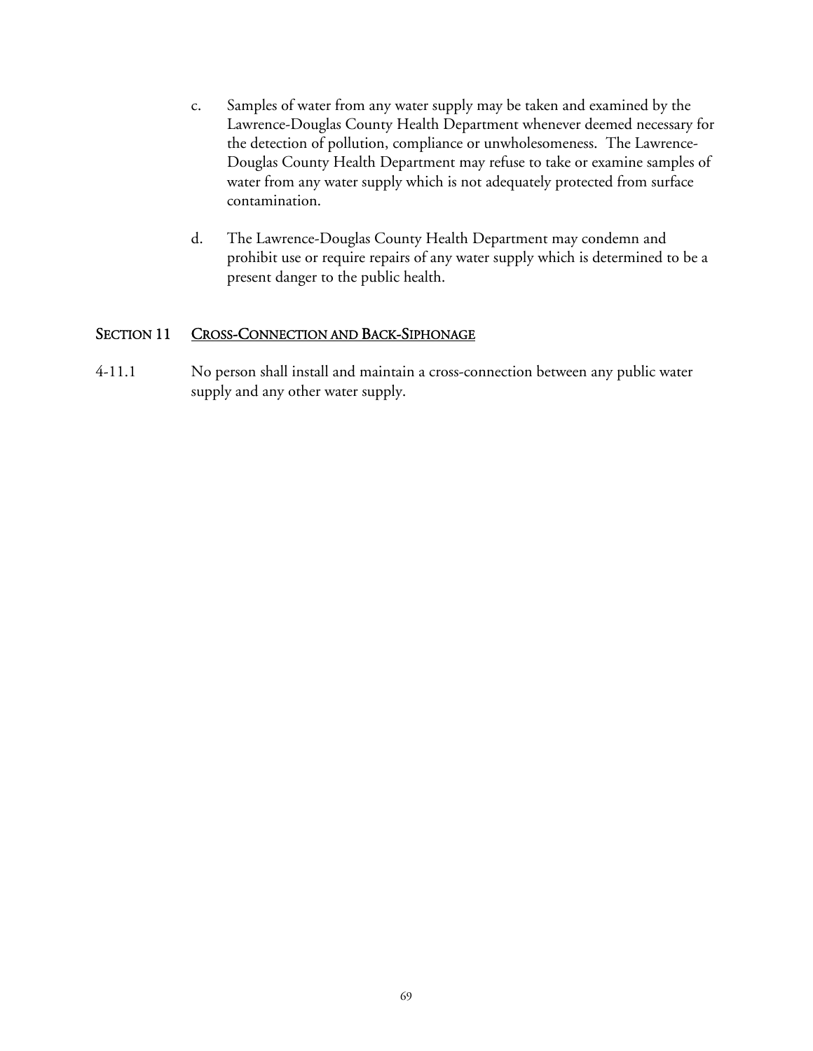c. Samples of water from any water supply may be taken and examined by the Lawrence-Douglas County Health Department whenever deemed necessary for the detection of pollution, compliance or unwholesomeness. The Lawrence-Douglas County Health Department may refuse to take or examine samples of water from any water supply which is not adequately protected from surface contamination.

d. The Lawrence-Douglas County Health Department may condemn and prohibit use or require repairs of any water supply which is determined to be a present danger to the public health.

## SECTION 11 CROSS-CONNECTION AND BACK-SIPHONAGE

4-11.1 No person shall install and maintain a cross-connection between any public water supply and any other water supply.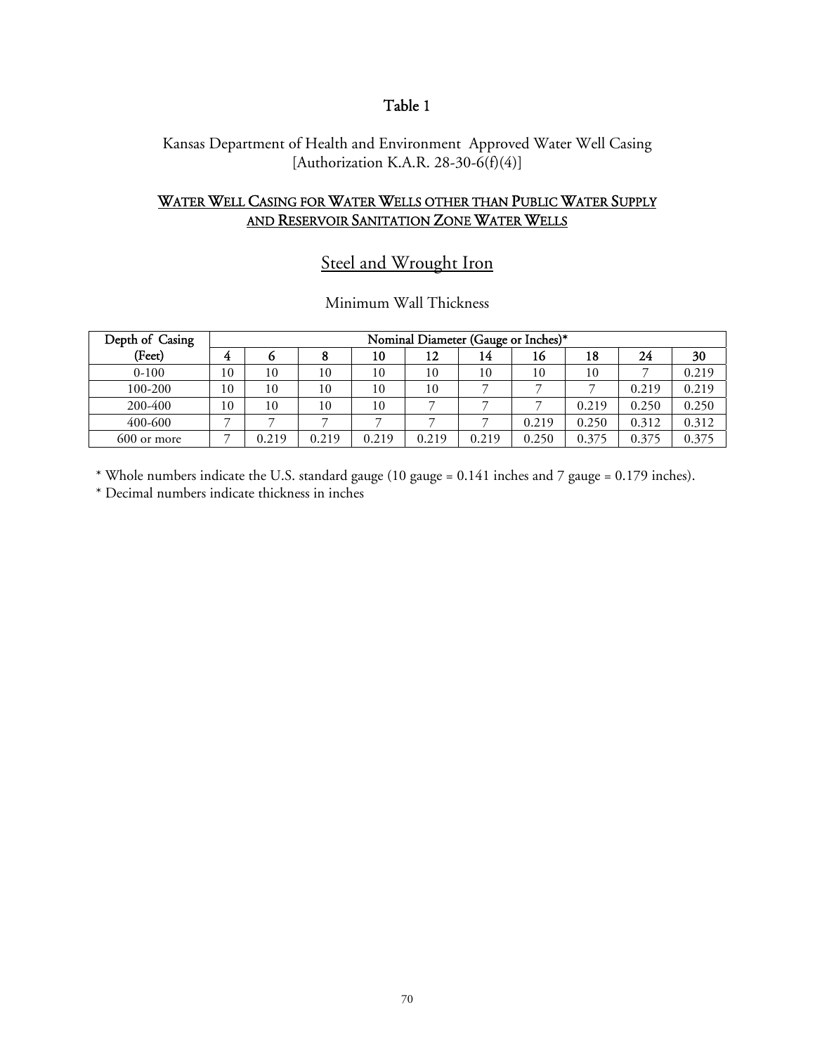# Table 1

Kansas Department of Health and Environment Approved Water Well Casing
[Authorization K.A.R. 28-30-6(f)(4)]

## WATER WELL CASING FOR WATER WELLS OTHER THAN PUBLIC WATER SUPPLY AND RESERVOIR SANITATION ZONE WATER WELLS

## Steel and Wrought Iron

Minimum Wall Thickness

| Depth of Casing (Feet) | Nominal Diameter (Gauge or Inches)* | | | | | | | | | |
|---|---|---|---|---|---|---|---|---|---|---|
| | 4 | 6 | 8 | 10 | 12 | 14 | 16 | 18 | 24 | 30 |
| 0-100 | 10 | 10 | 10 | 10 | 10 | 10 | 10 | 10 | 7 | 0.219 |
| 100-200 | 10 | 10 | 10 | 10 | 10 | 7 | 7 | 7 | 0.219 | 0.219 |
| 200-400 | 10 | 10 | 10 | 10 | 7 | 7 | 7 | 0.219 | 0.250 | 0.250 |
| 400-600 | 7 | 7 | 7 | 7 | 7 | 7 | 0.219 | 0.250 | 0.312 | 0.312 |
| 600 or more | 7 | 0.219 | 0.219 | 0.219 | 0.219 | 0.219 | 0.250 | 0.375 | 0.375 | 0.375 |

* Whole numbers indicate the U.S. standard gauge (10 gauge = 0.141 inches and 7 gauge = 0.179 inches).

* Decimal numbers indicate thickness in inches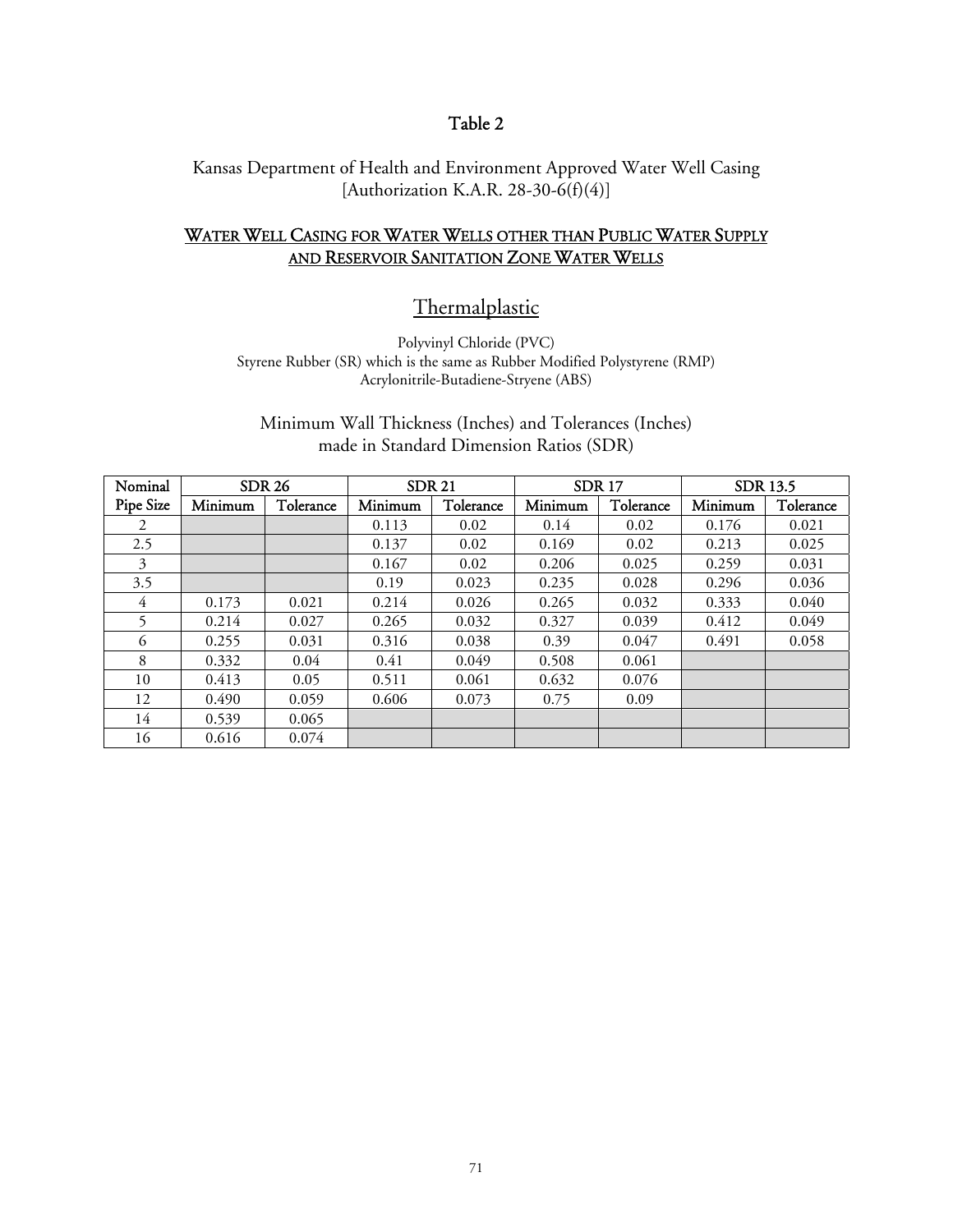# Table 2

Kansas Department of Health and Environment Approved Water Well Casing
[Authorization K.A.R. 28-30-6(f)(4)]

## WATER WELL CASING FOR WATER WELLS OTHER THAN PUBLIC WATER SUPPLY AND RESERVOIR SANITATION ZONE WATER WELLS

## Thermalplastic

Polyvinyl Chloride (PVC)
Styrene Rubber (SR) which is the same as Rubber Modified Polystyrene (RMP)
Acrylonitrile-Butadiene-Stryene (ABS)

Minimum Wall Thickness (Inches) and Tolerances (Inches)
made in Standard Dimension Ratios (SDR)

| Nominal Pipe Size | SDR 26 | | SDR 21 | | SDR 17 | | SDR 13.5 | |
|---|---|---|---|---|---|---|---|---|
| | Minimum | Tolerance | Minimum | Tolerance | Minimum | Tolerance | Minimum | Tolerance |
| 2 | | | 0.113 | 0.02 | 0.14 | 0.02 | 0.176 | 0.021 |
| 2.5 | | | 0.137 | 0.02 | 0.169 | 0.02 | 0.213 | 0.025 |
| 3 | | | 0.167 | 0.02 | 0.206 | 0.025 | 0.259 | 0.031 |
| 3.5 | | | 0.19 | 0.023 | 0.235 | 0.028 | 0.296 | 0.036 |
| 4 | 0.173 | 0.021 | 0.214 | 0.026 | 0.265 | 0.032 | 0.333 | 0.040 |
| 5 | 0.214 | 0.027 | 0.265 | 0.032 | 0.327 | 0.039 | 0.412 | 0.049 |
| 6 | 0.255 | 0.031 | 0.316 | 0.038 | 0.39 | 0.047 | 0.491 | 0.058 |
| 8 | 0.332 | 0.04 | 0.41 | 0.049 | 0.508 | 0.061 | | |
| 10 | 0.413 | 0.05 | 0.511 | 0.061 | 0.632 | 0.076 | | |
| 12 | 0.490 | 0.059 | 0.606 | 0.073 | 0.75 | 0.09 | | |
| 14 | 0.539 | 0.065 | | | | | | |
| 16 | 0.616 | 0.074 | | | | | | |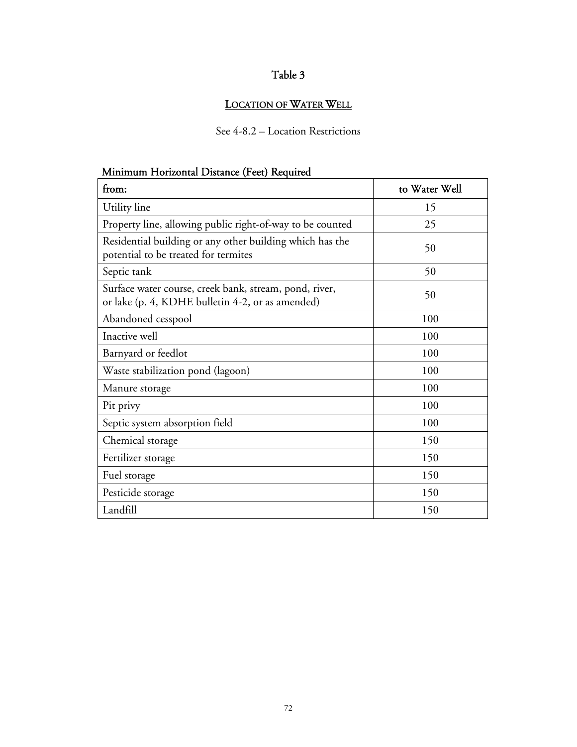# Table 3

## LOCATION OF WATER WELL

See 4-8.2 – Location Restrictions

Minimum Horizontal Distance (Feet) Required

| from: | to Water Well |
|---|---|
| Utility line | 15 |
| Property line, allowing public right-of-way to be counted | 25 |
| Residential building or any other building which has the potential to be treated for termites | 50 |
| Septic tank | 50 |
| Surface water course, creek bank, stream, pond, river, or lake (p. 4, KDHE bulletin 4-2, or as amended) | 50 |
| Abandoned cesspool | 100 |
| Inactive well | 100 |
| Barnyard or feedlot | 100 |
| Waste stabilization pond (lagoon) | 100 |
| Manure storage | 100 |
| Pit privy | 100 |
| Septic system absorption field | 100 |
| Chemical storage | 150 |
| Fertilizer storage | 150 |
| Fuel storage | 150 |
| Pesticide storage | 150 |
| Landfill | 150 |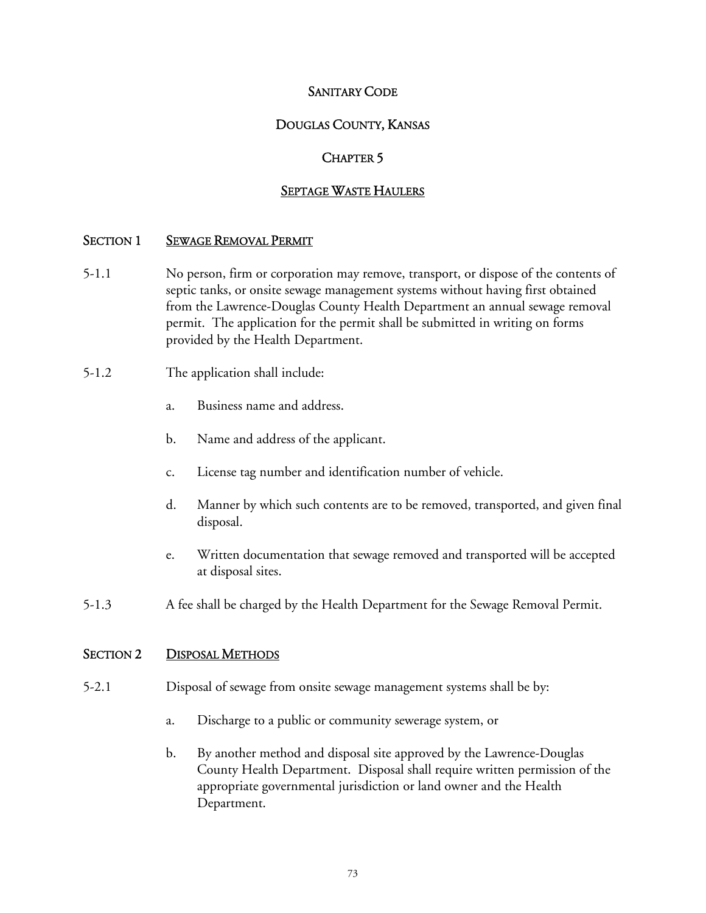# SANITARY CODE

# DOUGLAS COUNTY, KANSAS

# CHAPTER 5

# SEPTAGE WASTE HAULERS

## SECTION 1 SEWAGE REMOVAL PERMIT

5-1.1 No person, firm or corporation may remove, transport, or dispose of the contents of septic tanks, or onsite sewage management systems without having first obtained from the Lawrence-Douglas County Health Department an annual sewage removal permit. The application for the permit shall be submitted in writing on forms provided by the Health Department.

5-1.2 The application shall include:

a. Business name and address.

b. Name and address of the applicant.

c. License tag number and identification number of vehicle.

d. Manner by which such contents are to be removed, transported, and given final disposal.

e. Written documentation that sewage removed and transported will be accepted at disposal sites.

5-1.3 A fee shall be charged by the Health Department for the Sewage Removal Permit.

## SECTION 2 DISPOSAL METHODS

5-2.1 Disposal of sewage from onsite sewage management systems shall be by:

a. Discharge to a public or community sewerage system, or

b. By another method and disposal site approved by the Lawrence-Douglas County Health Department. Disposal shall require written permission of the appropriate governmental jurisdiction or land owner and the Health Department.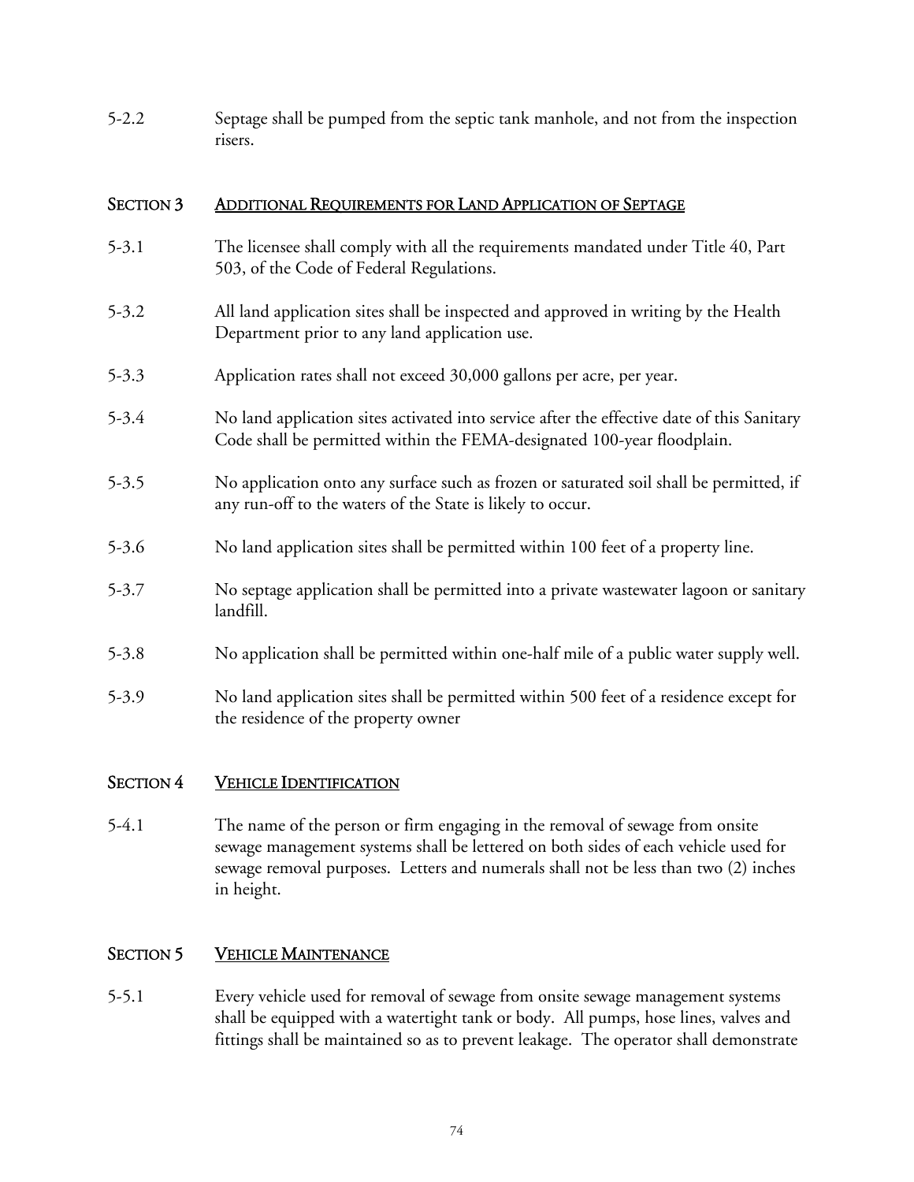5-2.2 Septage shall be pumped from the septic tank manhole, and not from the inspection risers.

## SECTION 3 ADDITIONAL REQUIREMENTS FOR LAND APPLICATION OF SEPTAGE

5-3.1 The licensee shall comply with all the requirements mandated under Title 40, Part 503, of the Code of Federal Regulations.

5-3.2 All land application sites shall be inspected and approved in writing by the Health Department prior to any land application use.

5-3.3 Application rates shall not exceed 30,000 gallons per acre, per year.

5-3.4 No land application sites activated into service after the effective date of this Sanitary Code shall be permitted within the FEMA-designated 100-year floodplain.

5-3.5 No application onto any surface such as frozen or saturated soil shall be permitted, if any run-off to the waters of the State is likely to occur.

5-3.6 No land application sites shall be permitted within 100 feet of a property line.

5-3.7 No septage application shall be permitted into a private wastewater lagoon or sanitary landfill.

5-3.8 No application shall be permitted within one-half mile of a public water supply well.

5-3.9 No land application sites shall be permitted within 500 feet of a residence except for the residence of the property owner

## SECTION 4 VEHICLE IDENTIFICATION

5-4.1 The name of the person or firm engaging in the removal of sewage from onsite sewage management systems shall be lettered on both sides of each vehicle used for sewage removal purposes. Letters and numerals shall not be less than two (2) inches in height.

## SECTION 5 VEHICLE MAINTENANCE

5-5.1 Every vehicle used for removal of sewage from onsite sewage management systems shall be equipped with a watertight tank or body. All pumps, hose lines, valves and fittings shall be maintained so as to prevent leakage. The operator shall demonstrate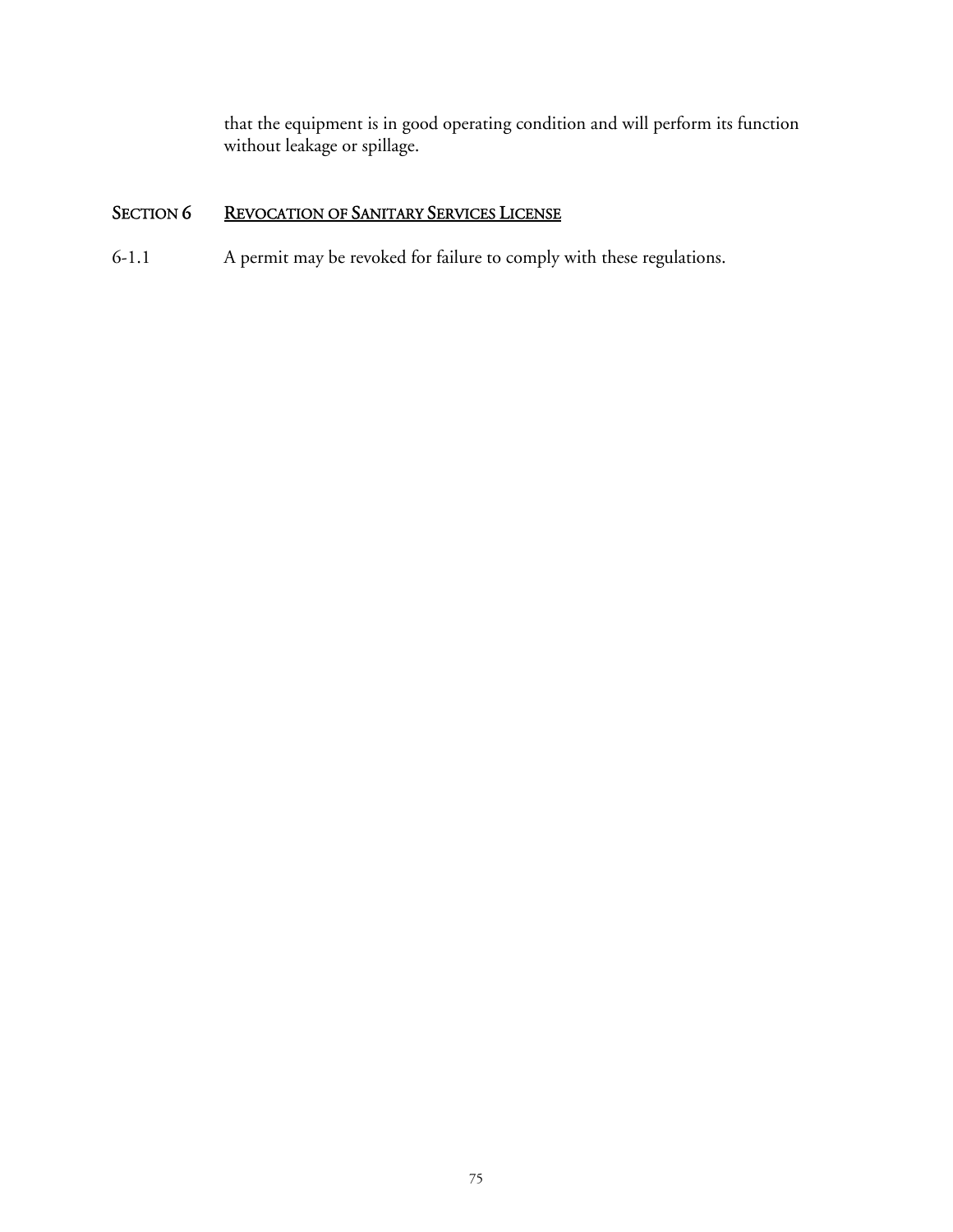that the equipment is in good operating condition and will perform its function without leakage or spillage.

## SECTION 6 REVOCATION OF SANITARY SERVICES LICENSE

6-1.1 A permit may be revoked for failure to comply with these regulations.